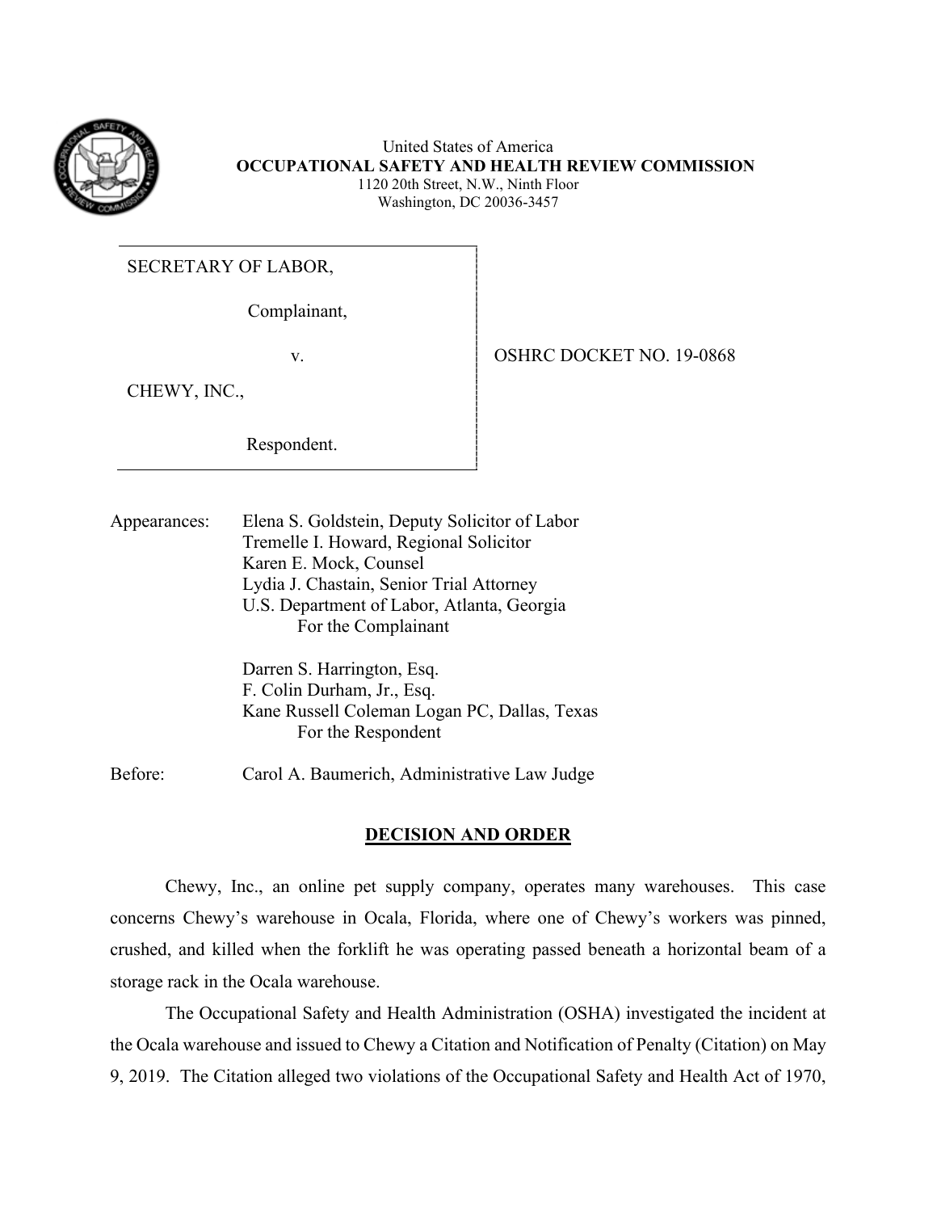United States of America
**OCCUPATIONAL SAFETY AND HEALTH REVIEW COMMISSION**
1120 20th Street, N.W., Ninth Floor
Washington, DC 20036-3457

SECRETARY OF LABOR,

Complainant,

v.

CHEWY, INC.,

Respondent.

OSHRC DOCKET NO. 19-0868

Appearances: Elena S. Goldstein, Deputy Solicitor of Labor
Tremelle I. Howard, Regional Solicitor
Karen E. Mock, Counsel
Lydia J. Chastain, Senior Trial Attorney
U.S. Department of Labor, Atlanta, Georgia
For the Complainant

Darren S. Harrington, Esq.
F. Colin Durham, Jr., Esq.
Kane Russell Coleman Logan PC, Dallas, Texas
For the Respondent

Before: Carol A. Baumerich, Administrative Law Judge

## DECISION AND ORDER

Chewy, Inc., an online pet supply company, operates many warehouses. This case concerns Chewy's warehouse in Ocala, Florida, where one of Chewy's workers was pinned, crushed, and killed when the forklift he was operating passed beneath a horizontal beam of a storage rack in the Ocala warehouse.

The Occupational Safety and Health Administration (OSHA) investigated the incident at the Ocala warehouse and issued to Chewy a Citation and Notification of Penalty (Citation) on May 9, 2019. The Citation alleged two violations of the Occupational Safety and Health Act of 1970,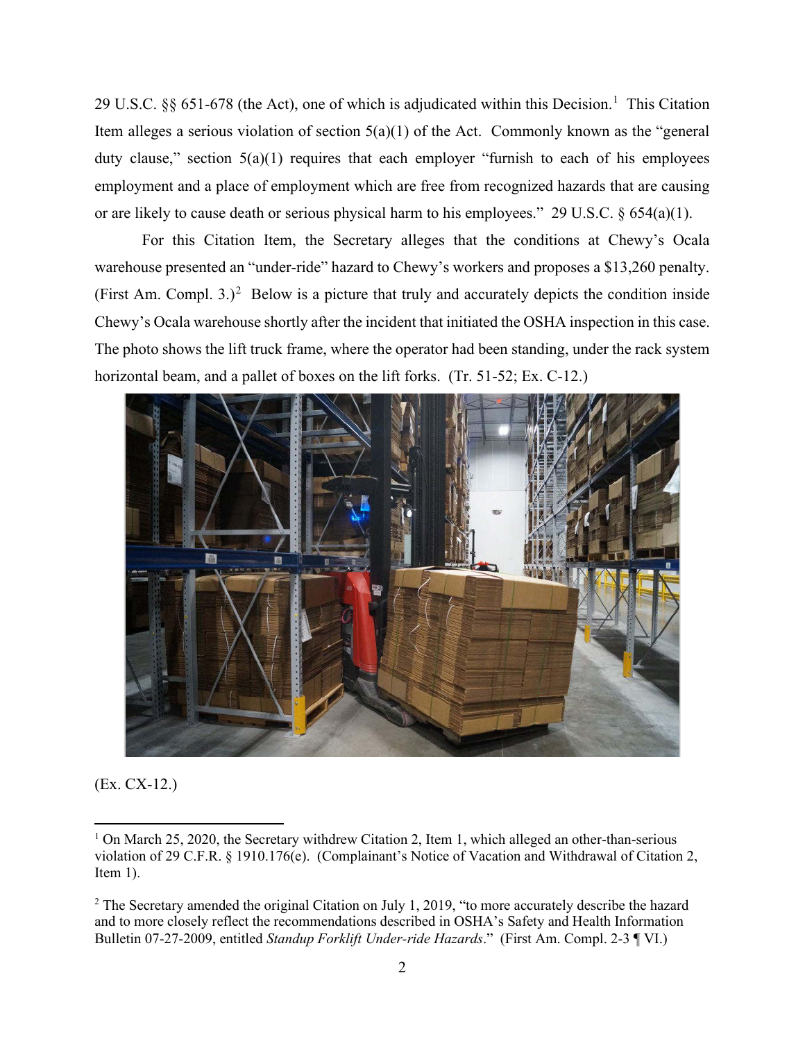29 U.S.C. §§ 651-678 (the Act), one of which is adjudicated within this Decision.[1] This Citation Item alleges a serious violation of section 5(a)(1) of the Act. Commonly known as the "general duty clause," section 5(a)(1) requires that each employer "furnish to each of his employees employment and a place of employment which are free from recognized hazards that are causing or are likely to cause death or serious physical harm to his employees." 29 U.S.C. § 654(a)(1).

For this Citation Item, the Secretary alleges that the conditions at Chewy's Ocala warehouse presented an "under-ride" hazard to Chewy's workers and proposes a $13,260 penalty. (First Am. Compl. 3.)[2] Below is a picture that truly and accurately depicts the condition inside Chewy's Ocala warehouse shortly after the incident that initiated the OSHA inspection in this case. The photo shows the lift truck frame, where the operator had been standing, under the rack system horizontal beam, and a pallet of boxes on the lift forks. (Tr. 51-52; Ex. C-12.)

(Ex. CX-12.)

[1] On March 25, 2020, the Secretary withdrew Citation 2, Item 1, which alleged an other-than-serious violation of 29 C.F.R. § 1910.176(e). (Complainant's Notice of Vacation and Withdrawal of Citation 2, Item 1).

[2] The Secretary amended the original Citation on July 1, 2019, "to more accurately describe the hazard and to more closely reflect the recommendations described in OSHA's Safety and Health Information Bulletin 07-27-2009, entitled *Standup Forklift Under-ride Hazards*." (First Am. Compl. 2-3 ¶ VI.)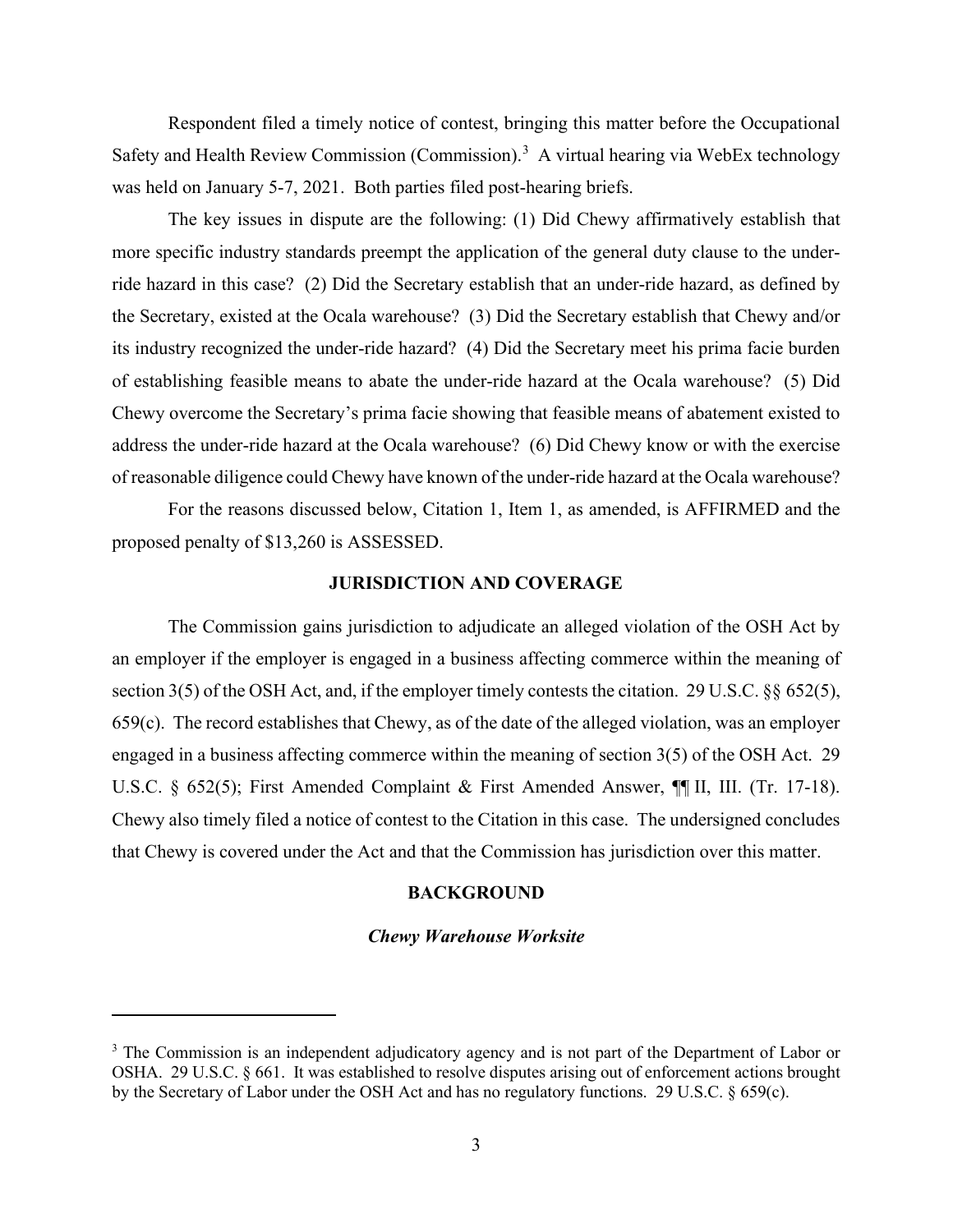Respondent filed a timely notice of contest, bringing this matter before the Occupational Safety and Health Review Commission (Commission).[3] A virtual hearing via WebEx technology was held on January 5-7, 2021. Both parties filed post-hearing briefs.

The key issues in dispute are the following: (1) Did Chewy affirmatively establish that more specific industry standards preempt the application of the general duty clause to the under-ride hazard in this case? (2) Did the Secretary establish that an under-ride hazard, as defined by the Secretary, existed at the Ocala warehouse? (3) Did the Secretary establish that Chewy and/or its industry recognized the under-ride hazard? (4) Did the Secretary meet his prima facie burden of establishing feasible means to abate the under-ride hazard at the Ocala warehouse? (5) Did Chewy overcome the Secretary's prima facie showing that feasible means of abatement existed to address the under-ride hazard at the Ocala warehouse? (6) Did Chewy know or with the exercise of reasonable diligence could Chewy have known of the under-ride hazard at the Ocala warehouse?

For the reasons discussed below, Citation 1, Item 1, as amended, is AFFIRMED and the proposed penalty of $13,260 is ASSESSED.

## JURISDICTION AND COVERAGE

The Commission gains jurisdiction to adjudicate an alleged violation of the OSH Act by an employer if the employer is engaged in a business affecting commerce within the meaning of section 3(5) of the OSH Act, and, if the employer timely contests the citation. 29 U.S.C. §§ 652(5), 659(c). The record establishes that Chewy, as of the date of the alleged violation, was an employer engaged in a business affecting commerce within the meaning of section 3(5) of the OSH Act. 29 U.S.C. § 652(5); First Amended Complaint & First Amended Answer, ¶¶ II, III. (Tr. 17-18). Chewy also timely filed a notice of contest to the Citation in this case. The undersigned concludes that Chewy is covered under the Act and that the Commission has jurisdiction over this matter.

## BACKGROUND

### *Chewy Warehouse Worksite*

---

[3] The Commission is an independent adjudicatory agency and is not part of the Department of Labor or OSHA. 29 U.S.C. § 661. It was established to resolve disputes arising out of enforcement actions brought by the Secretary of Labor under the OSH Act and has no regulatory functions. 29 U.S.C. § 659(c).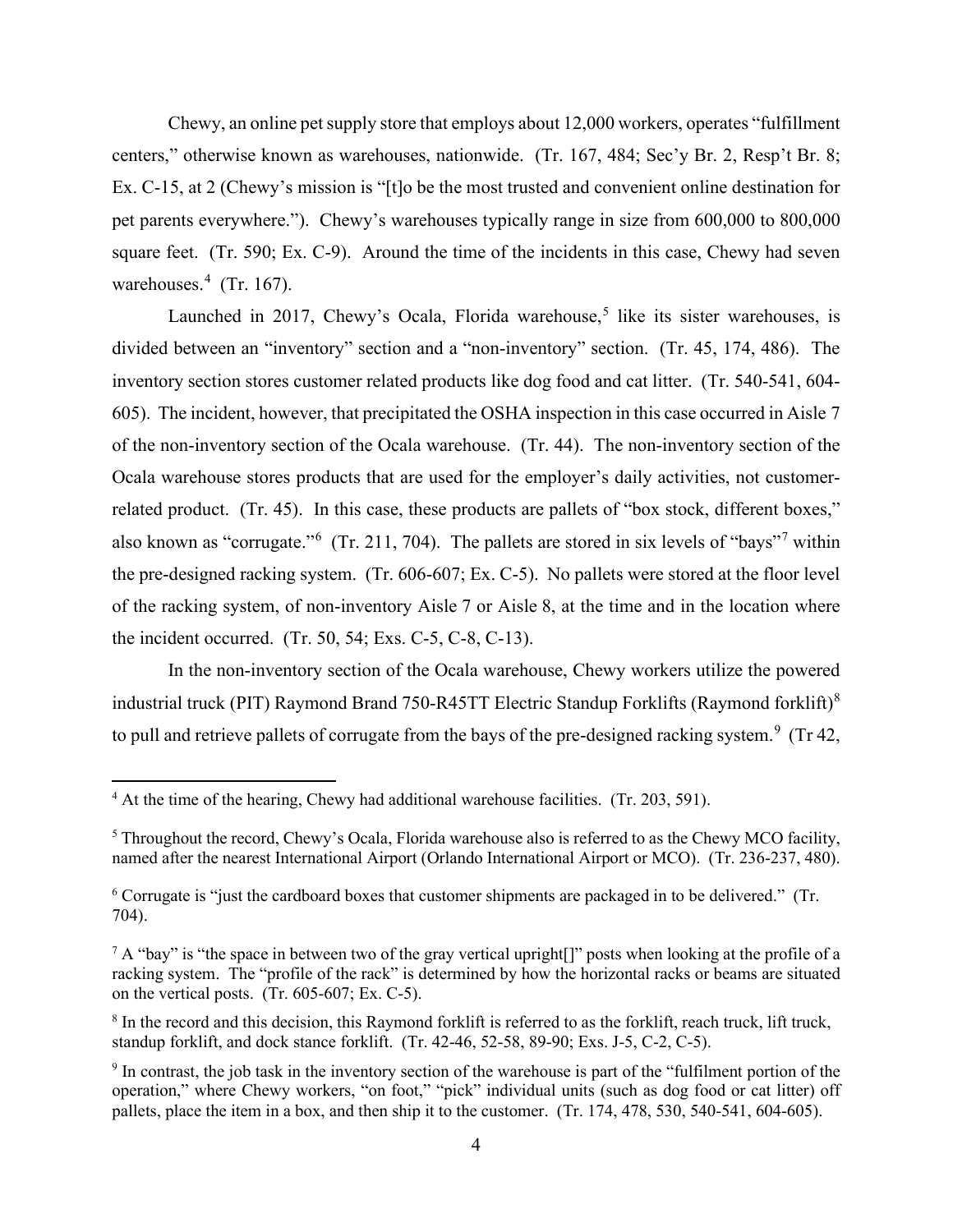Chewy, an online pet supply store that employs about 12,000 workers, operates "fulfillment centers," otherwise known as warehouses, nationwide. (Tr. 167, 484; Sec'y Br. 2, Resp't Br. 8; Ex. C-15, at 2 (Chewy's mission is "[t]o be the most trusted and convenient online destination for pet parents everywhere."). Chewy's warehouses typically range in size from 600,000 to 800,000 square feet. (Tr. 590; Ex. C-9). Around the time of the incidents in this case, Chewy had seven warehouses.[4] (Tr. 167).

Launched in 2017, Chewy's Ocala, Florida warehouse,[5] like its sister warehouses, is divided between an "inventory" section and a "non-inventory" section. (Tr. 45, 174, 486). The inventory section stores customer related products like dog food and cat litter. (Tr. 540-541, 604-605). The incident, however, that precipitated the OSHA inspection in this case occurred in Aisle 7 of the non-inventory section of the Ocala warehouse. (Tr. 44). The non-inventory section of the Ocala warehouse stores products that are used for the employer's daily activities, not customer-related product. (Tr. 45). In this case, these products are pallets of "box stock, different boxes," also known as "corrugate."[6] (Tr. 211, 704). The pallets are stored in six levels of "bays"[7] within the pre-designed racking system. (Tr. 606-607; Ex. C-5). No pallets were stored at the floor level of the racking system, of non-inventory Aisle 7 or Aisle 8, at the time and in the location where the incident occurred. (Tr. 50, 54; Exs. C-5, C-8, C-13).

In the non-inventory section of the Ocala warehouse, Chewy workers utilize the powered industrial truck (PIT) Raymond Brand 750-R45TT Electric Standup Forklifts (Raymond forklift)[8] to pull and retrieve pallets of corrugate from the bays of the pre-designed racking system.[9] (Tr 42,

---

[4] At the time of the hearing, Chewy had additional warehouse facilities. (Tr. 203, 591).

[5] Throughout the record, Chewy's Ocala, Florida warehouse also is referred to as the Chewy MCO facility, named after the nearest International Airport (Orlando International Airport or MCO). (Tr. 236-237, 480).

[6] Corrugate is "just the cardboard boxes that customer shipments are packaged in to be delivered." (Tr. 704).

[7] A "bay" is "the space in between two of the gray vertical upright[]" posts when looking at the profile of a racking system. The "profile of the rack" is determined by how the horizontal racks or beams are situated on the vertical posts. (Tr. 605-607; Ex. C-5).

[8] In the record and this decision, this Raymond forklift is referred to as the forklift, reach truck, lift truck, standup forklift, and dock stance forklift. (Tr. 42-46, 52-58, 89-90; Exs. J-5, C-2, C-5).

[9] In contrast, the job task in the inventory section of the warehouse is part of the "fulfilment portion of the operation," where Chewy workers, "on foot," "pick" individual units (such as dog food or cat litter) off pallets, place the item in a box, and then ship it to the customer. (Tr. 174, 478, 530, 540-541, 604-605).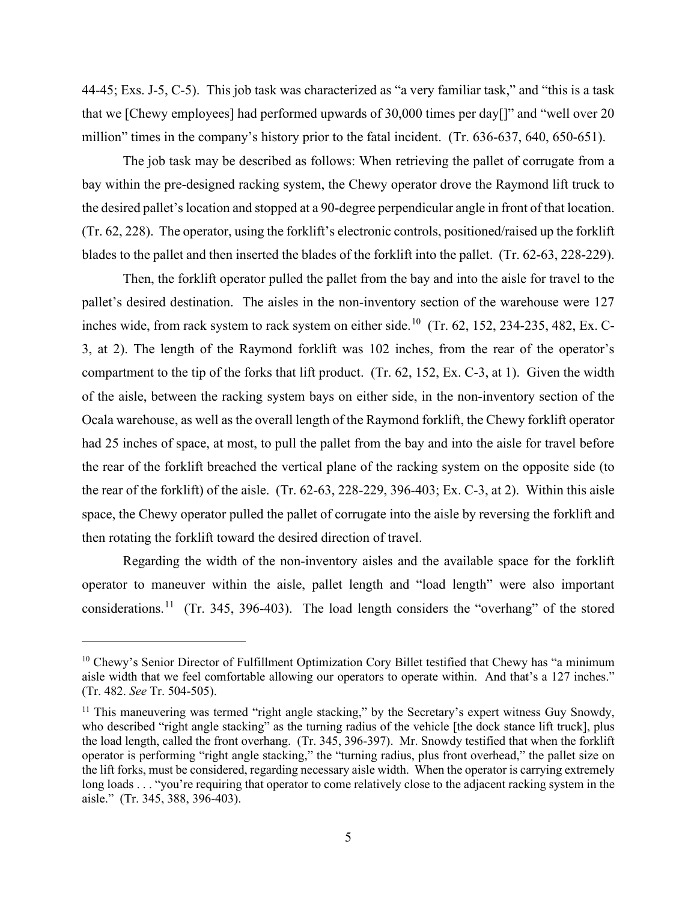44-45; Exs. J-5, C-5). This job task was characterized as "a very familiar task," and "this is a task that we [Chewy employees] had performed upwards of 30,000 times per day[]" and "well over 20 million" times in the company's history prior to the fatal incident. (Tr. 636-637, 640, 650-651).

The job task may be described as follows: When retrieving the pallet of corrugate from a bay within the pre-designed racking system, the Chewy operator drove the Raymond lift truck to the desired pallet's location and stopped at a 90-degree perpendicular angle in front of that location. (Tr. 62, 228). The operator, using the forklift's electronic controls, positioned/raised up the forklift blades to the pallet and then inserted the blades of the forklift into the pallet. (Tr. 62-63, 228-229).

Then, the forklift operator pulled the pallet from the bay and into the aisle for travel to the pallet's desired destination. The aisles in the non-inventory section of the warehouse were 127 inches wide, from rack system to rack system on either side.[10] (Tr. 62, 152, 234-235, 482, Ex. C-3, at 2). The length of the Raymond forklift was 102 inches, from the rear of the operator's compartment to the tip of the forks that lift product. (Tr. 62, 152, Ex. C-3, at 1). Given the width of the aisle, between the racking system bays on either side, in the non-inventory section of the Ocala warehouse, as well as the overall length of the Raymond forklift, the Chewy forklift operator had 25 inches of space, at most, to pull the pallet from the bay and into the aisle for travel before the rear of the forklift breached the vertical plane of the racking system on the opposite side (to the rear of the forklift) of the aisle. (Tr. 62-63, 228-229, 396-403; Ex. C-3, at 2). Within this aisle space, the Chewy operator pulled the pallet of corrugate into the aisle by reversing the forklift and then rotating the forklift toward the desired direction of travel.

Regarding the width of the non-inventory aisles and the available space for the forklift operator to maneuver within the aisle, pallet length and "load length" were also important considerations.[11] (Tr. 345, 396-403). The load length considers the "overhang" of the stored

---

[10] Chewy's Senior Director of Fulfillment Optimization Cory Billet testified that Chewy has "a minimum aisle width that we feel comfortable allowing our operators to operate within. And that's a 127 inches." (Tr. 482. *See* Tr. 504-505).

[11] This maneuvering was termed "right angle stacking," by the Secretary's expert witness Guy Snowdy, who described "right angle stacking" as the turning radius of the vehicle [the dock stance lift truck], plus the load length, called the front overhang. (Tr. 345, 396-397). Mr. Snowdy testified that when the forklift operator is performing "right angle stacking," the "turning radius, plus front overhead," the pallet size on the lift forks, must be considered, regarding necessary aisle width. When the operator is carrying extremely long loads . . . "you're requiring that operator to come relatively close to the adjacent racking system in the aisle." (Tr. 345, 388, 396-403).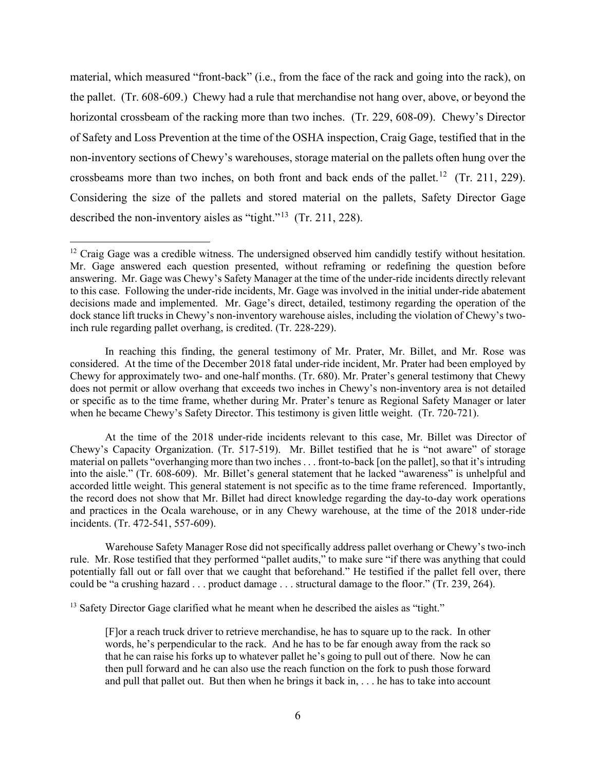material, which measured "front-back" (i.e., from the face of the rack and going into the rack), on the pallet. (Tr. 608-609.) Chewy had a rule that merchandise not hang over, above, or beyond the horizontal crossbeam of the racking more than two inches. (Tr. 229, 608-09). Chewy's Director of Safety and Loss Prevention at the time of the OSHA inspection, Craig Gage, testified that in the non-inventory sections of Chewy's warehouses, storage material on the pallets often hung over the crossbeams more than two inches, on both front and back ends of the pallet.[12] (Tr. 211, 229). Considering the size of the pallets and stored material on the pallets, Safety Director Gage described the non-inventory aisles as "tight."[13] (Tr. 211, 228).

---

[12] Craig Gage was a credible witness. The undersigned observed him candidly testify without hesitation. Mr. Gage answered each question presented, without reframing or redefining the question before answering. Mr. Gage was Chewy's Safety Manager at the time of the under-ride incidents directly relevant to this case. Following the under-ride incidents, Mr. Gage was involved in the initial under-ride abatement decisions made and implemented. Mr. Gage's direct, detailed, testimony regarding the operation of the dock stance lift trucks in Chewy's non-inventory warehouse aisles, including the violation of Chewy's two-inch rule regarding pallet overhang, is credited. (Tr. 228-229).

In reaching this finding, the general testimony of Mr. Prater, Mr. Billet, and Mr. Rose was considered. At the time of the December 2018 fatal under-ride incident, Mr. Prater had been employed by Chewy for approximately two- and one-half months. (Tr. 680). Mr. Prater's general testimony that Chewy does not permit or allow overhang that exceeds two inches in Chewy's non-inventory area is not detailed or specific as to the time frame, whether during Mr. Prater's tenure as Regional Safety Manager or later when he became Chewy's Safety Director. This testimony is given little weight. (Tr. 720-721).

At the time of the 2018 under-ride incidents relevant to this case, Mr. Billet was Director of Chewy's Capacity Organization. (Tr. 517-519). Mr. Billet testified that he is "not aware" of storage material on pallets "overhanging more than two inches . . . front-to-back [on the pallet], so that it's intruding into the aisle." (Tr. 608-609). Mr. Billet's general statement that he lacked "awareness" is unhelpful and accorded little weight. This general statement is not specific as to the time frame referenced. Importantly, the record does not show that Mr. Billet had direct knowledge regarding the day-to-day work operations and practices in the Ocala warehouse, or in any Chewy warehouse, at the time of the 2018 under-ride incidents. (Tr. 472-541, 557-609).

Warehouse Safety Manager Rose did not specifically address pallet overhang or Chewy's two-inch rule. Mr. Rose testified that they performed "pallet audits," to make sure "if there was anything that could potentially fall out or fall over that we caught that beforehand." He testified if the pallet fell over, there could be "a crushing hazard . . . product damage . . . structural damage to the floor." (Tr. 239, 264).

[13] Safety Director Gage clarified what he meant when he described the aisles as "tight."

> [F]or a reach truck driver to retrieve merchandise, he has to square up to the rack. In other words, he's perpendicular to the rack. And he has to be far enough away from the rack so that he can raise his forks up to whatever pallet he's going to pull out of there. Now he can then pull forward and he can also use the reach function on the fork to push those forward and pull that pallet out. But then when he brings it back in, . . . he has to take into account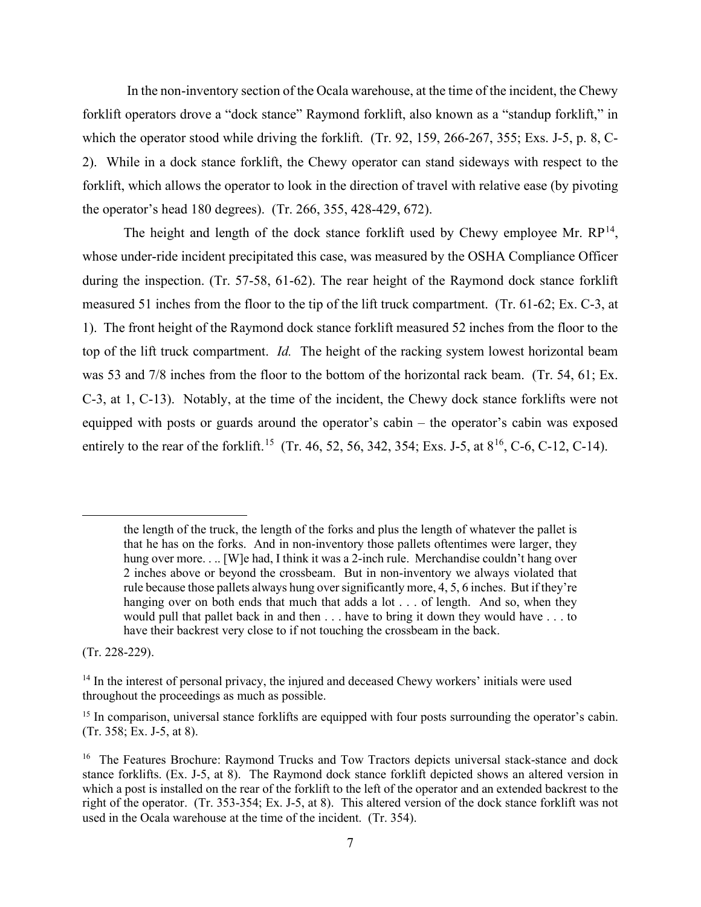In the non-inventory section of the Ocala warehouse, at the time of the incident, the Chewy forklift operators drove a "dock stance" Raymond forklift, also known as a "standup forklift," in which the operator stood while driving the forklift. (Tr. 92, 159, 266-267, 355; Exs. J-5, p. 8, C-2). While in a dock stance forklift, the Chewy operator can stand sideways with respect to the forklift, which allows the operator to look in the direction of travel with relative ease (by pivoting the operator's head 180 degrees). (Tr. 266, 355, 428-429, 672).

The height and length of the dock stance forklift used by Chewy employee Mr. RP[14], whose under-ride incident precipitated this case, was measured by the OSHA Compliance Officer during the inspection. (Tr. 57-58, 61-62). The rear height of the Raymond dock stance forklift measured 51 inches from the floor to the tip of the lift truck compartment. (Tr. 61-62; Ex. C-3, at 1). The front height of the Raymond dock stance forklift measured 52 inches from the floor to the top of the lift truck compartment. *Id.* The height of the racking system lowest horizontal beam was 53 and 7/8 inches from the floor to the bottom of the horizontal rack beam. (Tr. 54, 61; Ex. C-3, at 1, C-13). Notably, at the time of the incident, the Chewy dock stance forklifts were not equipped with posts or guards around the operator's cabin – the operator's cabin was exposed entirely to the rear of the forklift.[15] (Tr. 46, 52, 56, 342, 354; Exs. J-5, at 8[16], C-6, C-12, C-14).

---

> the length of the truck, the length of the forks and plus the length of whatever the pallet is that he has on the forks. And in non-inventory those pallets oftentimes were larger, they hung over more. . .. [W]e had, I think it was a 2-inch rule. Merchandise couldn't hang over 2 inches above or beyond the crossbeam. But in non-inventory we always violated that rule because those pallets always hung over significantly more, 4, 5, 6 inches. But if they're hanging over on both ends that much that adds a lot . . . of length. And so, when they would pull that pallet back in and then . . . have to bring it down they would have . . . to have their backrest very close to if not touching the crossbeam in the back.

(Tr. 228-229).

[14] In the interest of personal privacy, the injured and deceased Chewy workers' initials were used throughout the proceedings as much as possible.

[15] In comparison, universal stance forklifts are equipped with four posts surrounding the operator's cabin. (Tr. 358; Ex. J-5, at 8).

[16] The Features Brochure: Raymond Trucks and Tow Tractors depicts universal stack-stance and dock stance forklifts. (Ex. J-5, at 8). The Raymond dock stance forklift depicted shows an altered version in which a post is installed on the rear of the forklift to the left of the operator and an extended backrest to the right of the operator. (Tr. 353-354; Ex. J-5, at 8). This altered version of the dock stance forklift was not used in the Ocala warehouse at the time of the incident. (Tr. 354).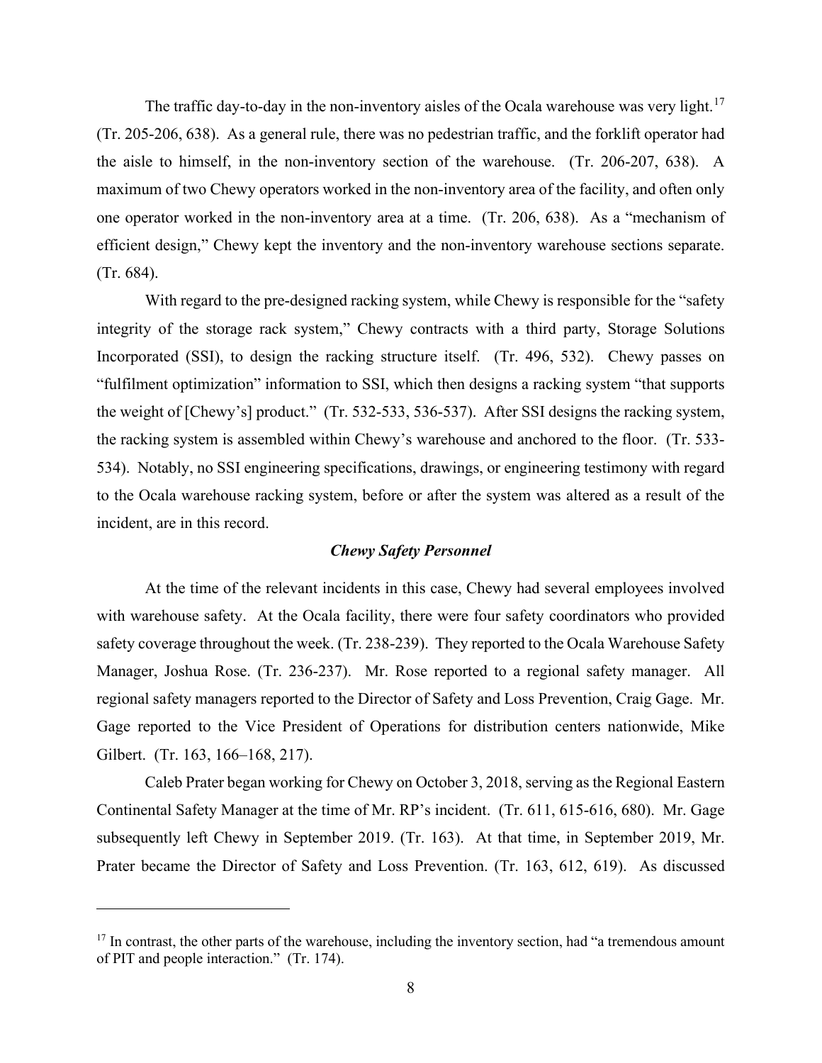The traffic day-to-day in the non-inventory aisles of the Ocala warehouse was very light.[17] (Tr. 205-206, 638). As a general rule, there was no pedestrian traffic, and the forklift operator had the aisle to himself, in the non-inventory section of the warehouse. (Tr. 206-207, 638). A maximum of two Chewy operators worked in the non-inventory area of the facility, and often only one operator worked in the non-inventory area at a time. (Tr. 206, 638). As a "mechanism of efficient design," Chewy kept the inventory and the non-inventory warehouse sections separate. (Tr. 684).

With regard to the pre-designed racking system, while Chewy is responsible for the "safety integrity of the storage rack system," Chewy contracts with a third party, Storage Solutions Incorporated (SSI), to design the racking structure itself. (Tr. 496, 532). Chewy passes on "fulfilment optimization" information to SSI, which then designs a racking system "that supports the weight of [Chewy's] product." (Tr. 532-533, 536-537). After SSI designs the racking system, the racking system is assembled within Chewy's warehouse and anchored to the floor. (Tr. 533-534). Notably, no SSI engineering specifications, drawings, or engineering testimony with regard to the Ocala warehouse racking system, before or after the system was altered as a result of the incident, are in this record.

### *Chewy Safety Personnel*

At the time of the relevant incidents in this case, Chewy had several employees involved with warehouse safety. At the Ocala facility, there were four safety coordinators who provided safety coverage throughout the week. (Tr. 238-239). They reported to the Ocala Warehouse Safety Manager, Joshua Rose. (Tr. 236-237). Mr. Rose reported to a regional safety manager. All regional safety managers reported to the Director of Safety and Loss Prevention, Craig Gage. Mr. Gage reported to the Vice President of Operations for distribution centers nationwide, Mike Gilbert. (Tr. 163, 166–168, 217).

Caleb Prater began working for Chewy on October 3, 2018, serving as the Regional Eastern Continental Safety Manager at the time of Mr. RP's incident. (Tr. 611, 615-616, 680). Mr. Gage subsequently left Chewy in September 2019. (Tr. 163). At that time, in September 2019, Mr. Prater became the Director of Safety and Loss Prevention. (Tr. 163, 612, 619). As discussed

---

[17] In contrast, the other parts of the warehouse, including the inventory section, had "a tremendous amount of PIT and people interaction." (Tr. 174).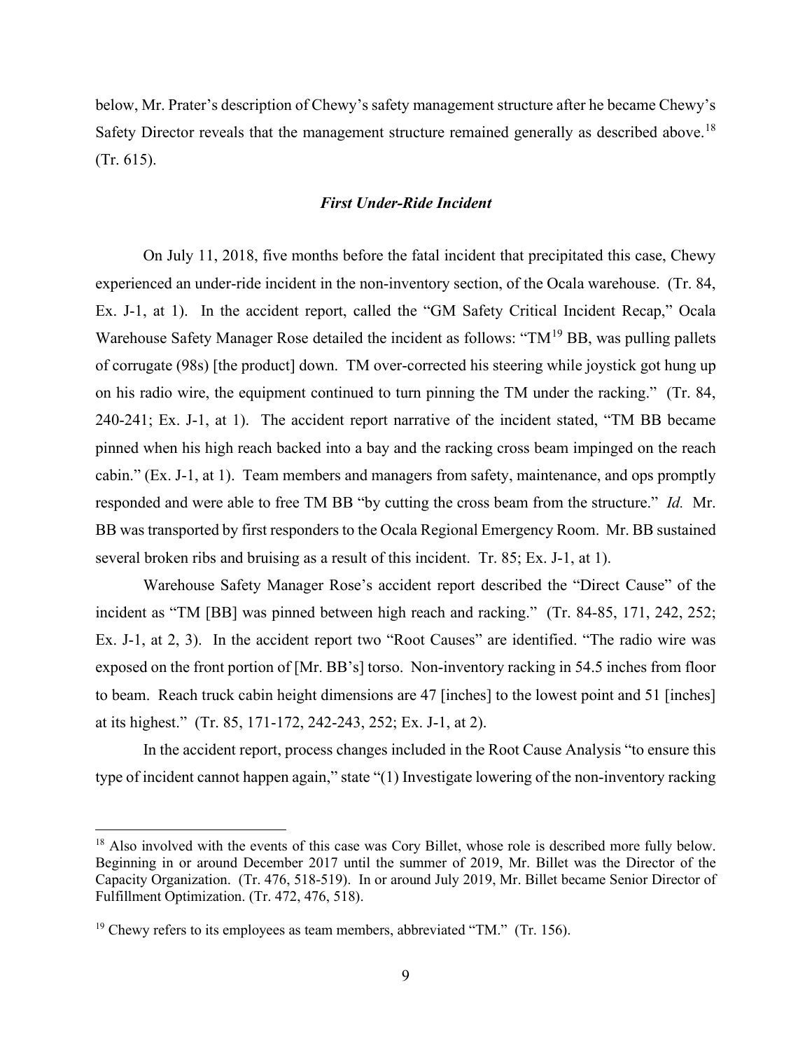below, Mr. Prater's description of Chewy's safety management structure after he became Chewy's Safety Director reveals that the management structure remained generally as described above.[18] (Tr. 615).

### *First Under-Ride Incident*

On July 11, 2018, five months before the fatal incident that precipitated this case, Chewy experienced an under-ride incident in the non-inventory section, of the Ocala warehouse. (Tr. 84, Ex. J-1, at 1). In the accident report, called the "GM Safety Critical Incident Recap," Ocala Warehouse Safety Manager Rose detailed the incident as follows: "TM[19] BB, was pulling pallets of corrugate (98s) [the product] down. TM over-corrected his steering while joystick got hung up on his radio wire, the equipment continued to turn pinning the TM under the racking." (Tr. 84, 240-241; Ex. J-1, at 1). The accident report narrative of the incident stated, "TM BB became pinned when his high reach backed into a bay and the racking cross beam impinged on the reach cabin." (Ex. J-1, at 1). Team members and managers from safety, maintenance, and ops promptly responded and were able to free TM BB "by cutting the cross beam from the structure." *Id.* Mr. BB was transported by first responders to the Ocala Regional Emergency Room. Mr. BB sustained several broken ribs and bruising as a result of this incident. Tr. 85; Ex. J-1, at 1).

Warehouse Safety Manager Rose's accident report described the "Direct Cause" of the incident as "TM [BB] was pinned between high reach and racking." (Tr. 84-85, 171, 242, 252; Ex. J-1, at 2, 3). In the accident report two "Root Causes" are identified. "The radio wire was exposed on the front portion of [Mr. BB's] torso. Non-inventory racking in 54.5 inches from floor to beam. Reach truck cabin height dimensions are 47 [inches] to the lowest point and 51 [inches] at its highest." (Tr. 85, 171-172, 242-243, 252; Ex. J-1, at 2).

In the accident report, process changes included in the Root Cause Analysis "to ensure this type of incident cannot happen again," state "(1) Investigate lowering of the non-inventory racking

---

[18] Also involved with the events of this case was Cory Billet, whose role is described more fully below. Beginning in or around December 2017 until the summer of 2019, Mr. Billet was the Director of the Capacity Organization. (Tr. 476, 518-519). In or around July 2019, Mr. Billet became Senior Director of Fulfillment Optimization. (Tr. 472, 476, 518).

[19] Chewy refers to its employees as team members, abbreviated "TM." (Tr. 156).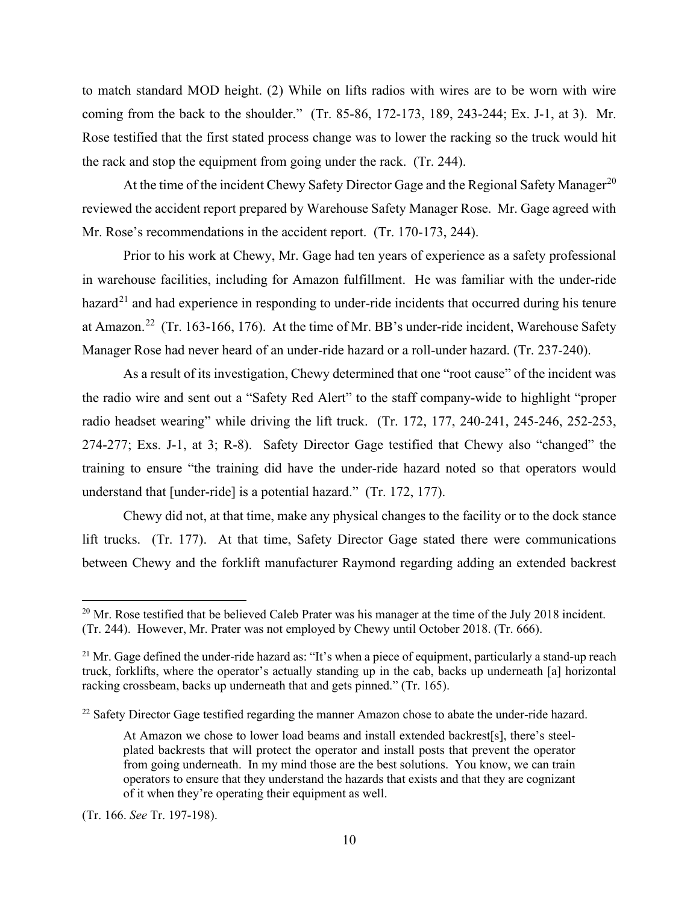to match standard MOD height. (2) While on lifts radios with wires are to be worn with wire coming from the back to the shoulder." (Tr. 85-86, 172-173, 189, 243-244; Ex. J-1, at 3). Mr. Rose testified that the first stated process change was to lower the racking so the truck would hit the rack and stop the equipment from going under the rack. (Tr. 244).

At the time of the incident Chewy Safety Director Gage and the Regional Safety Manager[20] reviewed the accident report prepared by Warehouse Safety Manager Rose. Mr. Gage agreed with Mr. Rose's recommendations in the accident report. (Tr. 170-173, 244).

Prior to his work at Chewy, Mr. Gage had ten years of experience as a safety professional in warehouse facilities, including for Amazon fulfillment. He was familiar with the under-ride hazard[21] and had experience in responding to under-ride incidents that occurred during his tenure at Amazon.[22] (Tr. 163-166, 176). At the time of Mr. BB's under-ride incident, Warehouse Safety Manager Rose had never heard of an under-ride hazard or a roll-under hazard. (Tr. 237-240).

As a result of its investigation, Chewy determined that one "root cause" of the incident was the radio wire and sent out a "Safety Red Alert" to the staff company-wide to highlight "proper radio headset wearing" while driving the lift truck. (Tr. 172, 177, 240-241, 245-246, 252-253, 274-277; Exs. J-1, at 3; R-8). Safety Director Gage testified that Chewy also "changed" the training to ensure "the training did have the under-ride hazard noted so that operators would understand that [under-ride] is a potential hazard." (Tr. 172, 177).

Chewy did not, at that time, make any physical changes to the facility or to the dock stance lift trucks. (Tr. 177). At that time, Safety Director Gage stated there were communications between Chewy and the forklift manufacturer Raymond regarding adding an extended backrest

---

[20] Mr. Rose testified that be believed Caleb Prater was his manager at the time of the July 2018 incident. (Tr. 244). However, Mr. Prater was not employed by Chewy until October 2018. (Tr. 666).

[21] Mr. Gage defined the under-ride hazard as: "It's when a piece of equipment, particularly a stand-up reach truck, forklifts, where the operator's actually standing up in the cab, backs up underneath [a] horizontal racking crossbeam, backs up underneath that and gets pinned." (Tr. 165).

[22] Safety Director Gage testified regarding the manner Amazon chose to abate the under-ride hazard.

> At Amazon we chose to lower load beams and install extended backrest[s], there's steel-plated backrests that will protect the operator and install posts that prevent the operator from going underneath. In my mind those are the best solutions. You know, we can train operators to ensure that they understand the hazards that exists and that they are cognizant of it when they're operating their equipment as well.

(Tr. 166. *See* Tr. 197-198).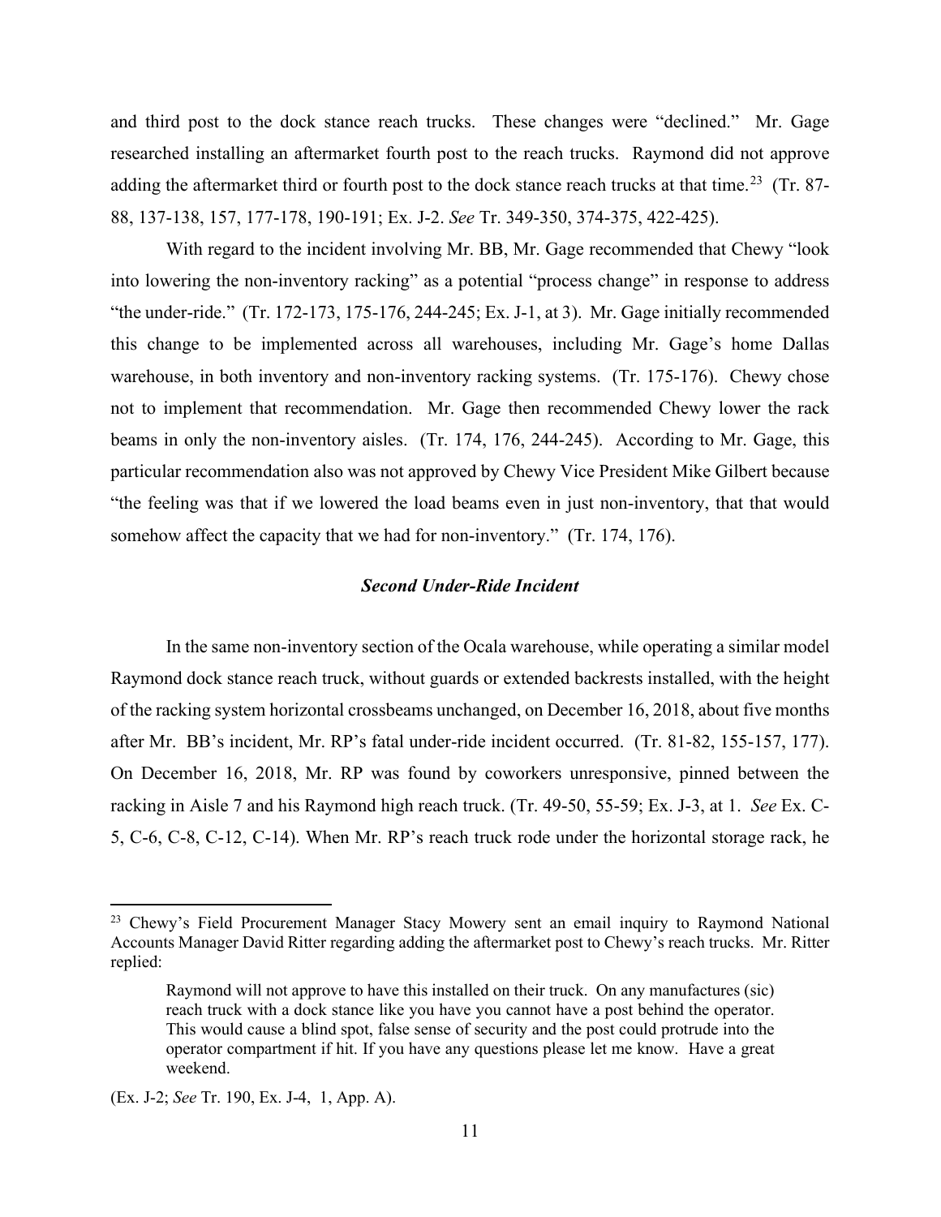and third post to the dock stance reach trucks. These changes were "declined." Mr. Gage researched installing an aftermarket fourth post to the reach trucks. Raymond did not approve adding the aftermarket third or fourth post to the dock stance reach trucks at that time.[23] (Tr. 87-88, 137-138, 157, 177-178, 190-191; Ex. J-2. *See* Tr. 349-350, 374-375, 422-425).

With regard to the incident involving Mr. BB, Mr. Gage recommended that Chewy "look into lowering the non-inventory racking" as a potential "process change" in response to address "the under-ride." (Tr. 172-173, 175-176, 244-245; Ex. J-1, at 3). Mr. Gage initially recommended this change to be implemented across all warehouses, including Mr. Gage's home Dallas warehouse, in both inventory and non-inventory racking systems. (Tr. 175-176). Chewy chose not to implement that recommendation. Mr. Gage then recommended Chewy lower the rack beams in only the non-inventory aisles. (Tr. 174, 176, 244-245). According to Mr. Gage, this particular recommendation also was not approved by Chewy Vice President Mike Gilbert because "the feeling was that if we lowered the load beams even in just non-inventory, that that would somehow affect the capacity that we had for non-inventory." (Tr. 174, 176).

### *Second Under-Ride Incident*

In the same non-inventory section of the Ocala warehouse, while operating a similar model Raymond dock stance reach truck, without guards or extended backrests installed, with the height of the racking system horizontal crossbeams unchanged, on December 16, 2018, about five months after Mr. BB's incident, Mr. RP's fatal under-ride incident occurred. (Tr. 81-82, 155-157, 177). On December 16, 2018, Mr. RP was found by coworkers unresponsive, pinned between the racking in Aisle 7 and his Raymond high reach truck. (Tr. 49-50, 55-59; Ex. J-3, at 1. *See* Ex. C-5, C-6, C-8, C-12, C-14). When Mr. RP's reach truck rode under the horizontal storage rack, he

---

[23] Chewy's Field Procurement Manager Stacy Mowery sent an email inquiry to Raymond National Accounts Manager David Ritter regarding adding the aftermarket post to Chewy's reach trucks. Mr. Ritter replied:

> Raymond will not approve to have this installed on their truck. On any manufactures (sic) reach truck with a dock stance like you have you cannot have a post behind the operator. This would cause a blind spot, false sense of security and the post could protrude into the operator compartment if hit. If you have any questions please let me know. Have a great weekend.

(Ex. J-2; *See* Tr. 190, Ex. J-4, 1, App. A).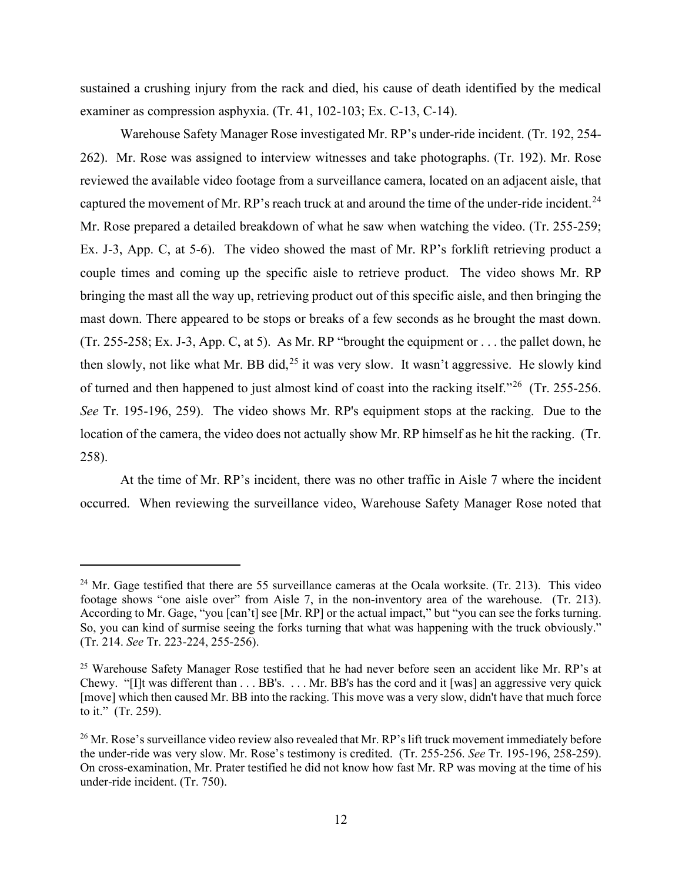sustained a crushing injury from the rack and died, his cause of death identified by the medical examiner as compression asphyxia. (Tr. 41, 102-103; Ex. C-13, C-14).

Warehouse Safety Manager Rose investigated Mr. RP's under-ride incident. (Tr. 192, 254-262). Mr. Rose was assigned to interview witnesses and take photographs. (Tr. 192). Mr. Rose reviewed the available video footage from a surveillance camera, located on an adjacent aisle, that captured the movement of Mr. RP's reach truck at and around the time of the under-ride incident.[24] Mr. Rose prepared a detailed breakdown of what he saw when watching the video. (Tr. 255-259; Ex. J-3, App. C, at 5-6). The video showed the mast of Mr. RP's forklift retrieving product a couple times and coming up the specific aisle to retrieve product. The video shows Mr. RP bringing the mast all the way up, retrieving product out of this specific aisle, and then bringing the mast down. There appeared to be stops or breaks of a few seconds as he brought the mast down. (Tr. 255-258; Ex. J-3, App. C, at 5). As Mr. RP "brought the equipment or . . . the pallet down, he then slowly, not like what Mr. BB did,[25] it was very slow. It wasn't aggressive. He slowly kind of turned and then happened to just almost kind of coast into the racking itself."[26] (Tr. 255-256. *See* Tr. 195-196, 259). The video shows Mr. RP's equipment stops at the racking. Due to the location of the camera, the video does not actually show Mr. RP himself as he hit the racking. (Tr. 258).

At the time of Mr. RP's incident, there was no other traffic in Aisle 7 where the incident occurred. When reviewing the surveillance video, Warehouse Safety Manager Rose noted that

---

[24] Mr. Gage testified that there are 55 surveillance cameras at the Ocala worksite. (Tr. 213). This video footage shows "one aisle over" from Aisle 7, in the non-inventory area of the warehouse. (Tr. 213). According to Mr. Gage, "you [can't] see [Mr. RP] or the actual impact," but "you can see the forks turning. So, you can kind of surmise seeing the forks turning that what was happening with the truck obviously." (Tr. 214. *See* Tr. 223-224, 255-256).

[25] Warehouse Safety Manager Rose testified that he had never before seen an accident like Mr. RP's at Chewy. "[I]t was different than . . . BB's. . . . Mr. BB's has the cord and it [was] an aggressive very quick [move] which then caused Mr. BB into the racking. This move was a very slow, didn't have that much force to it." (Tr. 259).

[26] Mr. Rose's surveillance video review also revealed that Mr. RP's lift truck movement immediately before the under-ride was very slow. Mr. Rose's testimony is credited. (Tr. 255-256. *See* Tr. 195-196, 258-259). On cross-examination, Mr. Prater testified he did not know how fast Mr. RP was moving at the time of his under-ride incident. (Tr. 750).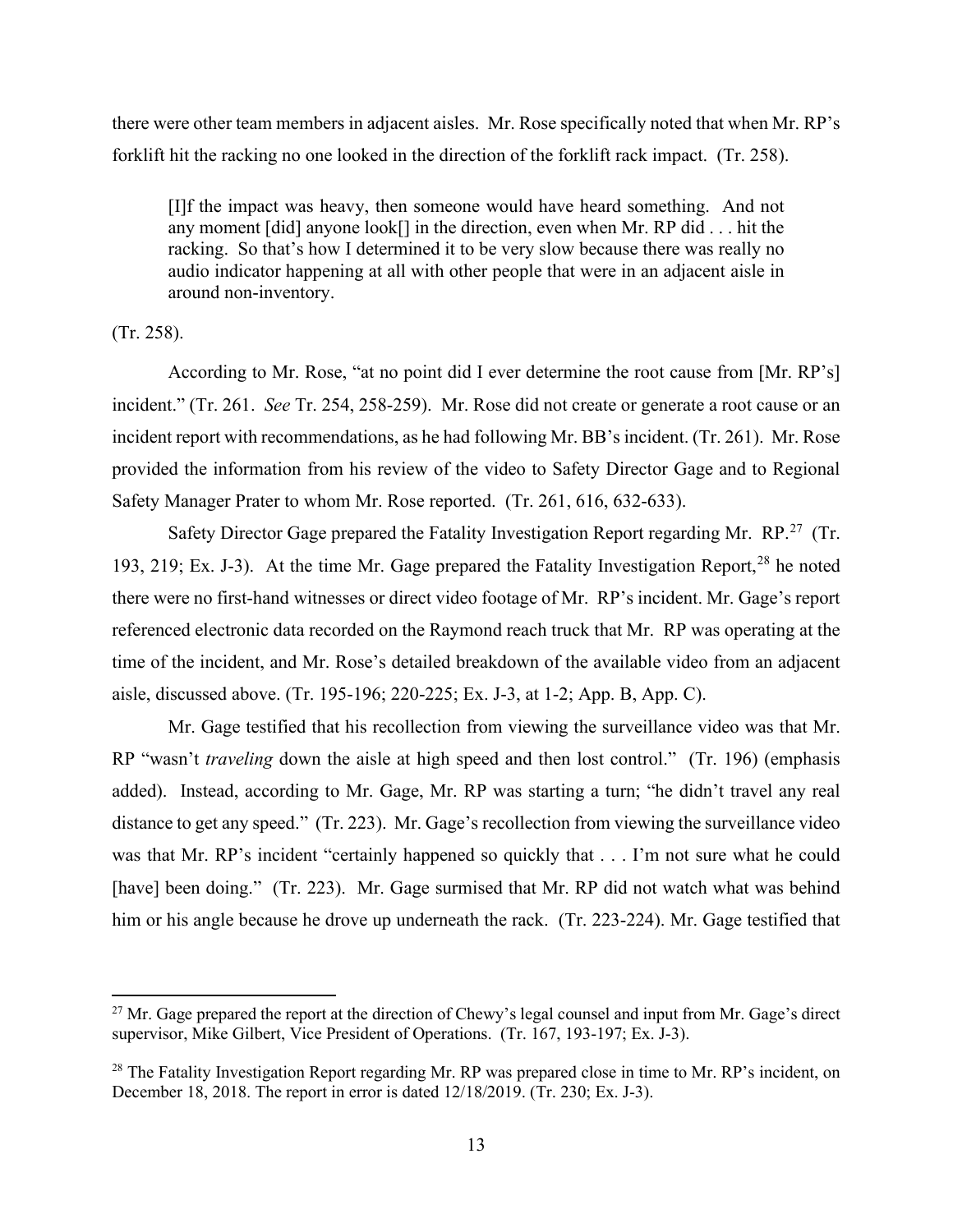there were other team members in adjacent aisles. Mr. Rose specifically noted that when Mr. RP's forklift hit the racking no one looked in the direction of the forklift rack impact. (Tr. 258).

> [I]f the impact was heavy, then someone would have heard something. And not any moment [did] anyone look[] in the direction, even when Mr. RP did . . . hit the racking. So that's how I determined it to be very slow because there was really no audio indicator happening at all with other people that were in an adjacent aisle in around non-inventory.

(Tr. 258).

According to Mr. Rose, "at no point did I ever determine the root cause from [Mr. RP's] incident." (Tr. 261. *See* Tr. 254, 258-259). Mr. Rose did not create or generate a root cause or an incident report with recommendations, as he had following Mr. BB's incident. (Tr. 261). Mr. Rose provided the information from his review of the video to Safety Director Gage and to Regional Safety Manager Prater to whom Mr. Rose reported. (Tr. 261, 616, 632-633).

Safety Director Gage prepared the Fatality Investigation Report regarding Mr. RP.[27] (Tr. 193, 219; Ex. J-3). At the time Mr. Gage prepared the Fatality Investigation Report,[28] he noted there were no first-hand witnesses or direct video footage of Mr. RP's incident. Mr. Gage's report referenced electronic data recorded on the Raymond reach truck that Mr. RP was operating at the time of the incident, and Mr. Rose's detailed breakdown of the available video from an adjacent aisle, discussed above. (Tr. 195-196; 220-225; Ex. J-3, at 1-2; App. B, App. C).

Mr. Gage testified that his recollection from viewing the surveillance video was that Mr. RP "wasn't *traveling* down the aisle at high speed and then lost control." (Tr. 196) (emphasis added). Instead, according to Mr. Gage, Mr. RP was starting a turn; "he didn't travel any real distance to get any speed." (Tr. 223). Mr. Gage's recollection from viewing the surveillance video was that Mr. RP's incident "certainly happened so quickly that . . . I'm not sure what he could [have] been doing." (Tr. 223). Mr. Gage surmised that Mr. RP did not watch what was behind him or his angle because he drove up underneath the rack. (Tr. 223-224). Mr. Gage testified that

---

[27] Mr. Gage prepared the report at the direction of Chewy's legal counsel and input from Mr. Gage's direct supervisor, Mike Gilbert, Vice President of Operations. (Tr. 167, 193-197; Ex. J-3).

[28] The Fatality Investigation Report regarding Mr. RP was prepared close in time to Mr. RP's incident, on December 18, 2018. The report in error is dated 12/18/2019. (Tr. 230; Ex. J-3).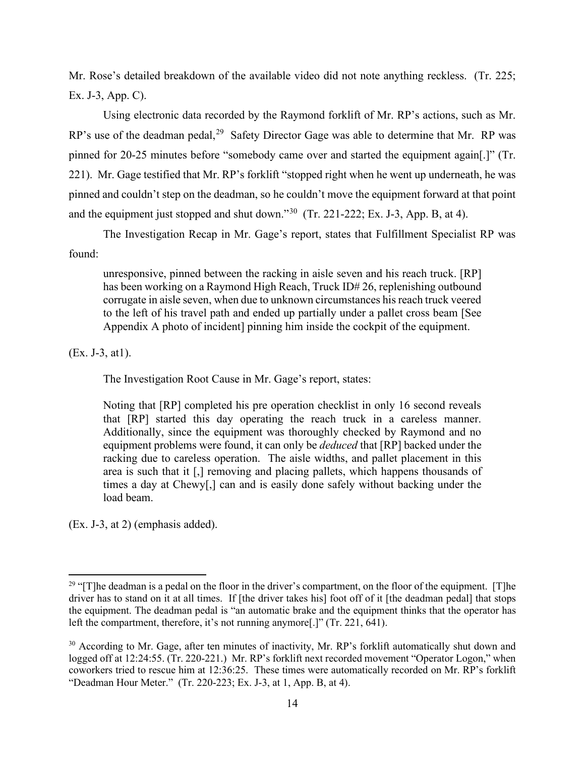Mr. Rose's detailed breakdown of the available video did not note anything reckless. (Tr. 225; Ex. J-3, App. C).

Using electronic data recorded by the Raymond forklift of Mr. RP's actions, such as Mr. RP's use of the deadman pedal,[29] Safety Director Gage was able to determine that Mr. RP was pinned for 20-25 minutes before "somebody came over and started the equipment again[.]" (Tr. 221). Mr. Gage testified that Mr. RP's forklift "stopped right when he went up underneath, he was pinned and couldn't step on the deadman, so he couldn't move the equipment forward at that point and the equipment just stopped and shut down."[30] (Tr. 221-222; Ex. J-3, App. B, at 4).

The Investigation Recap in Mr. Gage's report, states that Fulfillment Specialist RP was found:

> unresponsive, pinned between the racking in aisle seven and his reach truck. [RP] has been working on a Raymond High Reach, Truck ID# 26, replenishing outbound corrugate in aisle seven, when due to unknown circumstances his reach truck veered to the left of his travel path and ended up partially under a pallet cross beam [See Appendix A photo of incident] pinning him inside the cockpit of the equipment.

(Ex. J-3, at1).

The Investigation Root Cause in Mr. Gage's report, states:

> Noting that [RP] completed his pre operation checklist in only 16 second reveals that [RP] started this day operating the reach truck in a careless manner. Additionally, since the equipment was thoroughly checked by Raymond and no equipment problems were found, it can only be *deduced* that [RP] backed under the racking due to careless operation. The aisle widths, and pallet placement in this area is such that it [,] removing and placing pallets, which happens thousands of times a day at Chewy[,] can and is easily done safely without backing under the load beam.

(Ex. J-3, at 2) (emphasis added).

---

[29] "[T]he deadman is a pedal on the floor in the driver's compartment, on the floor of the equipment. [T]he driver has to stand on it at all times. If [the driver takes his] foot off of it [the deadman pedal] that stops the equipment. The deadman pedal is "an automatic brake and the equipment thinks that the operator has left the compartment, therefore, it's not running anymore[.]" (Tr. 221, 641).

[30] According to Mr. Gage, after ten minutes of inactivity, Mr. RP's forklift automatically shut down and logged off at 12:24:55. (Tr. 220-221.) Mr. RP's forklift next recorded movement "Operator Logon," when coworkers tried to rescue him at 12:36:25. These times were automatically recorded on Mr. RP's forklift "Deadman Hour Meter." (Tr. 220-223; Ex. J-3, at 1, App. B, at 4).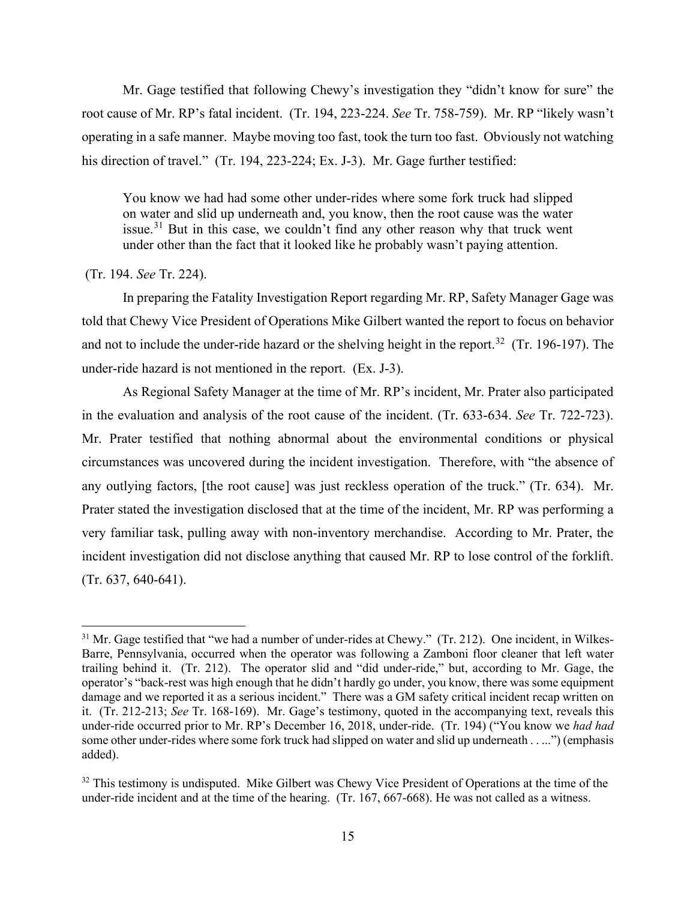Mr. Gage testified that following Chewy's investigation they "didn't know for sure" the root cause of Mr. RP's fatal incident. (Tr. 194, 223-224. *See* Tr. 758-759). Mr. RP "likely wasn't operating in a safe manner. Maybe moving too fast, took the turn too fast. Obviously not watching his direction of travel." (Tr. 194, 223-224; Ex. J-3). Mr. Gage further testified:

> You know we had had some other under-rides where some fork truck had slipped on water and slid up underneath and, you know, then the root cause was the water issue.[31] But in this case, we couldn't find any other reason why that truck went under other than the fact that it looked like he probably wasn't paying attention.

(Tr. 194. *See* Tr. 224).

In preparing the Fatality Investigation Report regarding Mr. RP, Safety Manager Gage was told that Chewy Vice President of Operations Mike Gilbert wanted the report to focus on behavior and not to include the under-ride hazard or the shelving height in the report.[32] (Tr. 196-197). The under-ride hazard is not mentioned in the report. (Ex. J-3).

As Regional Safety Manager at the time of Mr. RP's incident, Mr. Prater also participated in the evaluation and analysis of the root cause of the incident. (Tr. 633-634. *See* Tr. 722-723). Mr. Prater testified that nothing abnormal about the environmental conditions or physical circumstances was uncovered during the incident investigation. Therefore, with "the absence of any outlying factors, [the root cause] was just reckless operation of the truck." (Tr. 634). Mr. Prater stated the investigation disclosed that at the time of the incident, Mr. RP was performing a very familiar task, pulling away with non-inventory merchandise. According to Mr. Prater, the incident investigation did not disclose anything that caused Mr. RP to lose control of the forklift. (Tr. 637, 640-641).

---

[31] Mr. Gage testified that "we had a number of under-rides at Chewy." (Tr. 212). One incident, in Wilkes-Barre, Pennsylvania, occurred when the operator was following a Zamboni floor cleaner that left water trailing behind it. (Tr. 212). The operator slid and "did under-ride," but, according to Mr. Gage, the operator's "back-rest was high enough that he didn't hardly go under, you know, there was some equipment damage and we reported it as a serious incident." There was a GM safety critical incident recap written on it. (Tr. 212-213; *See* Tr. 168-169). Mr. Gage's testimony, quoted in the accompanying text, reveals this under-ride occurred prior to Mr. RP's December 16, 2018, under-ride. (Tr. 194) ("You know we *had had* some other under-rides where some fork truck had slipped on water and slid up underneath . . ...") (emphasis added).

[32] This testimony is undisputed. Mike Gilbert was Chewy Vice President of Operations at the time of the under-ride incident and at the time of the hearing. (Tr. 167, 667-668). He was not called as a witness.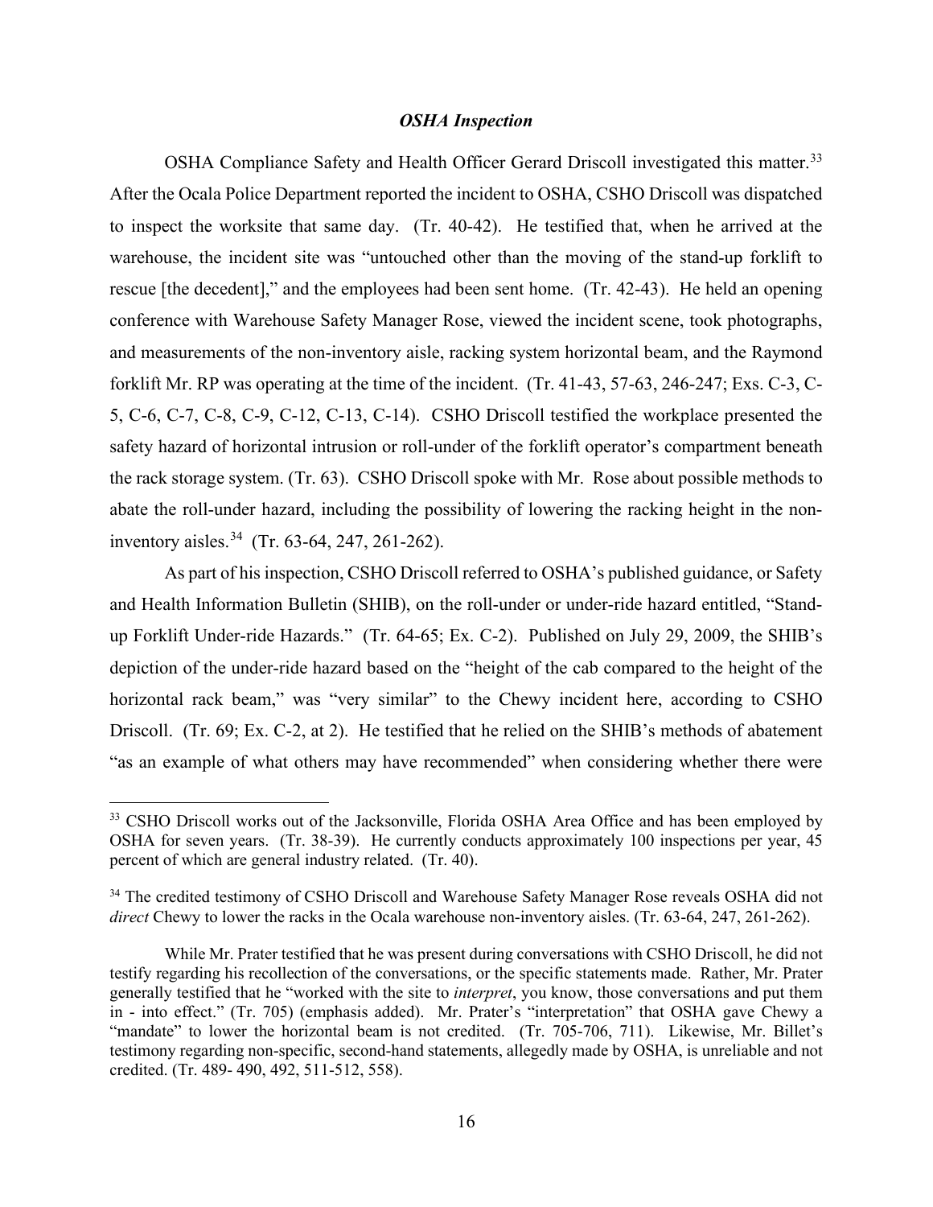### *OSHA Inspection*

OSHA Compliance Safety and Health Officer Gerard Driscoll investigated this matter.[33] After the Ocala Police Department reported the incident to OSHA, CSHO Driscoll was dispatched to inspect the worksite that same day. (Tr. 40-42). He testified that, when he arrived at the warehouse, the incident site was "untouched other than the moving of the stand-up forklift to rescue [the decedent]," and the employees had been sent home. (Tr. 42-43). He held an opening conference with Warehouse Safety Manager Rose, viewed the incident scene, took photographs, and measurements of the non-inventory aisle, racking system horizontal beam, and the Raymond forklift Mr. RP was operating at the time of the incident. (Tr. 41-43, 57-63, 246-247; Exs. C-3, C-5, C-6, C-7, C-8, C-9, C-12, C-13, C-14). CSHO Driscoll testified the workplace presented the safety hazard of horizontal intrusion or roll-under of the forklift operator's compartment beneath the rack storage system. (Tr. 63). CSHO Driscoll spoke with Mr. Rose about possible methods to abate the roll-under hazard, including the possibility of lowering the racking height in the non-inventory aisles.[34] (Tr. 63-64, 247, 261-262).

As part of his inspection, CSHO Driscoll referred to OSHA's published guidance, or Safety and Health Information Bulletin (SHIB), on the roll-under or under-ride hazard entitled, "Stand-up Forklift Under-ride Hazards." (Tr. 64-65; Ex. C-2). Published on July 29, 2009, the SHIB's depiction of the under-ride hazard based on the "height of the cab compared to the height of the horizontal rack beam," was "very similar" to the Chewy incident here, according to CSHO Driscoll. (Tr. 69; Ex. C-2, at 2). He testified that he relied on the SHIB's methods of abatement "as an example of what others may have recommended" when considering whether there were

---

[33] CSHO Driscoll works out of the Jacksonville, Florida OSHA Area Office and has been employed by OSHA for seven years. (Tr. 38-39). He currently conducts approximately 100 inspections per year, 45 percent of which are general industry related. (Tr. 40).

[34] The credited testimony of CSHO Driscoll and Warehouse Safety Manager Rose reveals OSHA did not *direct* Chewy to lower the racks in the Ocala warehouse non-inventory aisles. (Tr. 63-64, 247, 261-262).

While Mr. Prater testified that he was present during conversations with CSHO Driscoll, he did not testify regarding his recollection of the conversations, or the specific statements made. Rather, Mr. Prater generally testified that he "worked with the site to *interpret*, you know, those conversations and put them in - into effect." (Tr. 705) (emphasis added). Mr. Prater's "interpretation" that OSHA gave Chewy a "mandate" to lower the horizontal beam is not credited. (Tr. 705-706, 711). Likewise, Mr. Billet's testimony regarding non-specific, second-hand statements, allegedly made by OSHA, is unreliable and not credited. (Tr. 489- 490, 492, 511-512, 558).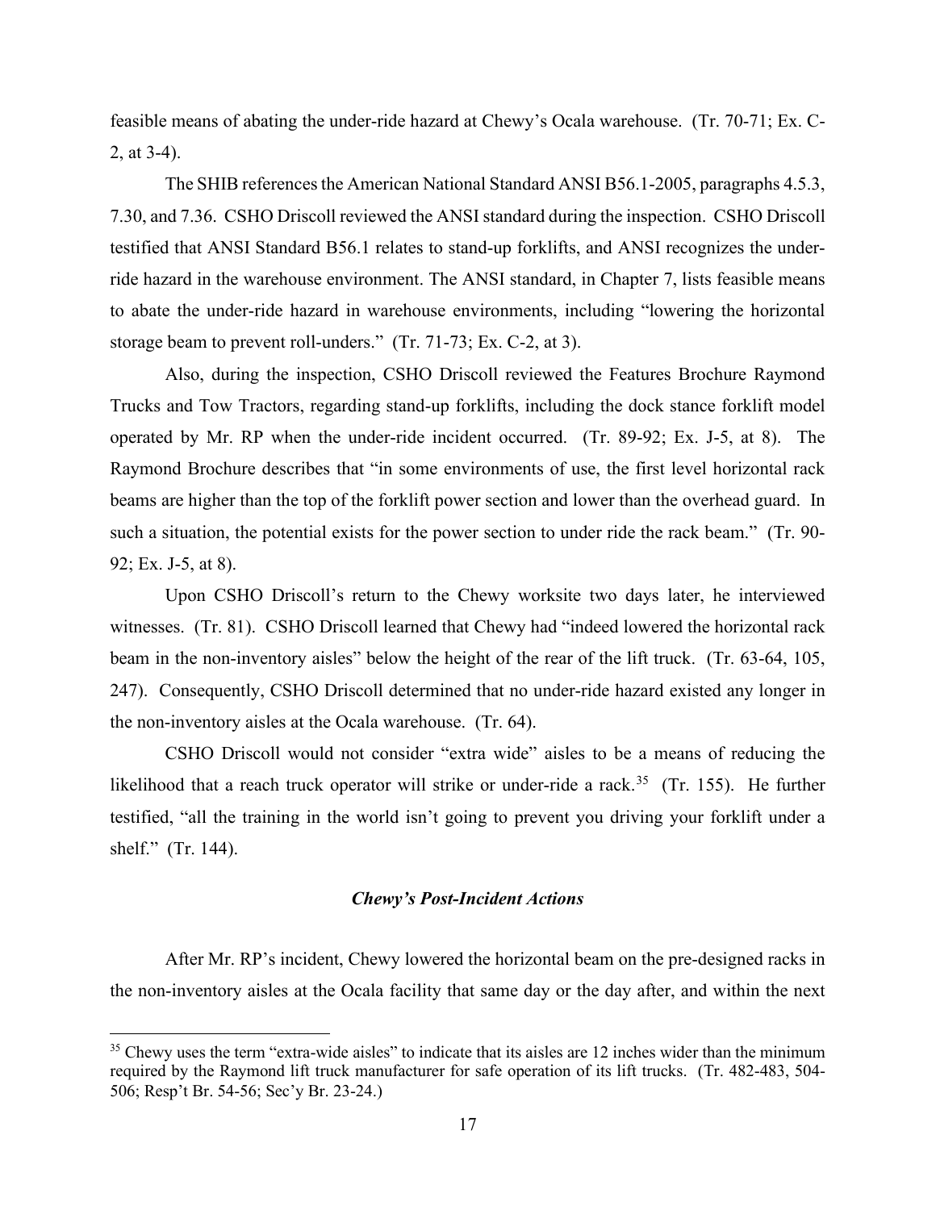feasible means of abating the under-ride hazard at Chewy's Ocala warehouse. (Tr. 70-71; Ex. C-2, at 3-4).

The SHIB references the American National Standard ANSI B56.1-2005, paragraphs 4.5.3, 7.30, and 7.36. CSHO Driscoll reviewed the ANSI standard during the inspection. CSHO Driscoll testified that ANSI Standard B56.1 relates to stand-up forklifts, and ANSI recognizes the under-ride hazard in the warehouse environment. The ANSI standard, in Chapter 7, lists feasible means to abate the under-ride hazard in warehouse environments, including "lowering the horizontal storage beam to prevent roll-unders." (Tr. 71-73; Ex. C-2, at 3).

Also, during the inspection, CSHO Driscoll reviewed the Features Brochure Raymond Trucks and Tow Tractors, regarding stand-up forklifts, including the dock stance forklift model operated by Mr. RP when the under-ride incident occurred. (Tr. 89-92; Ex. J-5, at 8). The Raymond Brochure describes that "in some environments of use, the first level horizontal rack beams are higher than the top of the forklift power section and lower than the overhead guard. In such a situation, the potential exists for the power section to under ride the rack beam." (Tr. 90-92; Ex. J-5, at 8).

Upon CSHO Driscoll's return to the Chewy worksite two days later, he interviewed witnesses. (Tr. 81). CSHO Driscoll learned that Chewy had "indeed lowered the horizontal rack beam in the non-inventory aisles" below the height of the rear of the lift truck. (Tr. 63-64, 105, 247). Consequently, CSHO Driscoll determined that no under-ride hazard existed any longer in the non-inventory aisles at the Ocala warehouse. (Tr. 64).

CSHO Driscoll would not consider "extra wide" aisles to be a means of reducing the likelihood that a reach truck operator will strike or under-ride a rack.[35] (Tr. 155). He further testified, "all the training in the world isn't going to prevent you driving your forklift under a shelf." (Tr. 144).

### *Chewy's Post-Incident Actions*

After Mr. RP's incident, Chewy lowered the horizontal beam on the pre-designed racks in the non-inventory aisles at the Ocala facility that same day or the day after, and within the next

[35] Chewy uses the term "extra-wide aisles" to indicate that its aisles are 12 inches wider than the minimum required by the Raymond lift truck manufacturer for safe operation of its lift trucks. (Tr. 482-483, 504-506; Resp't Br. 54-56; Sec'y Br. 23-24.)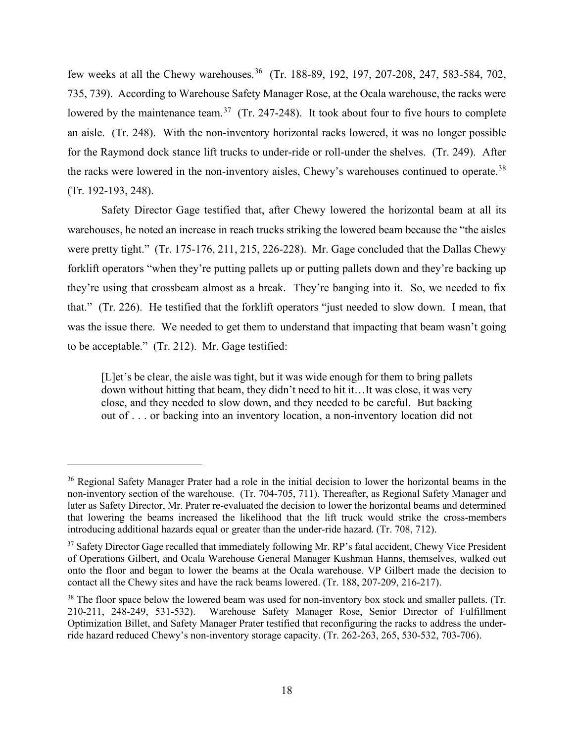few weeks at all the Chewy warehouses.[36] (Tr. 188-89, 192, 197, 207-208, 247, 583-584, 702, 735, 739). According to Warehouse Safety Manager Rose, at the Ocala warehouse, the racks were lowered by the maintenance team.[37] (Tr. 247-248). It took about four to five hours to complete an aisle. (Tr. 248). With the non-inventory horizontal racks lowered, it was no longer possible for the Raymond dock stance lift trucks to under-ride or roll-under the shelves. (Tr. 249). After the racks were lowered in the non-inventory aisles, Chewy's warehouses continued to operate.[38] (Tr. 192-193, 248).

Safety Director Gage testified that, after Chewy lowered the horizontal beam at all its warehouses, he noted an increase in reach trucks striking the lowered beam because the "the aisles were pretty tight." (Tr. 175-176, 211, 215, 226-228). Mr. Gage concluded that the Dallas Chewy forklift operators "when they're putting pallets up or putting pallets down and they're backing up they're using that crossbeam almost as a break. They're banging into it. So, we needed to fix that." (Tr. 226). He testified that the forklift operators "just needed to slow down. I mean, that was the issue there. We needed to get them to understand that impacting that beam wasn't going to be acceptable." (Tr. 212). Mr. Gage testified:

> [L]et's be clear, the aisle was tight, but it was wide enough for them to bring pallets down without hitting that beam, they didn't need to hit it…It was close, it was very close, and they needed to slow down, and they needed to be careful. But backing out of . . . or backing into an inventory location, a non-inventory location did not

---

[36] Regional Safety Manager Prater had a role in the initial decision to lower the horizontal beams in the non-inventory section of the warehouse. (Tr. 704-705, 711). Thereafter, as Regional Safety Manager and later as Safety Director, Mr. Prater re-evaluated the decision to lower the horizontal beams and determined that lowering the beams increased the likelihood that the lift truck would strike the cross-members introducing additional hazards equal or greater than the under-ride hazard. (Tr. 708, 712).

[37] Safety Director Gage recalled that immediately following Mr. RP's fatal accident, Chewy Vice President of Operations Gilbert, and Ocala Warehouse General Manager Kushman Hanns, themselves, walked out onto the floor and began to lower the beams at the Ocala warehouse. VP Gilbert made the decision to contact all the Chewy sites and have the rack beams lowered. (Tr. 188, 207-209, 216-217).

[38] The floor space below the lowered beam was used for non-inventory box stock and smaller pallets. (Tr. 210-211, 248-249, 531-532). Warehouse Safety Manager Rose, Senior Director of Fulfillment Optimization Billet, and Safety Manager Prater testified that reconfiguring the racks to address the under-ride hazard reduced Chewy's non-inventory storage capacity. (Tr. 262-263, 265, 530-532, 703-706).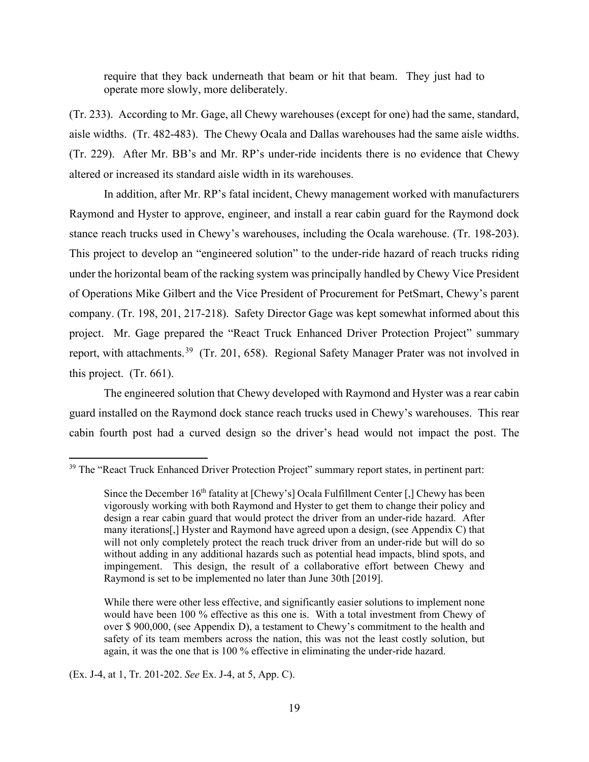> require that they back underneath that beam or hit that beam. They just had to operate more slowly, more deliberately.

(Tr. 233). According to Mr. Gage, all Chewy warehouses (except for one) had the same, standard, aisle widths. (Tr. 482-483). The Chewy Ocala and Dallas warehouses had the same aisle widths. (Tr. 229). After Mr. BB's and Mr. RP's under-ride incidents there is no evidence that Chewy altered or increased its standard aisle width in its warehouses.

In addition, after Mr. RP's fatal incident, Chewy management worked with manufacturers Raymond and Hyster to approve, engineer, and install a rear cabin guard for the Raymond dock stance reach trucks used in Chewy's warehouses, including the Ocala warehouse. (Tr. 198-203). This project to develop an "engineered solution" to the under-ride hazard of reach trucks riding under the horizontal beam of the racking system was principally handled by Chewy Vice President of Operations Mike Gilbert and the Vice President of Procurement for PetSmart, Chewy's parent company. (Tr. 198, 201, 217-218). Safety Director Gage was kept somewhat informed about this project. Mr. Gage prepared the "React Truck Enhanced Driver Protection Project" summary report, with attachments.[39] (Tr. 201, 658). Regional Safety Manager Prater was not involved in this project. (Tr. 661).

The engineered solution that Chewy developed with Raymond and Hyster was a rear cabin guard installed on the Raymond dock stance reach trucks used in Chewy's warehouses. This rear cabin fourth post had a curved design so the driver's head would not impact the post. The

---

[39] The "React Truck Enhanced Driver Protection Project" summary report states, in pertinent part:

> Since the December 16th fatality at [Chewy's] Ocala Fulfillment Center [,] Chewy has been vigorously working with both Raymond and Hyster to get them to change their policy and design a rear cabin guard that would protect the driver from an under-ride hazard. After many iterations[,] Hyster and Raymond have agreed upon a design, (see Appendix C) that will not only completely protect the reach truck driver from an under-ride but will do so without adding in any additional hazards such as potential head impacts, blind spots, and impingement. This design, the result of a collaborative effort between Chewy and Raymond is set to be implemented no later than June 30th [2019].
>
> While there were other less effective, and significantly easier solutions to implement none would have been 100 % effective as this one is. With a total investment from Chewy of over $ 900,000, (see Appendix D), a testament to Chewy's commitment to the health and safety of its team members across the nation, this was not the least costly solution, but again, it was the one that is 100 % effective in eliminating the under-ride hazard.

(Ex. J-4, at 1, Tr. 201-202. *See* Ex. J-4, at 5, App. C).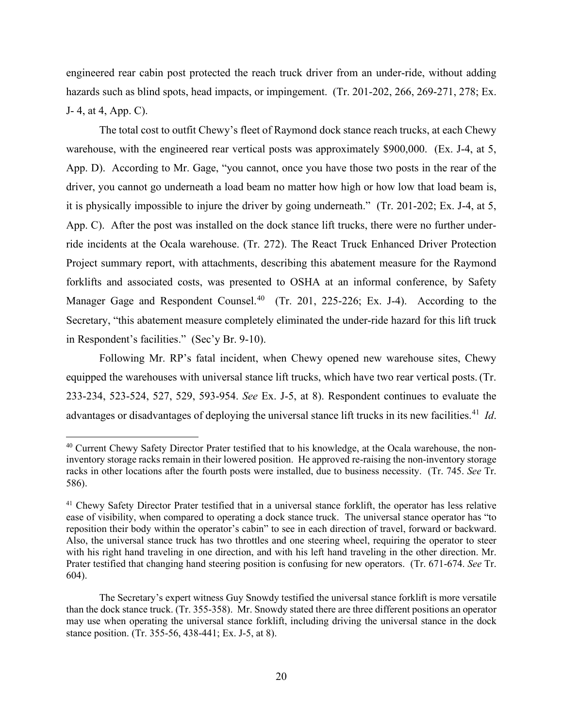engineered rear cabin post protected the reach truck driver from an under-ride, without adding hazards such as blind spots, head impacts, or impingement. (Tr. 201-202, 266, 269-271, 278; Ex. J- 4, at 4, App. C).

The total cost to outfit Chewy's fleet of Raymond dock stance reach trucks, at each Chewy warehouse, with the engineered rear vertical posts was approximately $900,000. (Ex. J-4, at 5, App. D). According to Mr. Gage, "you cannot, once you have those two posts in the rear of the driver, you cannot go underneath a load beam no matter how high or how low that load beam is, it is physically impossible to injure the driver by going underneath." (Tr. 201-202; Ex. J-4, at 5, App. C). After the post was installed on the dock stance lift trucks, there were no further under-ride incidents at the Ocala warehouse. (Tr. 272). The React Truck Enhanced Driver Protection Project summary report, with attachments, describing this abatement measure for the Raymond forklifts and associated costs, was presented to OSHA at an informal conference, by Safety Manager Gage and Respondent Counsel.[40] (Tr. 201, 225-226; Ex. J-4). According to the Secretary, "this abatement measure completely eliminated the under-ride hazard for this lift truck in Respondent's facilities." (Sec'y Br. 9-10).

Following Mr. RP's fatal incident, when Chewy opened new warehouse sites, Chewy equipped the warehouses with universal stance lift trucks, which have two rear vertical posts. (Tr. 233-234, 523-524, 527, 529, 593-954. *See* Ex. J-5, at 8). Respondent continues to evaluate the advantages or disadvantages of deploying the universal stance lift trucks in its new facilities.[41] *Id*.

---

[40] Current Chewy Safety Director Prater testified that to his knowledge, at the Ocala warehouse, the non-inventory storage racks remain in their lowered position. He approved re-raising the non-inventory storage racks in other locations after the fourth posts were installed, due to business necessity. (Tr. 745. *See* Tr. 586).

[41] Chewy Safety Director Prater testified that in a universal stance forklift, the operator has less relative ease of visibility, when compared to operating a dock stance truck. The universal stance operator has "to reposition their body within the operator's cabin" to see in each direction of travel, forward or backward. Also, the universal stance truck has two throttles and one steering wheel, requiring the operator to steer with his right hand traveling in one direction, and with his left hand traveling in the other direction. Mr. Prater testified that changing hand steering position is confusing for new operators. (Tr. 671-674. *See* Tr. 604).

The Secretary's expert witness Guy Snowdy testified the universal stance forklift is more versatile than the dock stance truck. (Tr. 355-358). Mr. Snowdy stated there are three different positions an operator may use when operating the universal stance forklift, including driving the universal stance in the dock stance position. (Tr. 355-56, 438-441; Ex. J-5, at 8).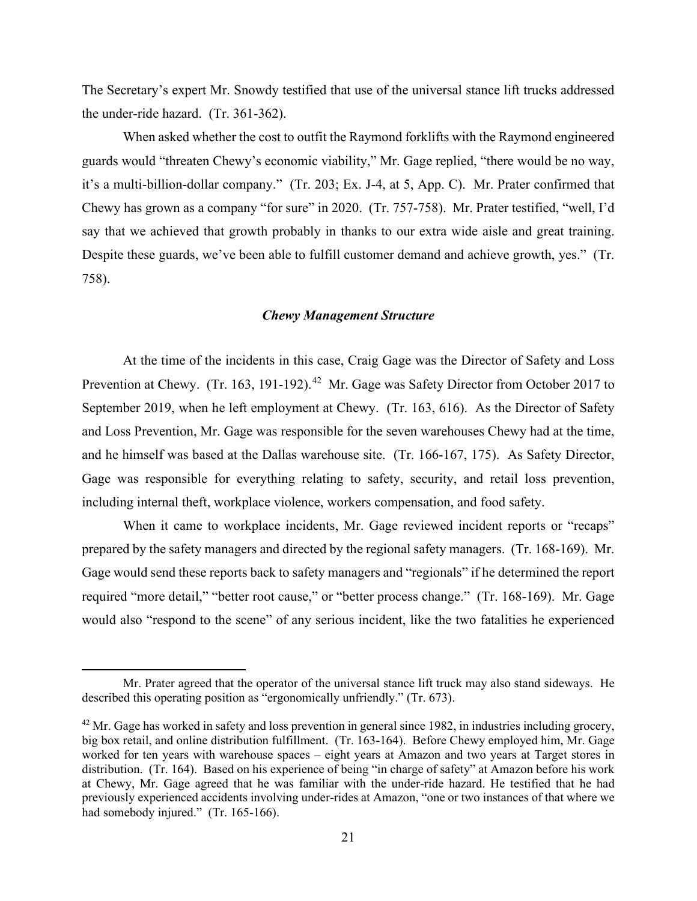The Secretary's expert Mr. Snowdy testified that use of the universal stance lift trucks addressed the under-ride hazard. (Tr. 361-362).

When asked whether the cost to outfit the Raymond forklifts with the Raymond engineered guards would "threaten Chewy's economic viability," Mr. Gage replied, "there would be no way, it's a multi-billion-dollar company." (Tr. 203; Ex. J-4, at 5, App. C). Mr. Prater confirmed that Chewy has grown as a company "for sure" in 2020. (Tr. 757-758). Mr. Prater testified, "well, I'd say that we achieved that growth probably in thanks to our extra wide aisle and great training. Despite these guards, we've been able to fulfill customer demand and achieve growth, yes." (Tr. 758).

### *Chewy Management Structure*

At the time of the incidents in this case, Craig Gage was the Director of Safety and Loss Prevention at Chewy. (Tr. 163, 191-192).[42] Mr. Gage was Safety Director from October 2017 to September 2019, when he left employment at Chewy. (Tr. 163, 616). As the Director of Safety and Loss Prevention, Mr. Gage was responsible for the seven warehouses Chewy had at the time, and he himself was based at the Dallas warehouse site. (Tr. 166-167, 175). As Safety Director, Gage was responsible for everything relating to safety, security, and retail loss prevention, including internal theft, workplace violence, workers compensation, and food safety.

When it came to workplace incidents, Mr. Gage reviewed incident reports or "recaps" prepared by the safety managers and directed by the regional safety managers. (Tr. 168-169). Mr. Gage would send these reports back to safety managers and "regionals" if he determined the report required "more detail," "better root cause," or "better process change." (Tr. 168-169). Mr. Gage would also "respond to the scene" of any serious incident, like the two fatalities he experienced

---

Mr. Prater agreed that the operator of the universal stance lift truck may also stand sideways. He described this operating position as "ergonomically unfriendly." (Tr. 673).

[42] Mr. Gage has worked in safety and loss prevention in general since 1982, in industries including grocery, big box retail, and online distribution fulfillment. (Tr. 163-164). Before Chewy employed him, Mr. Gage worked for ten years with warehouse spaces – eight years at Amazon and two years at Target stores in distribution. (Tr. 164). Based on his experience of being "in charge of safety" at Amazon before his work at Chewy, Mr. Gage agreed that he was familiar with the under-ride hazard. He testified that he had previously experienced accidents involving under-rides at Amazon, "one or two instances of that where we had somebody injured." (Tr. 165-166).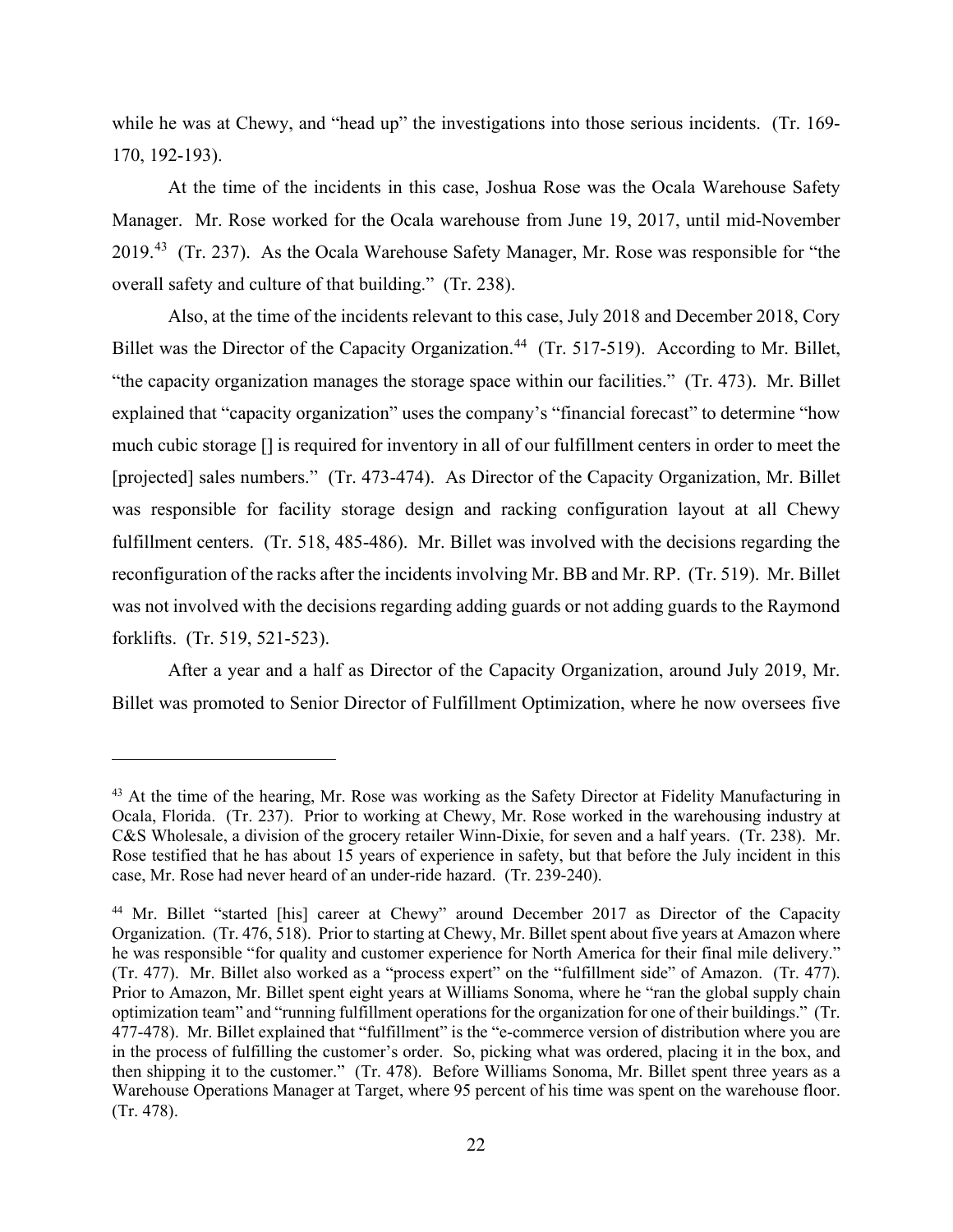while he was at Chewy, and "head up" the investigations into those serious incidents. (Tr. 169-170, 192-193).

At the time of the incidents in this case, Joshua Rose was the Ocala Warehouse Safety Manager. Mr. Rose worked for the Ocala warehouse from June 19, 2017, until mid-November 2019.[43] (Tr. 237). As the Ocala Warehouse Safety Manager, Mr. Rose was responsible for "the overall safety and culture of that building." (Tr. 238).

Also, at the time of the incidents relevant to this case, July 2018 and December 2018, Cory Billet was the Director of the Capacity Organization.[44] (Tr. 517-519). According to Mr. Billet, "the capacity organization manages the storage space within our facilities." (Tr. 473). Mr. Billet explained that "capacity organization" uses the company's "financial forecast" to determine "how much cubic storage [] is required for inventory in all of our fulfillment centers in order to meet the [projected] sales numbers." (Tr. 473-474). As Director of the Capacity Organization, Mr. Billet was responsible for facility storage design and racking configuration layout at all Chewy fulfillment centers. (Tr. 518, 485-486). Mr. Billet was involved with the decisions regarding the reconfiguration of the racks after the incidents involving Mr. BB and Mr. RP. (Tr. 519). Mr. Billet was not involved with the decisions regarding adding guards or not adding guards to the Raymond forklifts. (Tr. 519, 521-523).

After a year and a half as Director of the Capacity Organization, around July 2019, Mr. Billet was promoted to Senior Director of Fulfillment Optimization, where he now oversees five

---

[43] At the time of the hearing, Mr. Rose was working as the Safety Director at Fidelity Manufacturing in Ocala, Florida. (Tr. 237). Prior to working at Chewy, Mr. Rose worked in the warehousing industry at C&S Wholesale, a division of the grocery retailer Winn-Dixie, for seven and a half years. (Tr. 238). Mr. Rose testified that he has about 15 years of experience in safety, but that before the July incident in this case, Mr. Rose had never heard of an under-ride hazard. (Tr. 239-240).

[44] Mr. Billet "started [his] career at Chewy" around December 2017 as Director of the Capacity Organization. (Tr. 476, 518). Prior to starting at Chewy, Mr. Billet spent about five years at Amazon where he was responsible "for quality and customer experience for North America for their final mile delivery." (Tr. 477). Mr. Billet also worked as a "process expert" on the "fulfillment side" of Amazon. (Tr. 477). Prior to Amazon, Mr. Billet spent eight years at Williams Sonoma, where he "ran the global supply chain optimization team" and "running fulfillment operations for the organization for one of their buildings." (Tr. 477-478). Mr. Billet explained that "fulfillment" is the "e-commerce version of distribution where you are in the process of fulfilling the customer's order. So, picking what was ordered, placing it in the box, and then shipping it to the customer." (Tr. 478). Before Williams Sonoma, Mr. Billet spent three years as a Warehouse Operations Manager at Target, where 95 percent of his time was spent on the warehouse floor. (Tr. 478).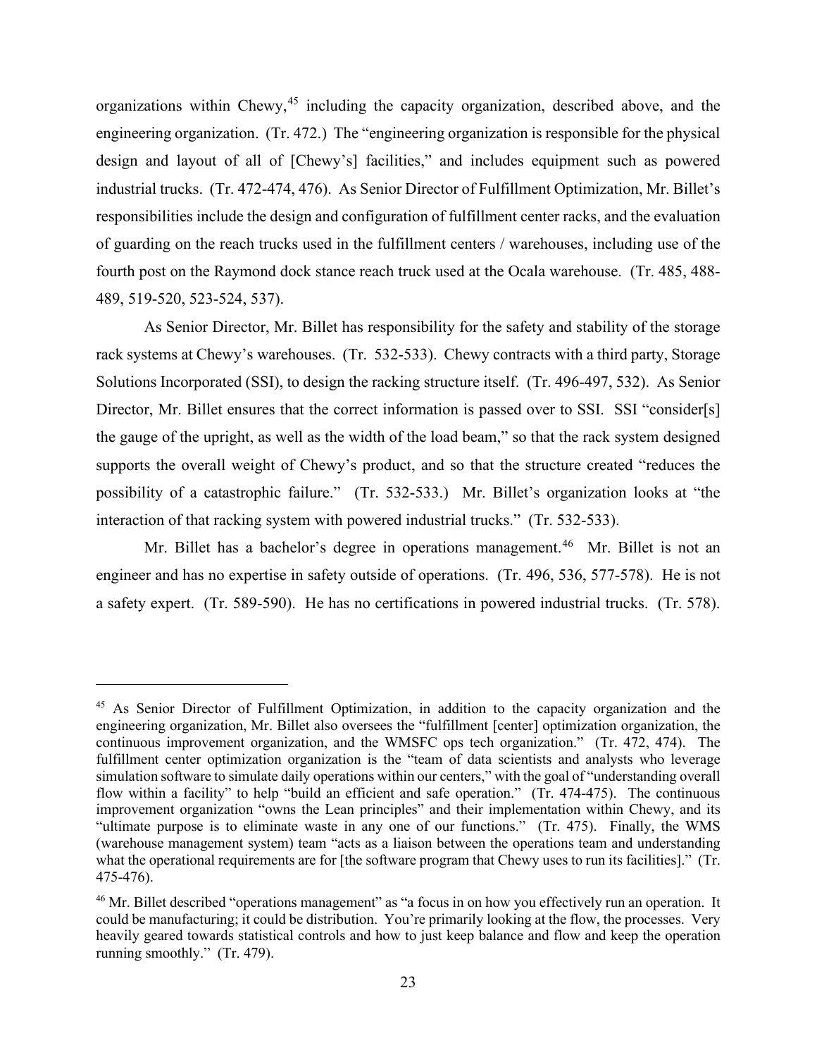organizations within Chewy,[45] including the capacity organization, described above, and the engineering organization. (Tr. 472.) The "engineering organization is responsible for the physical design and layout of all of [Chewy's] facilities," and includes equipment such as powered industrial trucks. (Tr. 472-474, 476). As Senior Director of Fulfillment Optimization, Mr. Billet's responsibilities include the design and configuration of fulfillment center racks, and the evaluation of guarding on the reach trucks used in the fulfillment centers / warehouses, including use of the fourth post on the Raymond dock stance reach truck used at the Ocala warehouse. (Tr. 485, 488-489, 519-520, 523-524, 537).

As Senior Director, Mr. Billet has responsibility for the safety and stability of the storage rack systems at Chewy's warehouses. (Tr. 532-533). Chewy contracts with a third party, Storage Solutions Incorporated (SSI), to design the racking structure itself. (Tr. 496-497, 532). As Senior Director, Mr. Billet ensures that the correct information is passed over to SSI. SSI "consider[s] the gauge of the upright, as well as the width of the load beam," so that the rack system designed supports the overall weight of Chewy's product, and so that the structure created "reduces the possibility of a catastrophic failure." (Tr. 532-533.) Mr. Billet's organization looks at "the interaction of that racking system with powered industrial trucks." (Tr. 532-533).

Mr. Billet has a bachelor's degree in operations management.[46] Mr. Billet is not an engineer and has no expertise in safety outside of operations. (Tr. 496, 536, 577-578). He is not a safety expert. (Tr. 589-590). He has no certifications in powered industrial trucks. (Tr. 578).

---

[45] As Senior Director of Fulfillment Optimization, in addition to the capacity organization and the engineering organization, Mr. Billet also oversees the "fulfillment [center] optimization organization, the continuous improvement organization, and the WMSFC ops tech organization." (Tr. 472, 474). The fulfillment center optimization organization is the "team of data scientists and analysts who leverage simulation software to simulate daily operations within our centers," with the goal of "understanding overall flow within a facility" to help "build an efficient and safe operation." (Tr. 474-475). The continuous improvement organization "owns the Lean principles" and their implementation within Chewy, and its "ultimate purpose is to eliminate waste in any one of our functions." (Tr. 475). Finally, the WMS (warehouse management system) team "acts as a liaison between the operations team and understanding what the operational requirements are for [the software program that Chewy uses to run its facilities]." (Tr. 475-476).

[46] Mr. Billet described "operations management" as "a focus in on how you effectively run an operation. It could be manufacturing; it could be distribution. You're primarily looking at the flow, the processes. Very heavily geared towards statistical controls and how to just keep balance and flow and keep the operation running smoothly." (Tr. 479).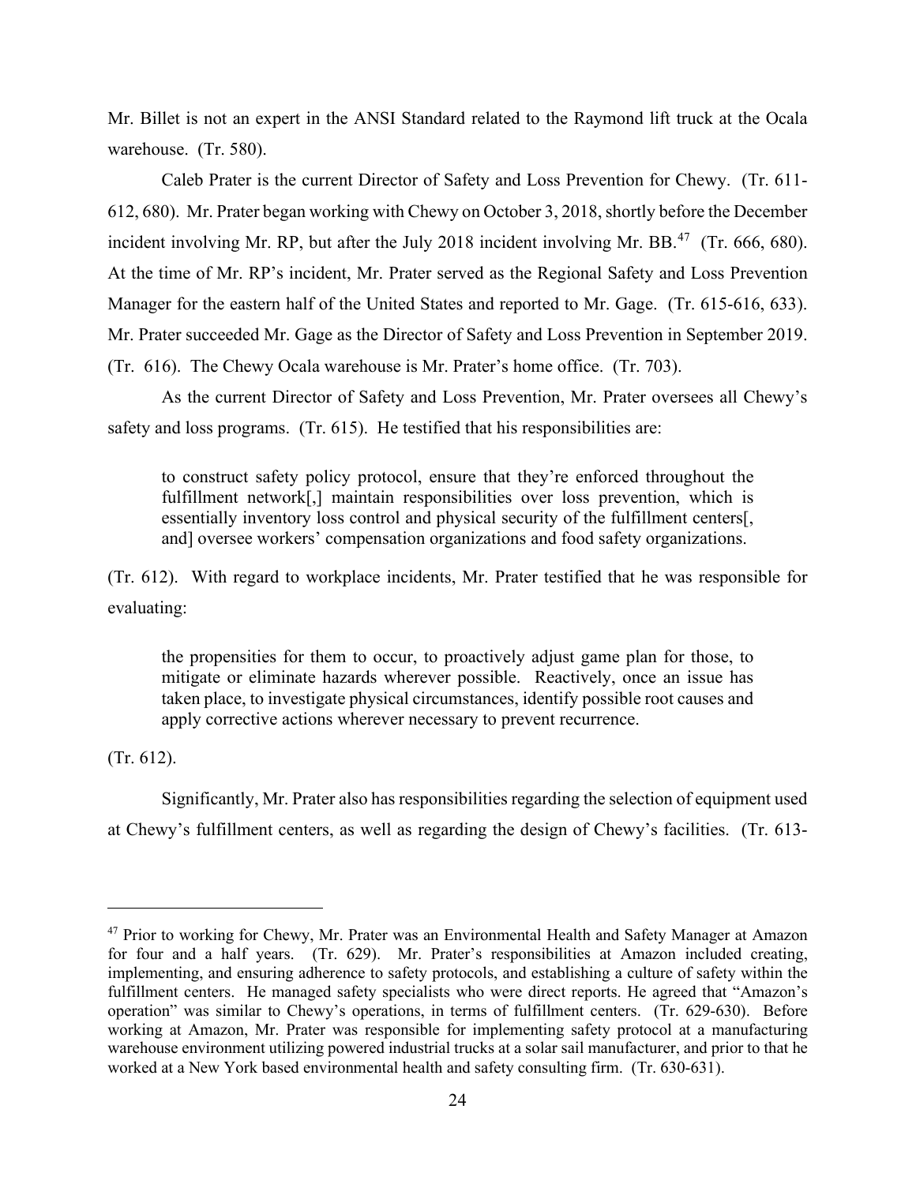Mr. Billet is not an expert in the ANSI Standard related to the Raymond lift truck at the Ocala warehouse. (Tr. 580).

Caleb Prater is the current Director of Safety and Loss Prevention for Chewy. (Tr. 611-612, 680). Mr. Prater began working with Chewy on October 3, 2018, shortly before the December incident involving Mr. RP, but after the July 2018 incident involving Mr. BB.[47] (Tr. 666, 680). At the time of Mr. RP's incident, Mr. Prater served as the Regional Safety and Loss Prevention Manager for the eastern half of the United States and reported to Mr. Gage. (Tr. 615-616, 633). Mr. Prater succeeded Mr. Gage as the Director of Safety and Loss Prevention in September 2019. (Tr. 616). The Chewy Ocala warehouse is Mr. Prater's home office. (Tr. 703).

As the current Director of Safety and Loss Prevention, Mr. Prater oversees all Chewy's safety and loss programs. (Tr. 615). He testified that his responsibilities are:

> to construct safety policy protocol, ensure that they're enforced throughout the fulfillment network[,] maintain responsibilities over loss prevention, which is essentially inventory loss control and physical security of the fulfillment centers[, and] oversee workers' compensation organizations and food safety organizations.

(Tr. 612). With regard to workplace incidents, Mr. Prater testified that he was responsible for evaluating:

> the propensities for them to occur, to proactively adjust game plan for those, to mitigate or eliminate hazards wherever possible. Reactively, once an issue has taken place, to investigate physical circumstances, identify possible root causes and apply corrective actions wherever necessary to prevent recurrence.

(Tr. 612).

Significantly, Mr. Prater also has responsibilities regarding the selection of equipment used at Chewy's fulfillment centers, as well as regarding the design of Chewy's facilities. (Tr. 613-

---

[47] Prior to working for Chewy, Mr. Prater was an Environmental Health and Safety Manager at Amazon for four and a half years. (Tr. 629). Mr. Prater's responsibilities at Amazon included creating, implementing, and ensuring adherence to safety protocols, and establishing a culture of safety within the fulfillment centers. He managed safety specialists who were direct reports. He agreed that "Amazon's operation" was similar to Chewy's operations, in terms of fulfillment centers. (Tr. 629-630). Before working at Amazon, Mr. Prater was responsible for implementing safety protocol at a manufacturing warehouse environment utilizing powered industrial trucks at a solar sail manufacturer, and prior to that he worked at a New York based environmental health and safety consulting firm. (Tr. 630-631).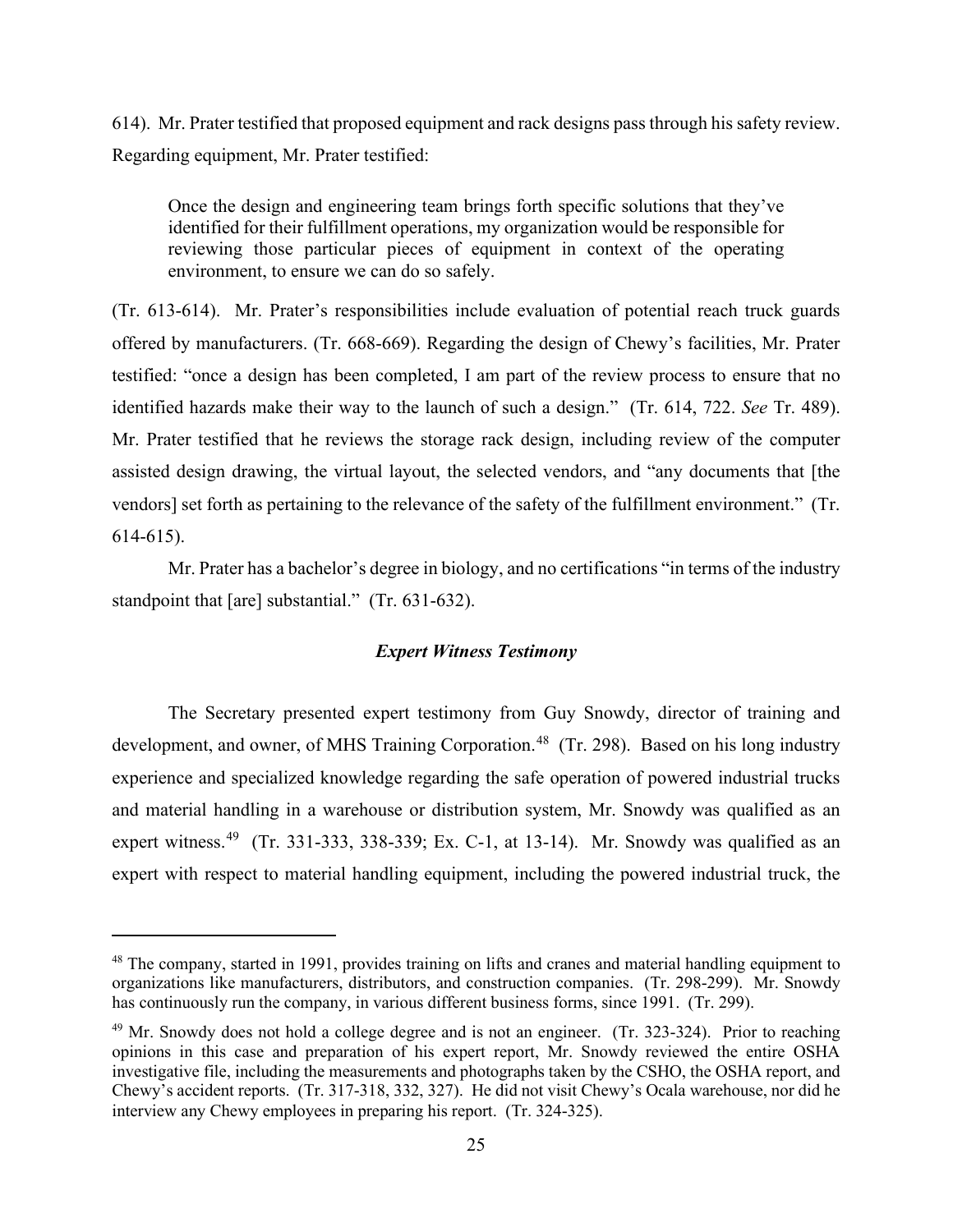614). Mr. Prater testified that proposed equipment and rack designs pass through his safety review. Regarding equipment, Mr. Prater testified:

> Once the design and engineering team brings forth specific solutions that they've identified for their fulfillment operations, my organization would be responsible for reviewing those particular pieces of equipment in context of the operating environment, to ensure we can do so safely.

(Tr. 613-614). Mr. Prater's responsibilities include evaluation of potential reach truck guards offered by manufacturers. (Tr. 668-669). Regarding the design of Chewy's facilities, Mr. Prater testified: "once a design has been completed, I am part of the review process to ensure that no identified hazards make their way to the launch of such a design." (Tr. 614, 722. *See* Tr. 489). Mr. Prater testified that he reviews the storage rack design, including review of the computer assisted design drawing, the virtual layout, the selected vendors, and "any documents that [the vendors] set forth as pertaining to the relevance of the safety of the fulfillment environment." (Tr. 614-615).

Mr. Prater has a bachelor's degree in biology, and no certifications "in terms of the industry standpoint that [are] substantial." (Tr. 631-632).

### *Expert Witness Testimony*

The Secretary presented expert testimony from Guy Snowdy, director of training and development, and owner, of MHS Training Corporation.[48] (Tr. 298). Based on his long industry experience and specialized knowledge regarding the safe operation of powered industrial trucks and material handling in a warehouse or distribution system, Mr. Snowdy was qualified as an expert witness.[49] (Tr. 331-333, 338-339; Ex. C-1, at 13-14). Mr. Snowdy was qualified as an expert with respect to material handling equipment, including the powered industrial truck, the

---

[48] The company, started in 1991, provides training on lifts and cranes and material handling equipment to organizations like manufacturers, distributors, and construction companies. (Tr. 298-299). Mr. Snowdy has continuously run the company, in various different business forms, since 1991. (Tr. 299).

[49] Mr. Snowdy does not hold a college degree and is not an engineer. (Tr. 323-324). Prior to reaching opinions in this case and preparation of his expert report, Mr. Snowdy reviewed the entire OSHA investigative file, including the measurements and photographs taken by the CSHO, the OSHA report, and Chewy's accident reports. (Tr. 317-318, 332, 327). He did not visit Chewy's Ocala warehouse, nor did he interview any Chewy employees in preparing his report. (Tr. 324-325).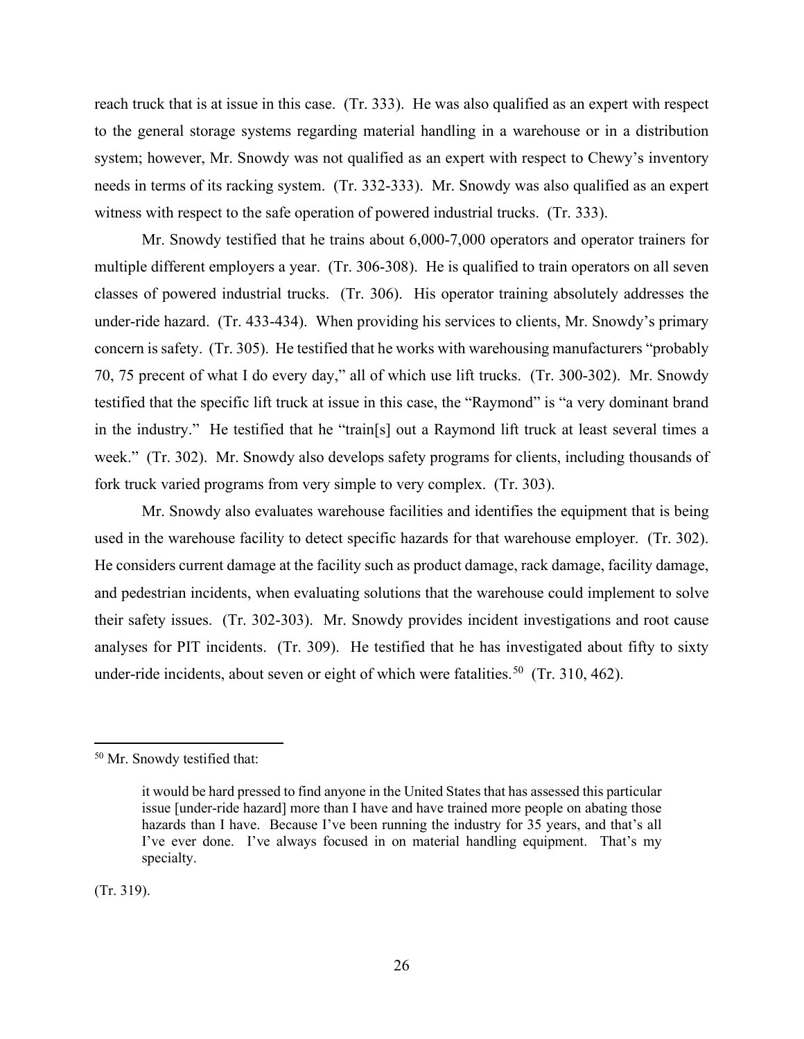reach truck that is at issue in this case. (Tr. 333). He was also qualified as an expert with respect to the general storage systems regarding material handling in a warehouse or in a distribution system; however, Mr. Snowdy was not qualified as an expert with respect to Chewy's inventory needs in terms of its racking system. (Tr. 332-333). Mr. Snowdy was also qualified as an expert witness with respect to the safe operation of powered industrial trucks. (Tr. 333).

Mr. Snowdy testified that he trains about 6,000-7,000 operators and operator trainers for multiple different employers a year. (Tr. 306-308). He is qualified to train operators on all seven classes of powered industrial trucks. (Tr. 306). His operator training absolutely addresses the under-ride hazard. (Tr. 433-434). When providing his services to clients, Mr. Snowdy's primary concern is safety. (Tr. 305). He testified that he works with warehousing manufacturers "probably 70, 75 precent of what I do every day," all of which use lift trucks. (Tr. 300-302). Mr. Snowdy testified that the specific lift truck at issue in this case, the "Raymond" is "a very dominant brand in the industry." He testified that he "train[s] out a Raymond lift truck at least several times a week." (Tr. 302). Mr. Snowdy also develops safety programs for clients, including thousands of fork truck varied programs from very simple to very complex. (Tr. 303).

Mr. Snowdy also evaluates warehouse facilities and identifies the equipment that is being used in the warehouse facility to detect specific hazards for that warehouse employer. (Tr. 302). He considers current damage at the facility such as product damage, rack damage, facility damage, and pedestrian incidents, when evaluating solutions that the warehouse could implement to solve their safety issues. (Tr. 302-303). Mr. Snowdy provides incident investigations and root cause analyses for PIT incidents. (Tr. 309). He testified that he has investigated about fifty to sixty under-ride incidents, about seven or eight of which were fatalities.[50] (Tr. 310, 462).

---

[50] Mr. Snowdy testified that:

> it would be hard pressed to find anyone in the United States that has assessed this particular issue [under-ride hazard] more than I have and have trained more people on abating those hazards than I have. Because I've been running the industry for 35 years, and that's all I've ever done. I've always focused in on material handling equipment. That's my specialty.

(Tr. 319).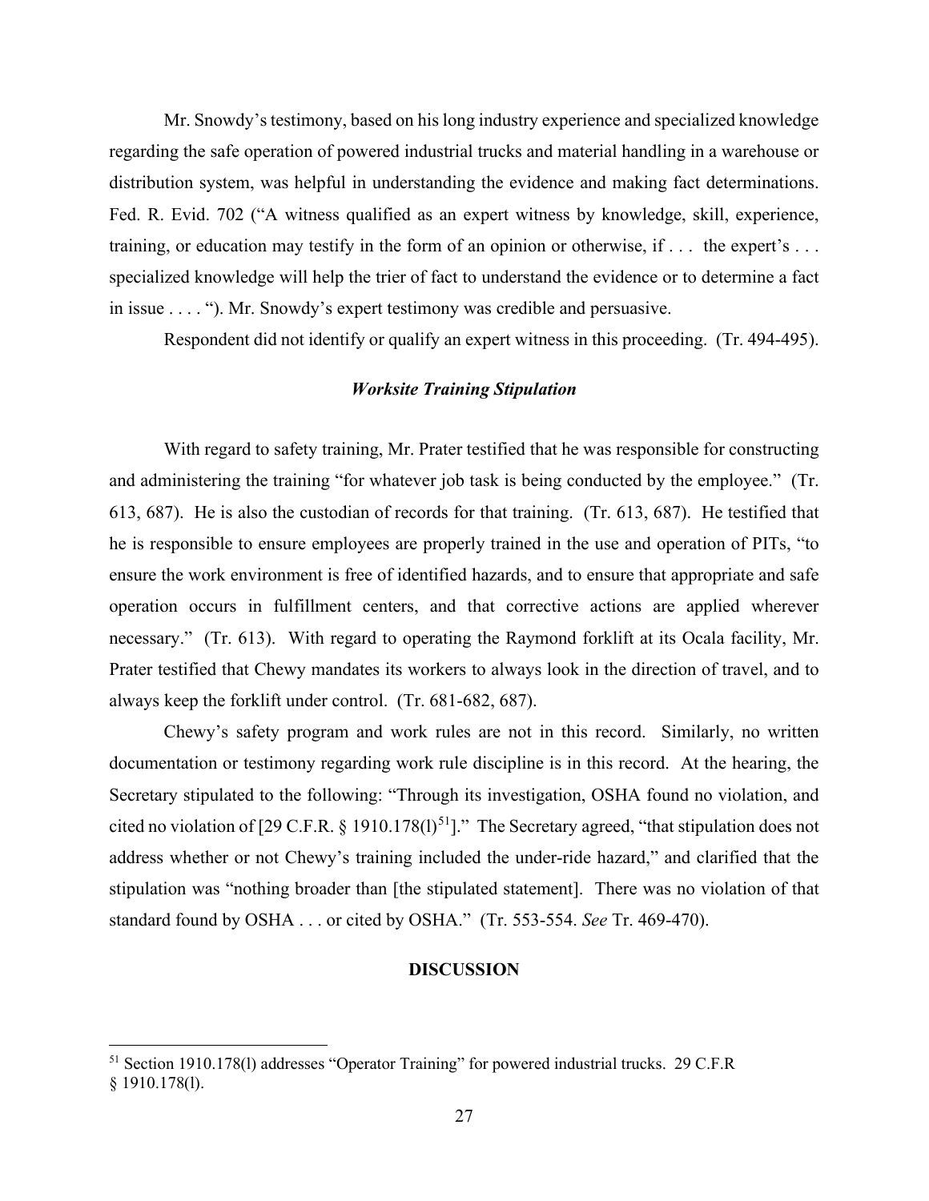Mr. Snowdy's testimony, based on his long industry experience and specialized knowledge regarding the safe operation of powered industrial trucks and material handling in a warehouse or distribution system, was helpful in understanding the evidence and making fact determinations. Fed. R. Evid. 702 ("A witness qualified as an expert witness by knowledge, skill, experience, training, or education may testify in the form of an opinion or otherwise, if . . . the expert's . . . specialized knowledge will help the trier of fact to understand the evidence or to determine a fact in issue . . . . "). Mr. Snowdy's expert testimony was credible and persuasive.

Respondent did not identify or qualify an expert witness in this proceeding. (Tr. 494-495).

### *Worksite Training Stipulation*

With regard to safety training, Mr. Prater testified that he was responsible for constructing and administering the training "for whatever job task is being conducted by the employee." (Tr. 613, 687). He is also the custodian of records for that training. (Tr. 613, 687). He testified that he is responsible to ensure employees are properly trained in the use and operation of PITs, "to ensure the work environment is free of identified hazards, and to ensure that appropriate and safe operation occurs in fulfillment centers, and that corrective actions are applied wherever necessary." (Tr. 613). With regard to operating the Raymond forklift at its Ocala facility, Mr. Prater testified that Chewy mandates its workers to always look in the direction of travel, and to always keep the forklift under control. (Tr. 681-682, 687).

Chewy's safety program and work rules are not in this record. Similarly, no written documentation or testimony regarding work rule discipline is in this record. At the hearing, the Secretary stipulated to the following: "Through its investigation, OSHA found no violation, and cited no violation of [29 C.F.R. § 1910.178(l)[51]]." The Secretary agreed, "that stipulation does not address whether or not Chewy's training included the under-ride hazard," and clarified that the stipulation was "nothing broader than [the stipulated statement]. There was no violation of that standard found by OSHA . . . or cited by OSHA." (Tr. 553-554. *See* Tr. 469-470).

## DISCUSSION

[51] Section 1910.178(l) addresses "Operator Training" for powered industrial trucks. 29 C.F.R § 1910.178(l).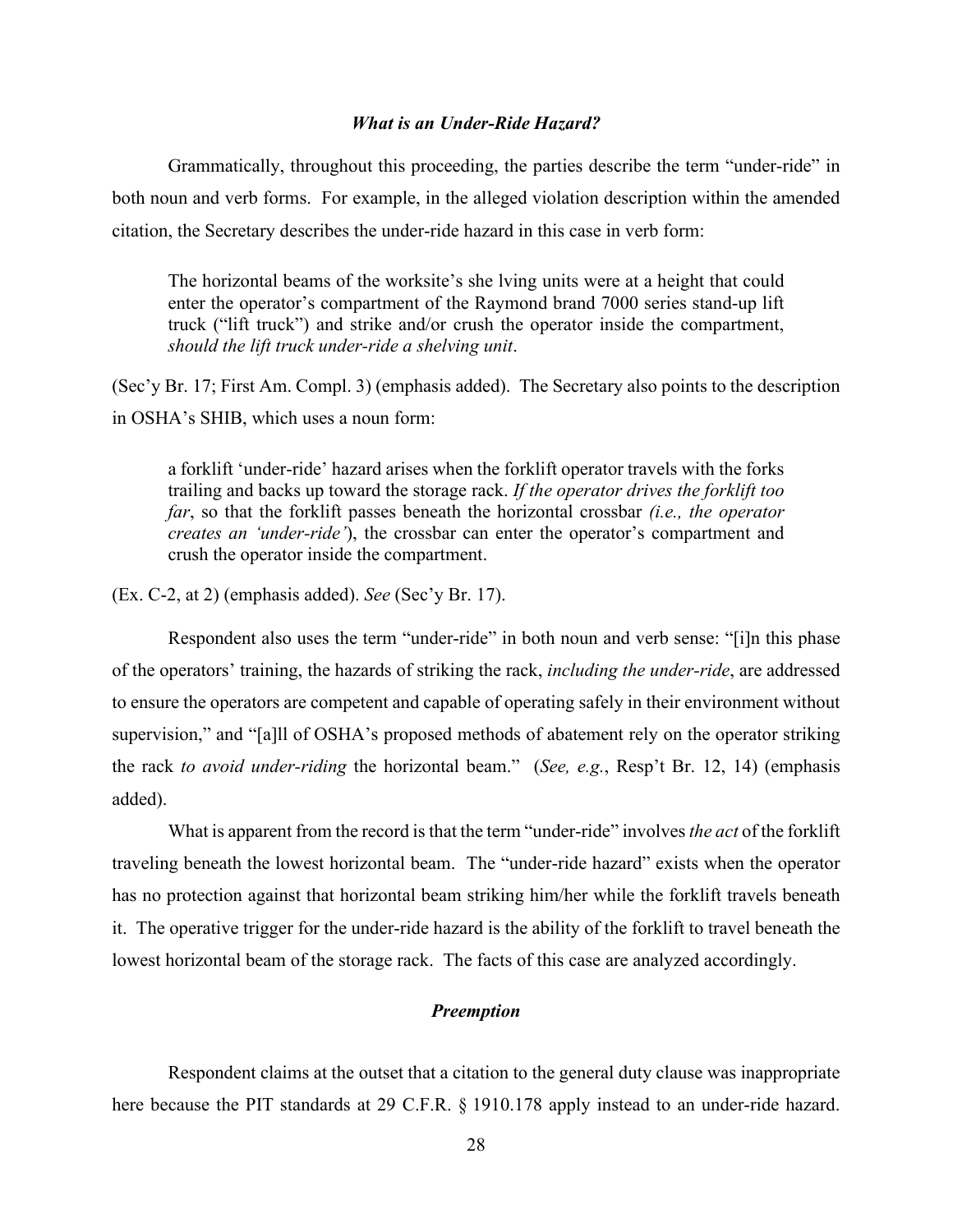### *What is an Under-Ride Hazard?*

Grammatically, throughout this proceeding, the parties describe the term "under-ride" in both noun and verb forms. For example, in the alleged violation description within the amended citation, the Secretary describes the under-ride hazard in this case in verb form:

> The horizontal beams of the worksite's she lving units were at a height that could enter the operator's compartment of the Raymond brand 7000 series stand-up lift truck ("lift truck") and strike and/or crush the operator inside the compartment, *should the lift truck under-ride a shelving unit*.

(Sec'y Br. 17; First Am. Compl. 3) (emphasis added). The Secretary also points to the description in OSHA's SHIB, which uses a noun form:

> a forklift 'under-ride' hazard arises when the forklift operator travels with the forks trailing and backs up toward the storage rack. *If the operator drives the forklift too far*, so that the forklift passes beneath the horizontal crossbar *(i.e., the operator creates an 'under-ride')*, the crossbar can enter the operator's compartment and crush the operator inside the compartment.

(Ex. C-2, at 2) (emphasis added). *See* (Sec'y Br. 17).

Respondent also uses the term "under-ride" in both noun and verb sense: "[i]n this phase of the operators' training, the hazards of striking the rack, *including the under-ride*, are addressed to ensure the operators are competent and capable of operating safely in their environment without supervision," and "[a]ll of OSHA's proposed methods of abatement rely on the operator striking the rack *to avoid under-riding* the horizontal beam." (*See, e.g.*, Resp't Br. 12, 14) (emphasis added).

What is apparent from the record is that the term "under-ride" involves *the act* of the forklift traveling beneath the lowest horizontal beam. The "under-ride hazard" exists when the operator has no protection against that horizontal beam striking him/her while the forklift travels beneath it. The operative trigger for the under-ride hazard is the ability of the forklift to travel beneath the lowest horizontal beam of the storage rack. The facts of this case are analyzed accordingly.

### *Preemption*

Respondent claims at the outset that a citation to the general duty clause was inappropriate here because the PIT standards at 29 C.F.R. § 1910.178 apply instead to an under-ride hazard.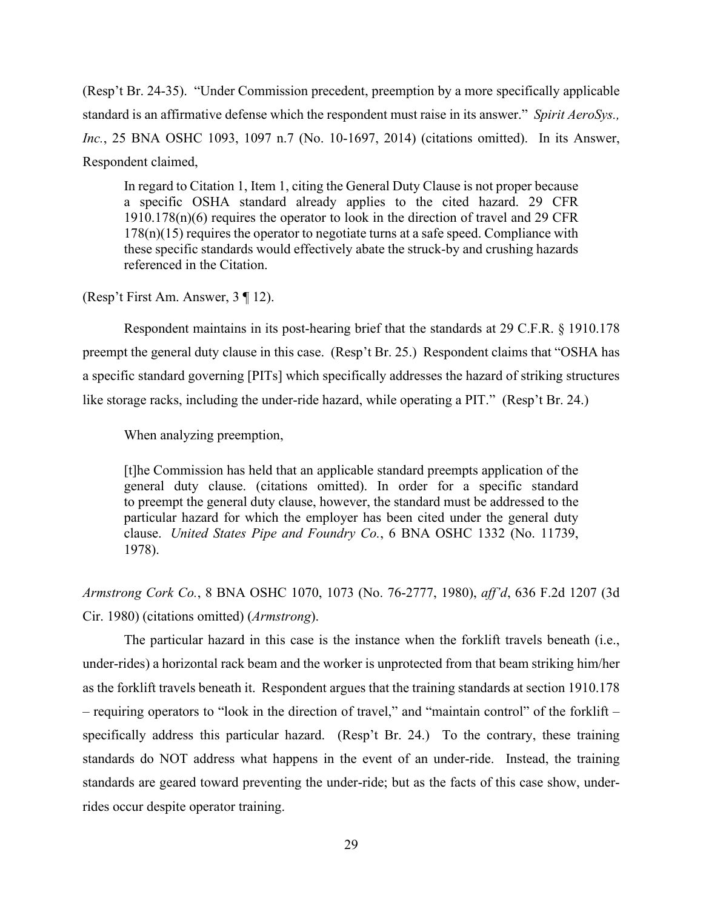(Resp't Br. 24-35). "Under Commission precedent, preemption by a more specifically applicable standard is an affirmative defense which the respondent must raise in its answer." *Spirit AeroSys., Inc.*, 25 BNA OSHC 1093, 1097 n.7 (No. 10-1697, 2014) (citations omitted). In its Answer, Respondent claimed,

> In regard to Citation 1, Item 1, citing the General Duty Clause is not proper because a specific OSHA standard already applies to the cited hazard. 29 CFR 1910.178(n)(6) requires the operator to look in the direction of travel and 29 CFR 178(n)(15) requires the operator to negotiate turns at a safe speed. Compliance with these specific standards would effectively abate the struck-by and crushing hazards referenced in the Citation.

(Resp't First Am. Answer, 3 ¶ 12).

Respondent maintains in its post-hearing brief that the standards at 29 C.F.R. § 1910.178 preempt the general duty clause in this case. (Resp't Br. 25.) Respondent claims that "OSHA has a specific standard governing [PITs] which specifically addresses the hazard of striking structures like storage racks, including the under-ride hazard, while operating a PIT." (Resp't Br. 24.)

When analyzing preemption,

> [t]he Commission has held that an applicable standard preempts application of the general duty clause. (citations omitted). In order for a specific standard to preempt the general duty clause, however, the standard must be addressed to the particular hazard for which the employer has been cited under the general duty clause. *United States Pipe and Foundry Co.*, 6 BNA OSHC 1332 (No. 11739, 1978).

*Armstrong Cork Co.*, 8 BNA OSHC 1070, 1073 (No. 76-2777, 1980), *aff'd*, 636 F.2d 1207 (3d Cir. 1980) (citations omitted) (*Armstrong*).

The particular hazard in this case is the instance when the forklift travels beneath (i.e., under-rides) a horizontal rack beam and the worker is unprotected from that beam striking him/her as the forklift travels beneath it. Respondent argues that the training standards at section 1910.178 – requiring operators to "look in the direction of travel," and "maintain control" of the forklift – specifically address this particular hazard. (Resp't Br. 24.) To the contrary, these training standards do NOT address what happens in the event of an under-ride. Instead, the training standards are geared toward preventing the under-ride; but as the facts of this case show, under-rides occur despite operator training.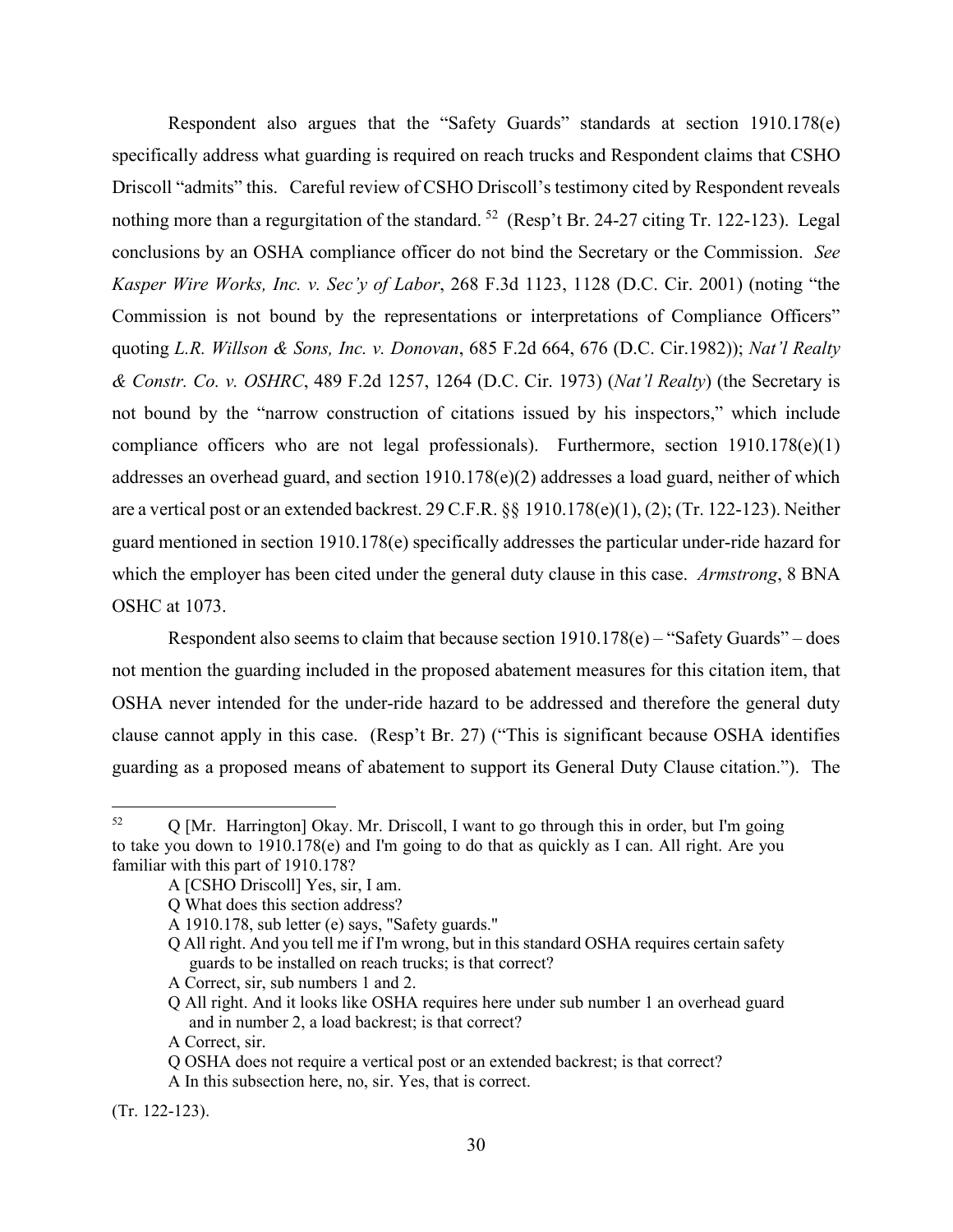Respondent also argues that the "Safety Guards" standards at section 1910.178(e) specifically address what guarding is required on reach trucks and Respondent claims that CSHO Driscoll "admits" this. Careful review of CSHO Driscoll's testimony cited by Respondent reveals nothing more than a regurgitation of the standard. [52] (Resp't Br. 24-27 citing Tr. 122-123). Legal conclusions by an OSHA compliance officer do not bind the Secretary or the Commission. *See Kasper Wire Works, Inc. v. Sec'y of Labor*, 268 F.3d 1123, 1128 (D.C. Cir. 2001) (noting "the Commission is not bound by the representations or interpretations of Compliance Officers" quoting *L.R. Willson & Sons, Inc. v. Donovan*, 685 F.2d 664, 676 (D.C. Cir.1982)); *Nat'l Realty & Constr. Co. v. OSHRC*, 489 F.2d 1257, 1264 (D.C. Cir. 1973) (*Nat'l Realty*) (the Secretary is not bound by the "narrow construction of citations issued by his inspectors," which include compliance officers who are not legal professionals). Furthermore, section 1910.178(e)(1) addresses an overhead guard, and section 1910.178(e)(2) addresses a load guard, neither of which are a vertical post or an extended backrest. 29 C.F.R. §§ 1910.178(e)(1), (2); (Tr. 122-123). Neither guard mentioned in section 1910.178(e) specifically addresses the particular under-ride hazard for which the employer has been cited under the general duty clause in this case. *Armstrong*, 8 BNA OSHC at 1073.

Respondent also seems to claim that because section 1910.178(e) – "Safety Guards" – does not mention the guarding included in the proposed abatement measures for this citation item, that OSHA never intended for the under-ride hazard to be addressed and therefore the general duty clause cannot apply in this case. (Resp't Br. 27) ("This is significant because OSHA identifies guarding as a proposed means of abatement to support its General Duty Clause citation."). The

---

[52] Q [Mr. Harrington] Okay. Mr. Driscoll, I want to go through this in order, but I'm going to take you down to 1910.178(e) and I'm going to do that as quickly as I can. All right. Are you familiar with this part of 1910.178?

A [CSHO Driscoll] Yes, sir, I am.

Q What does this section address?

A 1910.178, sub letter (e) says, "Safety guards."

Q All right. And you tell me if I'm wrong, but in this standard OSHA requires certain safety guards to be installed on reach trucks; is that correct?

A Correct, sir, sub numbers 1 and 2.

Q All right. And it looks like OSHA requires here under sub number 1 an overhead guard and in number 2, a load backrest; is that correct?

A Correct, sir.

Q OSHA does not require a vertical post or an extended backrest; is that correct?

A In this subsection here, no, sir. Yes, that is correct.

(Tr. 122-123).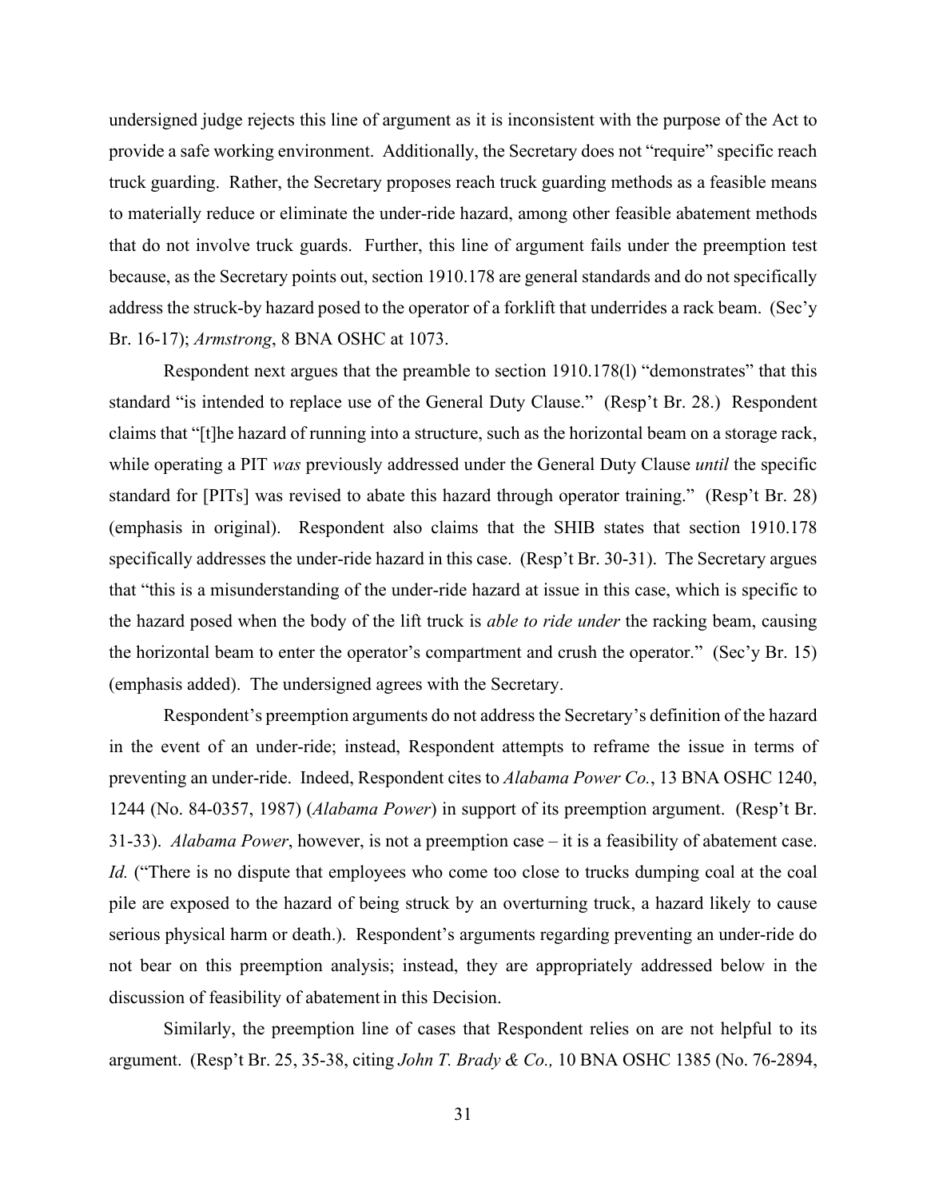undersigned judge rejects this line of argument as it is inconsistent with the purpose of the Act to provide a safe working environment. Additionally, the Secretary does not "require" specific reach truck guarding. Rather, the Secretary proposes reach truck guarding methods as a feasible means to materially reduce or eliminate the under-ride hazard, among other feasible abatement methods that do not involve truck guards. Further, this line of argument fails under the preemption test because, as the Secretary points out, section 1910.178 are general standards and do not specifically address the struck-by hazard posed to the operator of a forklift that underrides a rack beam. (Sec'y Br. 16-17); *Armstrong*, 8 BNA OSHC at 1073.

Respondent next argues that the preamble to section 1910.178(l) "demonstrates" that this standard "is intended to replace use of the General Duty Clause." (Resp't Br. 28.) Respondent claims that "[t]he hazard of running into a structure, such as the horizontal beam on a storage rack, while operating a PIT *was* previously addressed under the General Duty Clause *until* the specific standard for [PITs] was revised to abate this hazard through operator training." (Resp't Br. 28) (emphasis in original). Respondent also claims that the SHIB states that section 1910.178 specifically addresses the under-ride hazard in this case. (Resp't Br. 30-31). The Secretary argues that "this is a misunderstanding of the under-ride hazard at issue in this case, which is specific to the hazard posed when the body of the lift truck is *able to ride under* the racking beam, causing the horizontal beam to enter the operator's compartment and crush the operator." (Sec'y Br. 15) (emphasis added). The undersigned agrees with the Secretary.

Respondent's preemption arguments do not address the Secretary's definition of the hazard in the event of an under-ride; instead, Respondent attempts to reframe the issue in terms of preventing an under-ride. Indeed, Respondent cites to *Alabama Power Co.*, 13 BNA OSHC 1240, 1244 (No. 84-0357, 1987) (*Alabama Power*) in support of its preemption argument. (Resp't Br. 31-33). *Alabama Power*, however, is not a preemption case – it is a feasibility of abatement case. *Id.* ("There is no dispute that employees who come too close to trucks dumping coal at the coal pile are exposed to the hazard of being struck by an overturning truck, a hazard likely to cause serious physical harm or death.). Respondent's arguments regarding preventing an under-ride do not bear on this preemption analysis; instead, they are appropriately addressed below in the discussion of feasibility of abatement in this Decision.

Similarly, the preemption line of cases that Respondent relies on are not helpful to its argument. (Resp't Br. 25, 35-38, citing *John T. Brady & Co.,* 10 BNA OSHC 1385 (No. 76-2894,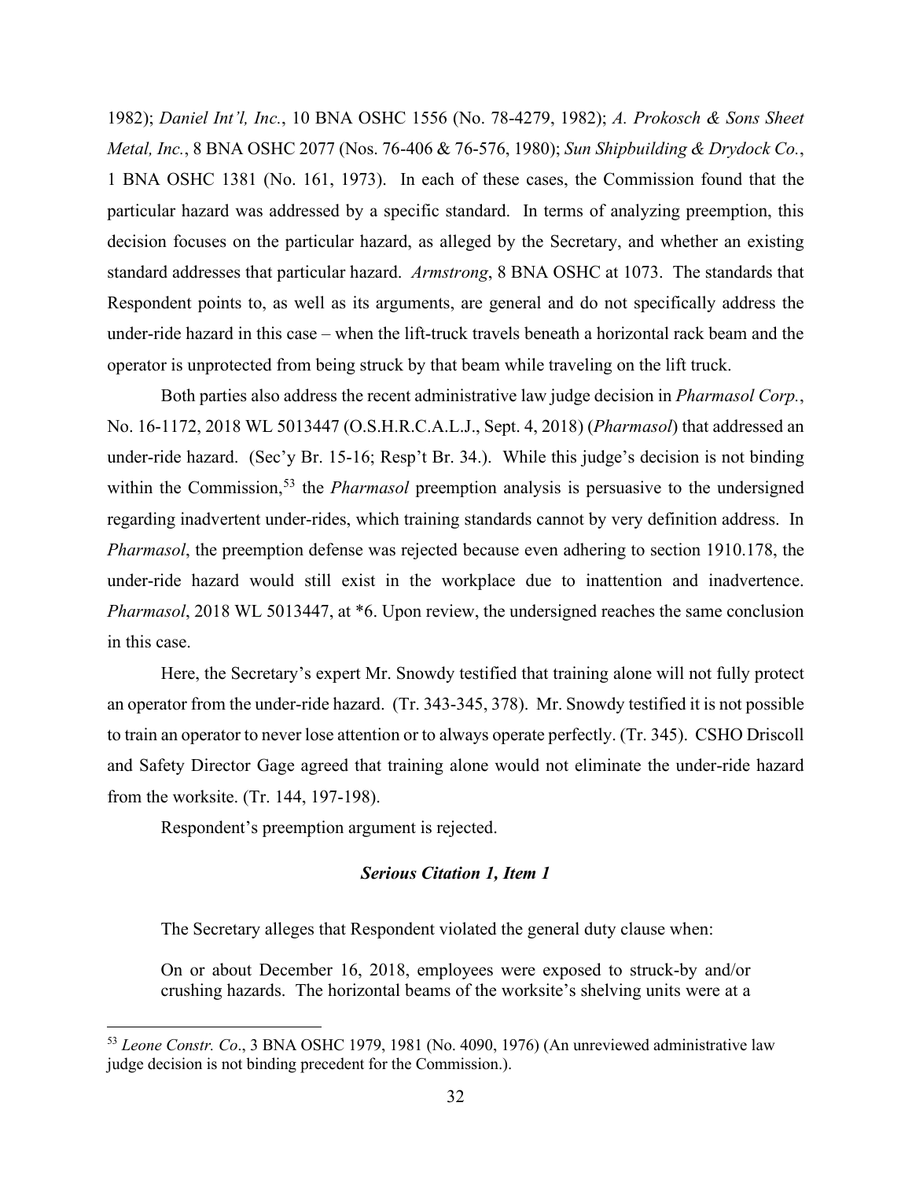1982); *Daniel Int'l, Inc.*, 10 BNA OSHC 1556 (No. 78-4279, 1982); *A. Prokosch & Sons Sheet Metal, Inc.*, 8 BNA OSHC 2077 (Nos. 76-406 & 76-576, 1980); *Sun Shipbuilding & Drydock Co.*, 1 BNA OSHC 1381 (No. 161, 1973). In each of these cases, the Commission found that the particular hazard was addressed by a specific standard. In terms of analyzing preemption, this decision focuses on the particular hazard, as alleged by the Secretary, and whether an existing standard addresses that particular hazard. *Armstrong*, 8 BNA OSHC at 1073. The standards that Respondent points to, as well as its arguments, are general and do not specifically address the under-ride hazard in this case – when the lift-truck travels beneath a horizontal rack beam and the operator is unprotected from being struck by that beam while traveling on the lift truck.

Both parties also address the recent administrative law judge decision in *Pharmasol Corp.*, No. 16-1172, 2018 WL 5013447 (O.S.H.R.C.A.L.J., Sept. 4, 2018) (*Pharmasol*) that addressed an under-ride hazard. (Sec'y Br. 15-16; Resp't Br. 34.). While this judge's decision is not binding within the Commission,[53] the *Pharmasol* preemption analysis is persuasive to the undersigned regarding inadvertent under-rides, which training standards cannot by very definition address. In *Pharmasol*, the preemption defense was rejected because even adhering to section 1910.178, the under-ride hazard would still exist in the workplace due to inattention and inadvertence. *Pharmasol*, 2018 WL 5013447, at *6. Upon review, the undersigned reaches the same conclusion in this case.

Here, the Secretary's expert Mr. Snowdy testified that training alone will not fully protect an operator from the under-ride hazard. (Tr. 343-345, 378). Mr. Snowdy testified it is not possible to train an operator to never lose attention or to always operate perfectly. (Tr. 345). CSHO Driscoll and Safety Director Gage agreed that training alone would not eliminate the under-ride hazard from the worksite. (Tr. 144, 197-198).

Respondent's preemption argument is rejected.

### *Serious Citation 1, Item 1*

The Secretary alleges that Respondent violated the general duty clause when:

> On or about December 16, 2018, employees were exposed to struck-by and/or crushing hazards. The horizontal beams of the worksite's shelving units were at a

---

[53] *Leone Constr. Co*., 3 BNA OSHC 1979, 1981 (No. 4090, 1976) (An unreviewed administrative law judge decision is not binding precedent for the Commission.).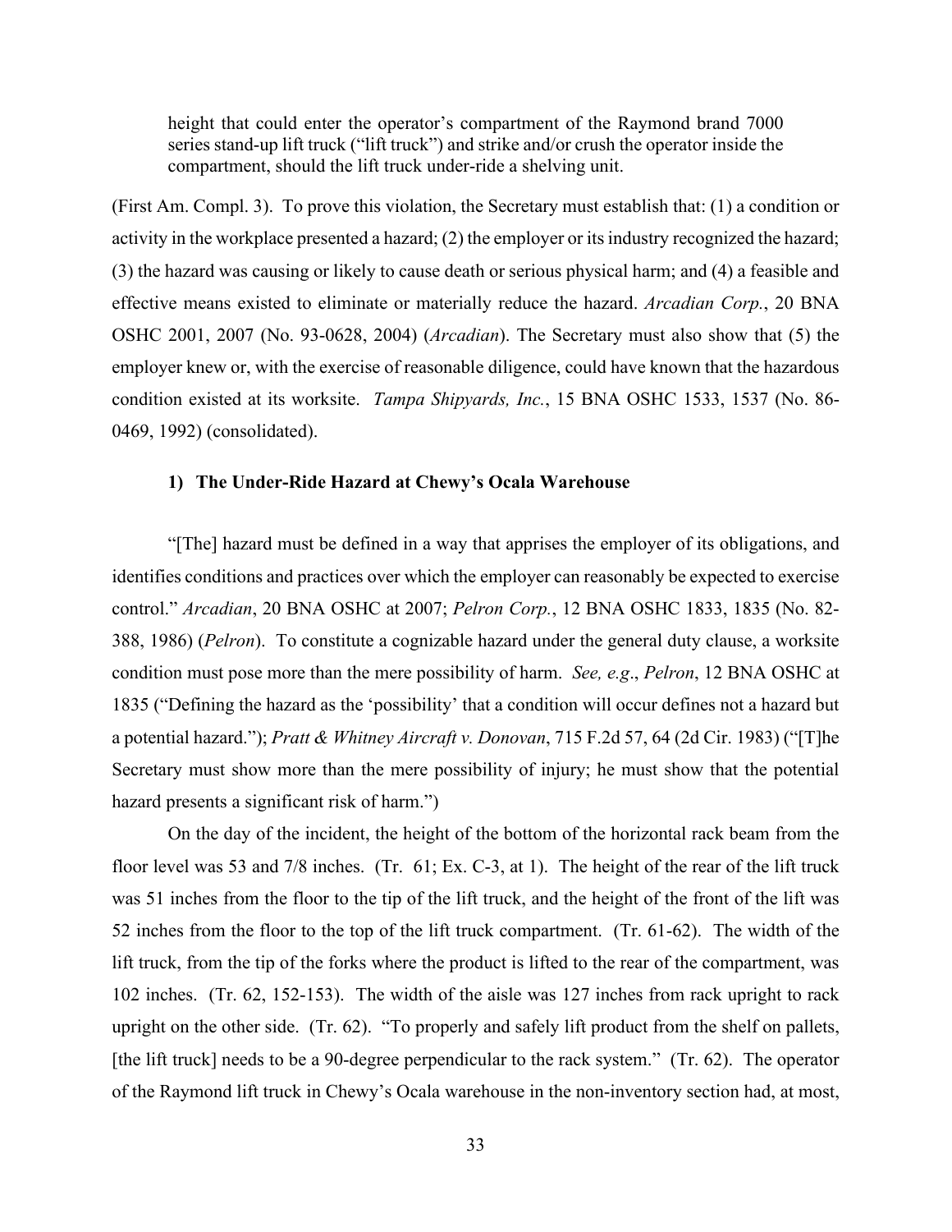> height that could enter the operator's compartment of the Raymond brand 7000 series stand-up lift truck ("lift truck") and strike and/or crush the operator inside the compartment, should the lift truck under-ride a shelving unit.

(First Am. Compl. 3). To prove this violation, the Secretary must establish that: (1) a condition or activity in the workplace presented a hazard; (2) the employer or its industry recognized the hazard; (3) the hazard was causing or likely to cause death or serious physical harm; and (4) a feasible and effective means existed to eliminate or materially reduce the hazard. *Arcadian Corp.*, 20 BNA OSHC 2001, 2007 (No. 93-0628, 2004) (*Arcadian*). The Secretary must also show that (5) the employer knew or, with the exercise of reasonable diligence, could have known that the hazardous condition existed at its worksite. *Tampa Shipyards, Inc.*, 15 BNA OSHC 1533, 1537 (No. 86-0469, 1992) (consolidated).

#### 1) The Under-Ride Hazard at Chewy's Ocala Warehouse

"[The] hazard must be defined in a way that apprises the employer of its obligations, and identifies conditions and practices over which the employer can reasonably be expected to exercise control." *Arcadian*, 20 BNA OSHC at 2007; *Pelron Corp.*, 12 BNA OSHC 1833, 1835 (No. 82-388, 1986) (*Pelron*). To constitute a cognizable hazard under the general duty clause, a worksite condition must pose more than the mere possibility of harm. *See, e.g*., *Pelron*, 12 BNA OSHC at 1835 ("Defining the hazard as the 'possibility' that a condition will occur defines not a hazard but a potential hazard."); *Pratt & Whitney Aircraft v. Donovan*, 715 F.2d 57, 64 (2d Cir. 1983) ("[T]he Secretary must show more than the mere possibility of injury; he must show that the potential hazard presents a significant risk of harm.")

On the day of the incident, the height of the bottom of the horizontal rack beam from the floor level was 53 and 7/8 inches. (Tr. 61; Ex. C-3, at 1). The height of the rear of the lift truck was 51 inches from the floor to the tip of the lift truck, and the height of the front of the lift was 52 inches from the floor to the top of the lift truck compartment. (Tr. 61-62). The width of the lift truck, from the tip of the forks where the product is lifted to the rear of the compartment, was 102 inches. (Tr. 62, 152-153). The width of the aisle was 127 inches from rack upright to rack upright on the other side. (Tr. 62). "To properly and safely lift product from the shelf on pallets, [the lift truck] needs to be a 90-degree perpendicular to the rack system." (Tr. 62). The operator of the Raymond lift truck in Chewy's Ocala warehouse in the non-inventory section had, at most,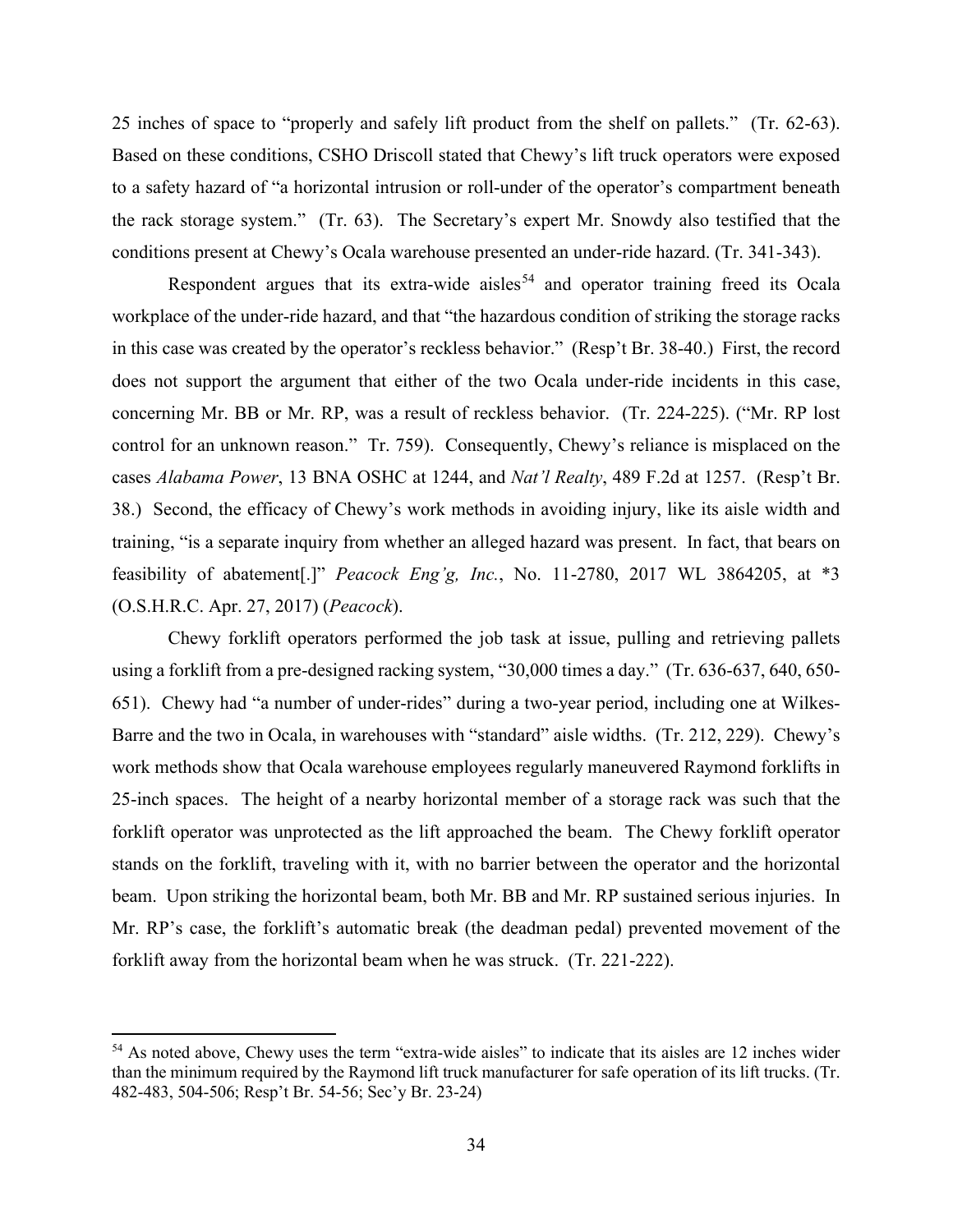25 inches of space to "properly and safely lift product from the shelf on pallets." (Tr. 62-63). Based on these conditions, CSHO Driscoll stated that Chewy's lift truck operators were exposed to a safety hazard of "a horizontal intrusion or roll-under of the operator's compartment beneath the rack storage system." (Tr. 63). The Secretary's expert Mr. Snowdy also testified that the conditions present at Chewy's Ocala warehouse presented an under-ride hazard. (Tr. 341-343).

Respondent argues that its extra-wide aisles[54] and operator training freed its Ocala workplace of the under-ride hazard, and that "the hazardous condition of striking the storage racks in this case was created by the operator's reckless behavior." (Resp't Br. 38-40.) First, the record does not support the argument that either of the two Ocala under-ride incidents in this case, concerning Mr. BB or Mr. RP, was a result of reckless behavior. (Tr. 224-225). ("Mr. RP lost control for an unknown reason." Tr. 759). Consequently, Chewy's reliance is misplaced on the cases *Alabama Power*, 13 BNA OSHC at 1244, and *Nat'l Realty*, 489 F.2d at 1257. (Resp't Br. 38.) Second, the efficacy of Chewy's work methods in avoiding injury, like its aisle width and training, "is a separate inquiry from whether an alleged hazard was present. In fact, that bears on feasibility of abatement[.]" *Peacock Eng'g, Inc.*, No. 11-2780, 2017 WL 3864205, at *3 (O.S.H.R.C. Apr. 27, 2017) (*Peacock*).

Chewy forklift operators performed the job task at issue, pulling and retrieving pallets using a forklift from a pre-designed racking system, "30,000 times a day." (Tr. 636-637, 640, 650-651). Chewy had "a number of under-rides" during a two-year period, including one at Wilkes-Barre and the two in Ocala, in warehouses with "standard" aisle widths. (Tr. 212, 229). Chewy's work methods show that Ocala warehouse employees regularly maneuvered Raymond forklifts in 25-inch spaces. The height of a nearby horizontal member of a storage rack was such that the forklift operator was unprotected as the lift approached the beam. The Chewy forklift operator stands on the forklift, traveling with it, with no barrier between the operator and the horizontal beam. Upon striking the horizontal beam, both Mr. BB and Mr. RP sustained serious injuries. In Mr. RP's case, the forklift's automatic break (the deadman pedal) prevented movement of the forklift away from the horizontal beam when he was struck. (Tr. 221-222).

---

[54] As noted above, Chewy uses the term "extra-wide aisles" to indicate that its aisles are 12 inches wider than the minimum required by the Raymond lift truck manufacturer for safe operation of its lift trucks. (Tr. 482-483, 504-506; Resp't Br. 54-56; Sec'y Br. 23-24)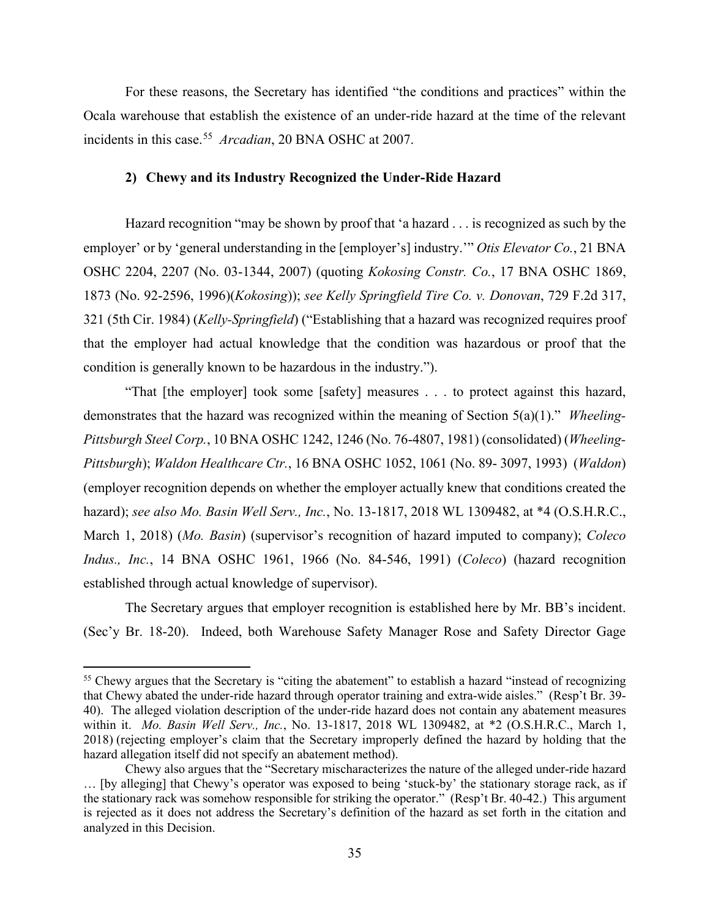For these reasons, the Secretary has identified "the conditions and practices" within the Ocala warehouse that establish the existence of an under-ride hazard at the time of the relevant incidents in this case.[55] *Arcadian*, 20 BNA OSHC at 2007.

### 2) Chewy and its Industry Recognized the Under-Ride Hazard

Hazard recognition "may be shown by proof that 'a hazard . . . is recognized as such by the employer' or by 'general understanding in the [employer's] industry.'" *Otis Elevator Co.*, 21 BNA OSHC 2204, 2207 (No. 03-1344, 2007) (quoting *Kokosing Constr. Co.*, 17 BNA OSHC 1869, 1873 (No. 92-2596, 1996)(*Kokosing*)); *see Kelly Springfield Tire Co. v. Donovan*, 729 F.2d 317, 321 (5th Cir. 1984) (*Kelly-Springfield*) ("Establishing that a hazard was recognized requires proof that the employer had actual knowledge that the condition was hazardous or proof that the condition is generally known to be hazardous in the industry.").

"That [the employer] took some [safety] measures . . . to protect against this hazard, demonstrates that the hazard was recognized within the meaning of Section 5(a)(1)." *Wheeling-Pittsburgh Steel Corp.*, 10 BNA OSHC 1242, 1246 (No. 76-4807, 1981) (consolidated) (*Wheeling-Pittsburgh*); *Waldon Healthcare Ctr.*, 16 BNA OSHC 1052, 1061 (No. 89- 3097, 1993) (*Waldon*) (employer recognition depends on whether the employer actually knew that conditions created the hazard); *see also Mo. Basin Well Serv., Inc.*, No. 13-1817, 2018 WL 1309482, at *4 (O.S.H.R.C., March 1, 2018) (*Mo. Basin*) (supervisor's recognition of hazard imputed to company); *Coleco Indus., Inc.*, 14 BNA OSHC 1961, 1966 (No. 84-546, 1991) (*Coleco*) (hazard recognition established through actual knowledge of supervisor).

The Secretary argues that employer recognition is established here by Mr. BB's incident. (Sec'y Br. 18-20). Indeed, both Warehouse Safety Manager Rose and Safety Director Gage

---

[55] Chewy argues that the Secretary is "citing the abatement" to establish a hazard "instead of recognizing that Chewy abated the under-ride hazard through operator training and extra-wide aisles." (Resp't Br. 39-40). The alleged violation description of the under-ride hazard does not contain any abatement measures within it. *Mo. Basin Well Serv., Inc.*, No. 13-1817, 2018 WL 1309482, at *2 (O.S.H.R.C., March 1, 2018) (rejecting employer's claim that the Secretary improperly defined the hazard by holding that the hazard allegation itself did not specify an abatement method).

Chewy also argues that the "Secretary mischaracterizes the nature of the alleged under-ride hazard … [by alleging] that Chewy's operator was exposed to being 'stuck-by' the stationary storage rack, as if the stationary rack was somehow responsible for striking the operator." (Resp't Br. 40-42.) This argument is rejected as it does not address the Secretary's definition of the hazard as set forth in the citation and analyzed in this Decision.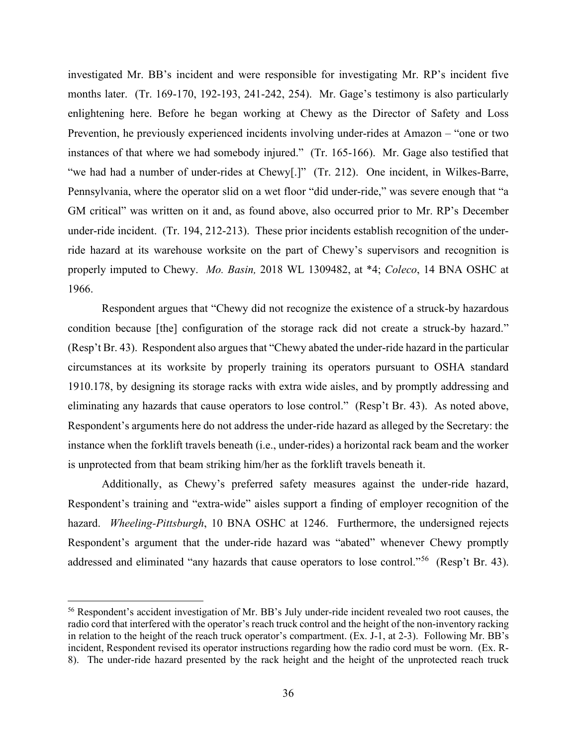investigated Mr. BB's incident and were responsible for investigating Mr. RP's incident five months later. (Tr. 169-170, 192-193, 241-242, 254). Mr. Gage's testimony is also particularly enlightening here. Before he began working at Chewy as the Director of Safety and Loss Prevention, he previously experienced incidents involving under-rides at Amazon – "one or two instances of that where we had somebody injured." (Tr. 165-166). Mr. Gage also testified that "we had had a number of under-rides at Chewy[.]" (Tr. 212). One incident, in Wilkes-Barre, Pennsylvania, where the operator slid on a wet floor "did under-ride," was severe enough that "a GM critical" was written on it and, as found above, also occurred prior to Mr. RP's December under-ride incident. (Tr. 194, 212-213). These prior incidents establish recognition of the under-ride hazard at its warehouse worksite on the part of Chewy's supervisors and recognition is properly imputed to Chewy. *Mo. Basin,* 2018 WL 1309482, at *4; *Coleco*, 14 BNA OSHC at 1966.

Respondent argues that "Chewy did not recognize the existence of a struck-by hazardous condition because [the] configuration of the storage rack did not create a struck-by hazard." (Resp't Br. 43). Respondent also argues that "Chewy abated the under-ride hazard in the particular circumstances at its worksite by properly training its operators pursuant to OSHA standard 1910.178, by designing its storage racks with extra wide aisles, and by promptly addressing and eliminating any hazards that cause operators to lose control." (Resp't Br. 43). As noted above, Respondent's arguments here do not address the under-ride hazard as alleged by the Secretary: the instance when the forklift travels beneath (i.e., under-rides) a horizontal rack beam and the worker is unprotected from that beam striking him/her as the forklift travels beneath it.

Additionally, as Chewy's preferred safety measures against the under-ride hazard, Respondent's training and "extra-wide" aisles support a finding of employer recognition of the hazard. *Wheeling-Pittsburgh*, 10 BNA OSHC at 1246. Furthermore, the undersigned rejects Respondent's argument that the under-ride hazard was "abated" whenever Chewy promptly addressed and eliminated "any hazards that cause operators to lose control."[56] (Resp't Br. 43).

[56] Respondent's accident investigation of Mr. BB's July under-ride incident revealed two root causes, the radio cord that interfered with the operator's reach truck control and the height of the non-inventory racking in relation to the height of the reach truck operator's compartment. (Ex. J-1, at 2-3). Following Mr. BB's incident, Respondent revised its operator instructions regarding how the radio cord must be worn. (Ex. R-8). The under-ride hazard presented by the rack height and the height of the unprotected reach truck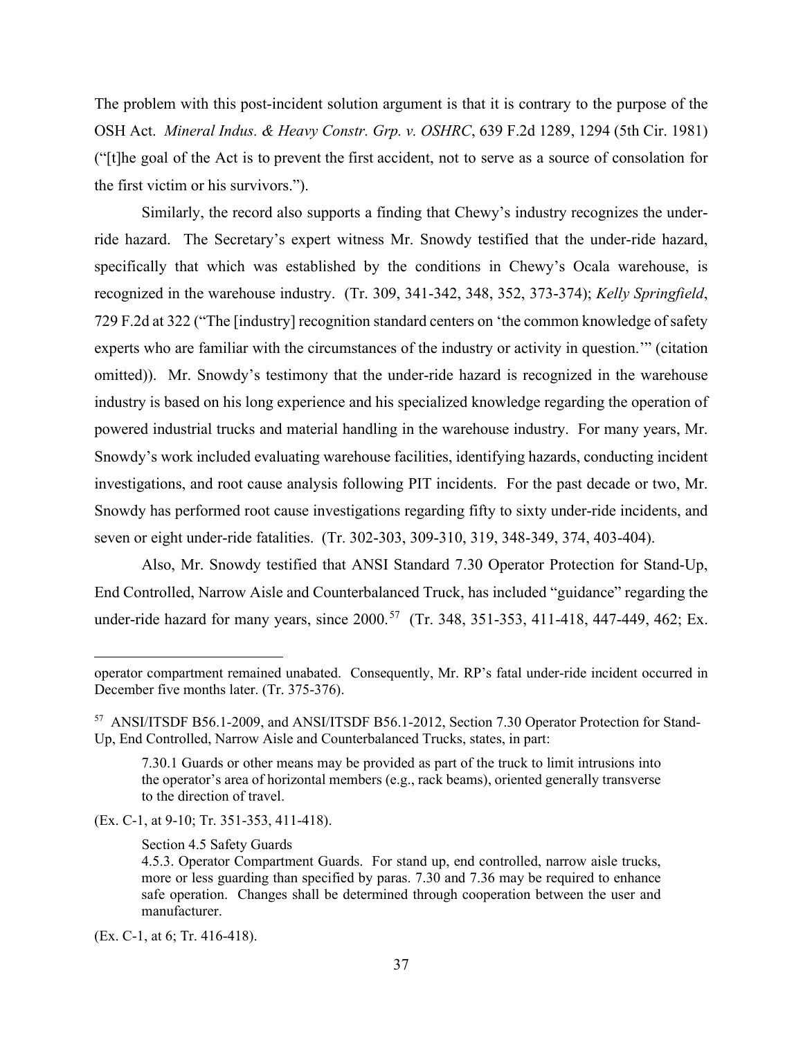The problem with this post-incident solution argument is that it is contrary to the purpose of the OSH Act. *Mineral Indus. & Heavy Constr. Grp. v. OSHRC*, 639 F.2d 1289, 1294 (5th Cir. 1981) ("[t]he goal of the Act is to prevent the first accident, not to serve as a source of consolation for the first victim or his survivors.").

Similarly, the record also supports a finding that Chewy's industry recognizes the under-ride hazard. The Secretary's expert witness Mr. Snowdy testified that the under-ride hazard, specifically that which was established by the conditions in Chewy's Ocala warehouse, is recognized in the warehouse industry. (Tr. 309, 341-342, 348, 352, 373-374); *Kelly Springfield*, 729 F.2d at 322 ("The [industry] recognition standard centers on 'the common knowledge of safety experts who are familiar with the circumstances of the industry or activity in question.'" (citation omitted)). Mr. Snowdy's testimony that the under-ride hazard is recognized in the warehouse industry is based on his long experience and his specialized knowledge regarding the operation of powered industrial trucks and material handling in the warehouse industry. For many years, Mr. Snowdy's work included evaluating warehouse facilities, identifying hazards, conducting incident investigations, and root cause analysis following PIT incidents. For the past decade or two, Mr. Snowdy has performed root cause investigations regarding fifty to sixty under-ride incidents, and seven or eight under-ride fatalities. (Tr. 302-303, 309-310, 319, 348-349, 374, 403-404).

Also, Mr. Snowdy testified that ANSI Standard 7.30 Operator Protection for Stand-Up, End Controlled, Narrow Aisle and Counterbalanced Truck, has included "guidance" regarding the under-ride hazard for many years, since 2000.[57] (Tr. 348, 351-353, 411-418, 447-449, 462; Ex.

---

operator compartment remained unabated. Consequently, Mr. RP's fatal under-ride incident occurred in December five months later. (Tr. 375-376).

[57] ANSI/ITSDF B56.1-2009, and ANSI/ITSDF B56.1-2012, Section 7.30 Operator Protection for Stand-Up, End Controlled, Narrow Aisle and Counterbalanced Trucks, states, in part:

> 7.30.1 Guards or other means may be provided as part of the truck to limit intrusions into the operator's area of horizontal members (e.g., rack beams), oriented generally transverse to the direction of travel.

(Ex. C-1, at 9-10; Tr. 351-353, 411-418).

> Section 4.5 Safety Guards
> 4.5.3. Operator Compartment Guards. For stand up, end controlled, narrow aisle trucks, more or less guarding than specified by paras. 7.30 and 7.36 may be required to enhance safe operation. Changes shall be determined through cooperation between the user and manufacturer.

(Ex. C-1, at 6; Tr. 416-418).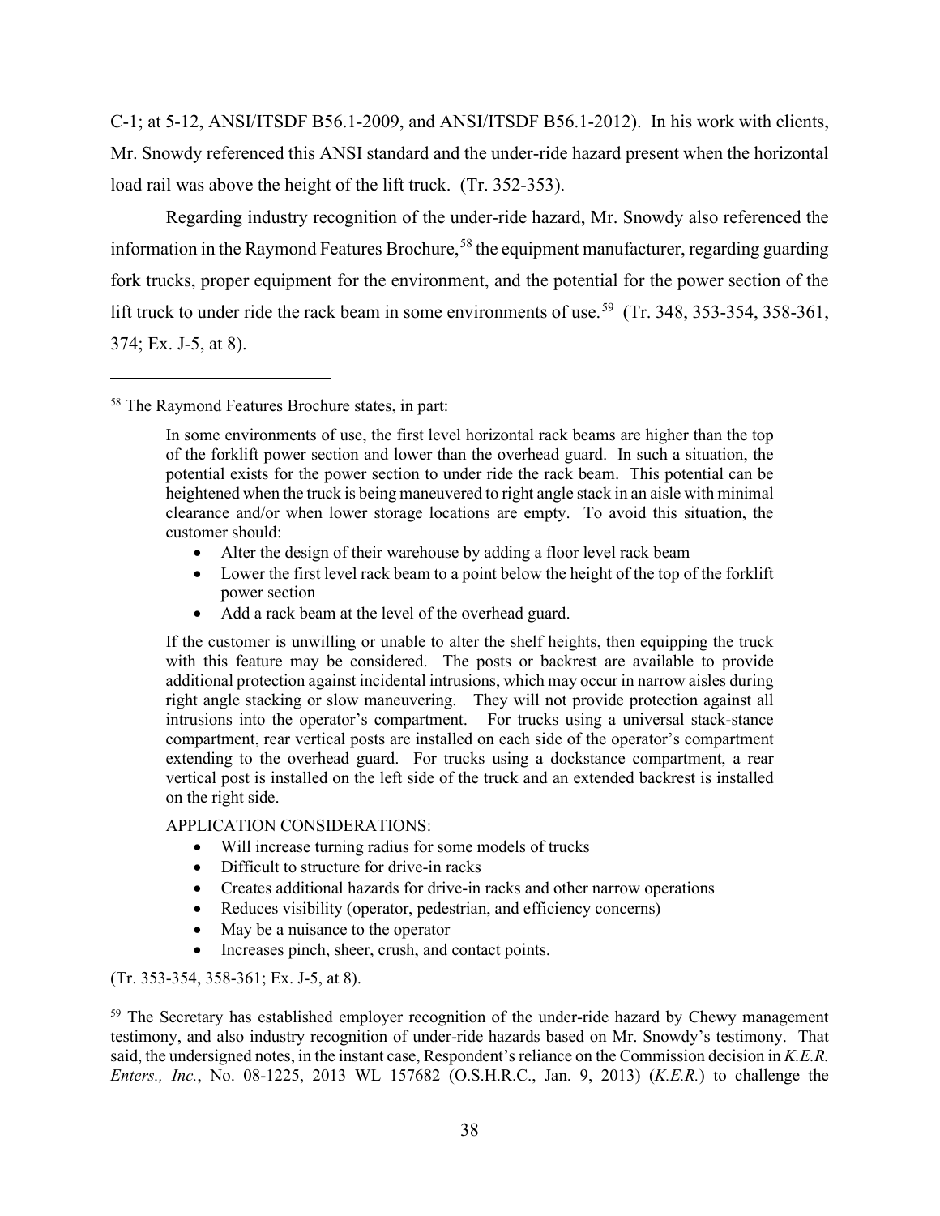C-1; at 5-12, ANSI/ITSDF B56.1-2009, and ANSI/ITSDF B56.1-2012). In his work with clients, Mr. Snowdy referenced this ANSI standard and the under-ride hazard present when the horizontal load rail was above the height of the lift truck. (Tr. 352-353).

Regarding industry recognition of the under-ride hazard, Mr. Snowdy also referenced the information in the Raymond Features Brochure,[58] the equipment manufacturer, regarding guarding fork trucks, proper equipment for the environment, and the potential for the power section of the lift truck to under ride the rack beam in some environments of use.[59] (Tr. 348, 353-354, 358-361, 374; Ex. J-5, at 8).

---

[58] The Raymond Features Brochure states, in part:

> In some environments of use, the first level horizontal rack beams are higher than the top of the forklift power section and lower than the overhead guard. In such a situation, the potential exists for the power section to under ride the rack beam. This potential can be heightened when the truck is being maneuvered to right angle stack in an aisle with minimal clearance and/or when lower storage locations are empty. To avoid this situation, the customer should:
>
> - Alter the design of their warehouse by adding a floor level rack beam
> - Lower the first level rack beam to a point below the height of the top of the forklift power section
> - Add a rack beam at the level of the overhead guard.
>
> If the customer is unwilling or unable to alter the shelf heights, then equipping the truck with this feature may be considered. The posts or backrest are available to provide additional protection against incidental intrusions, which may occur in narrow aisles during right angle stacking or slow maneuvering. They will not provide protection against all intrusions into the operator's compartment. For trucks using a universal stack-stance compartment, rear vertical posts are installed on each side of the operator's compartment extending to the overhead guard. For trucks using a dockstance compartment, a rear vertical post is installed on the left side of the truck and an extended backrest is installed on the right side.
>
> APPLICATION CONSIDERATIONS:
>
> - Will increase turning radius for some models of trucks
> - Difficult to structure for drive-in racks
> - Creates additional hazards for drive-in racks and other narrow operations
> - Reduces visibility (operator, pedestrian, and efficiency concerns)
> - May be a nuisance to the operator
> - Increases pinch, sheer, crush, and contact points.

(Tr. 353-354, 358-361; Ex. J-5, at 8).

[59] The Secretary has established employer recognition of the under-ride hazard by Chewy management testimony, and also industry recognition of under-ride hazards based on Mr. Snowdy's testimony. That said, the undersigned notes, in the instant case, Respondent's reliance on the Commission decision in *K.E.R. Enters., Inc.*, No. 08-1225, 2013 WL 157682 (O.S.H.R.C., Jan. 9, 2013) (*K.E.R.*) to challenge the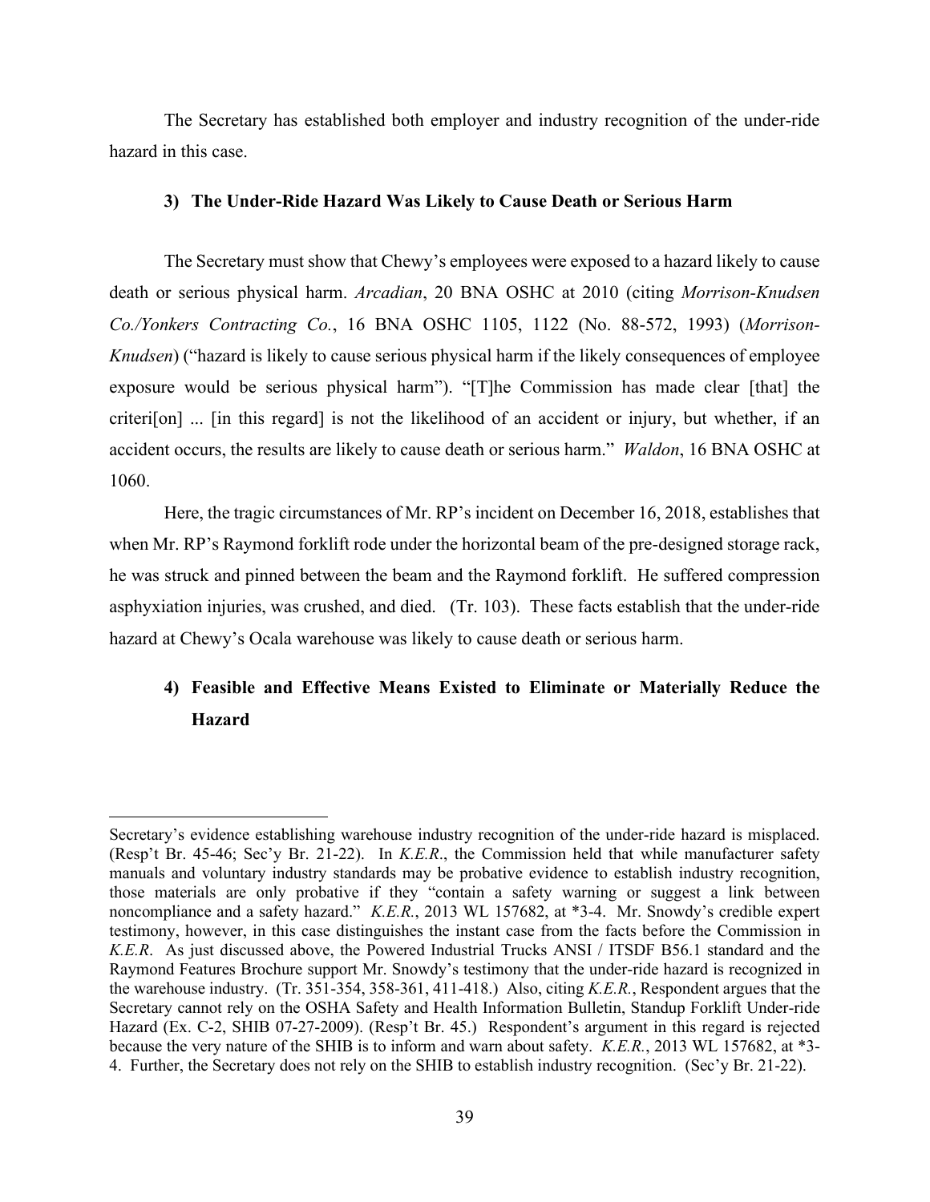The Secretary has established both employer and industry recognition of the under-ride hazard in this case.

### 3) The Under-Ride Hazard Was Likely to Cause Death or Serious Harm

The Secretary must show that Chewy's employees were exposed to a hazard likely to cause death or serious physical harm. *Arcadian*, 20 BNA OSHC at 2010 (citing *Morrison-Knudsen Co./Yonkers Contracting Co.*, 16 BNA OSHC 1105, 1122 (No. 88-572, 1993) (*Morrison-Knudsen*) ("hazard is likely to cause serious physical harm if the likely consequences of employee exposure would be serious physical harm"). "[T]he Commission has made clear [that] the criteri[on] ... [in this regard] is not the likelihood of an accident or injury, but whether, if an accident occurs, the results are likely to cause death or serious harm." *Waldon*, 16 BNA OSHC at 1060.

Here, the tragic circumstances of Mr. RP's incident on December 16, 2018, establishes that when Mr. RP's Raymond forklift rode under the horizontal beam of the pre-designed storage rack, he was struck and pinned between the beam and the Raymond forklift. He suffered compression asphyxiation injuries, was crushed, and died. (Tr. 103). These facts establish that the under-ride hazard at Chewy's Ocala warehouse was likely to cause death or serious harm.

### 4) Feasible and Effective Means Existed to Eliminate or Materially Reduce the Hazard

---

Secretary's evidence establishing warehouse industry recognition of the under-ride hazard is misplaced. (Resp't Br. 45-46; Sec'y Br. 21-22). In *K.E.R*., the Commission held that while manufacturer safety manuals and voluntary industry standards may be probative evidence to establish industry recognition, those materials are only probative if they "contain a safety warning or suggest a link between noncompliance and a safety hazard." *K.E.R.*, 2013 WL 157682, at *3-4. Mr. Snowdy's credible expert testimony, however, in this case distinguishes the instant case from the facts before the Commission in *K.E.R*. As just discussed above, the Powered Industrial Trucks ANSI / ITSDF B56.1 standard and the Raymond Features Brochure support Mr. Snowdy's testimony that the under-ride hazard is recognized in the warehouse industry. (Tr. 351-354, 358-361, 411-418.) Also, citing *K.E.R.*, Respondent argues that the Secretary cannot rely on the OSHA Safety and Health Information Bulletin, Standup Forklift Under-ride Hazard (Ex. C-2, SHIB 07-27-2009). (Resp't Br. 45.) Respondent's argument in this regard is rejected because the very nature of the SHIB is to inform and warn about safety. *K.E.R.*, 2013 WL 157682, at *3-4. Further, the Secretary does not rely on the SHIB to establish industry recognition. (Sec'y Br. 21-22).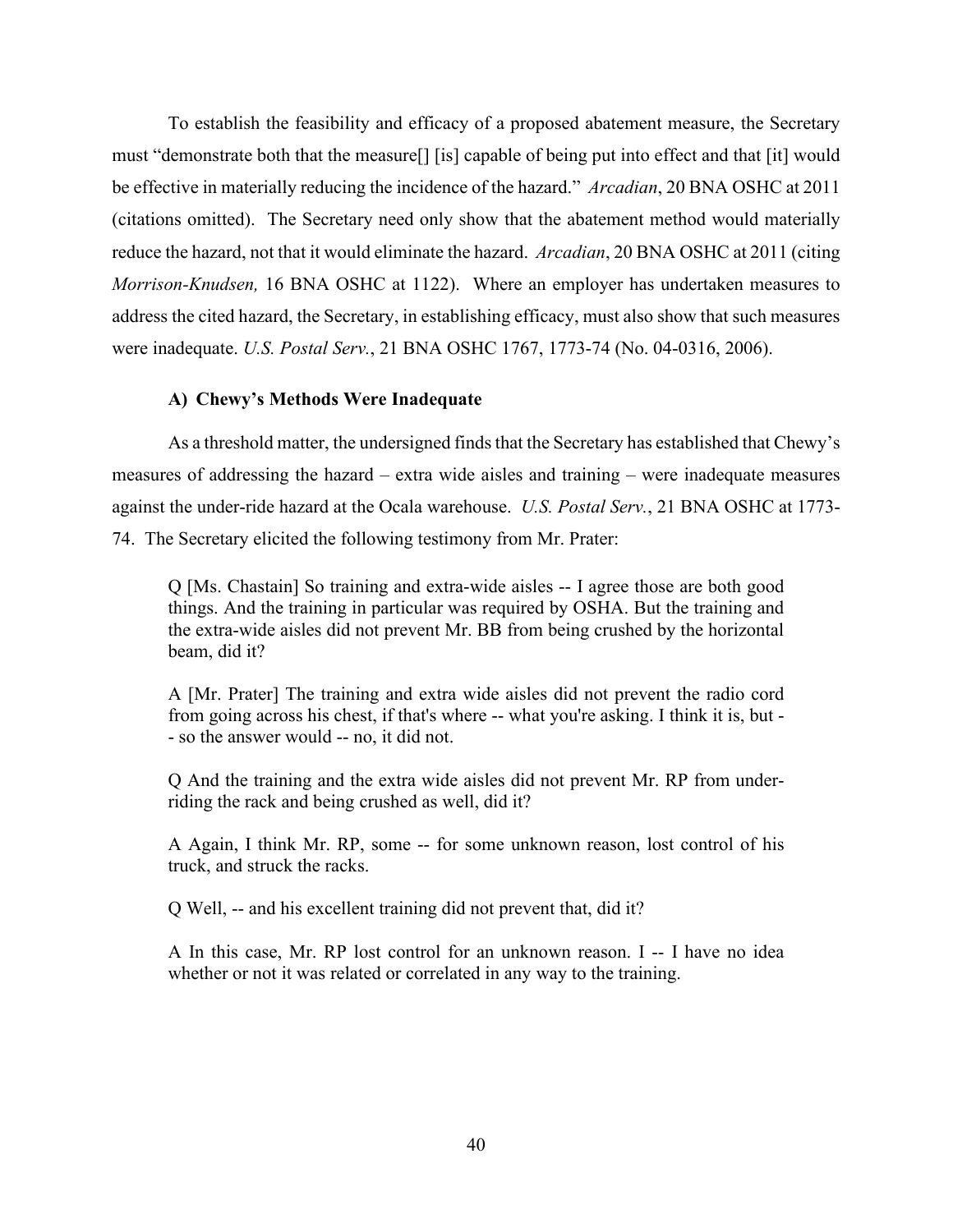To establish the feasibility and efficacy of a proposed abatement measure, the Secretary must "demonstrate both that the measure[] [is] capable of being put into effect and that [it] would be effective in materially reducing the incidence of the hazard." *Arcadian*, 20 BNA OSHC at 2011 (citations omitted). The Secretary need only show that the abatement method would materially reduce the hazard, not that it would eliminate the hazard. *Arcadian*, 20 BNA OSHC at 2011 (citing *Morrison-Knudsen,* 16 BNA OSHC at 1122). Where an employer has undertaken measures to address the cited hazard, the Secretary, in establishing efficacy, must also show that such measures were inadequate. *U.S. Postal Serv.*, 21 BNA OSHC 1767, 1773-74 (No. 04-0316, 2006).

### A) Chewy's Methods Were Inadequate

As a threshold matter, the undersigned finds that the Secretary has established that Chewy's measures of addressing the hazard – extra wide aisles and training – were inadequate measures against the under-ride hazard at the Ocala warehouse. *U.S. Postal Serv.*, 21 BNA OSHC at 1773-74. The Secretary elicited the following testimony from Mr. Prater:

> Q [Ms. Chastain] So training and extra-wide aisles -- I agree those are both good things. And the training in particular was required by OSHA. But the training and the extra-wide aisles did not prevent Mr. BB from being crushed by the horizontal beam, did it?
>
> A [Mr. Prater] The training and extra wide aisles did not prevent the radio cord from going across his chest, if that's where -- what you're asking. I think it is, but -- so the answer would -- no, it did not.
>
> Q And the training and the extra wide aisles did not prevent Mr. RP from under-riding the rack and being crushed as well, did it?
>
> A Again, I think Mr. RP, some -- for some unknown reason, lost control of his truck, and struck the racks.
>
> Q Well, -- and his excellent training did not prevent that, did it?
>
> A In this case, Mr. RP lost control for an unknown reason. I -- I have no idea whether or not it was related or correlated in any way to the training.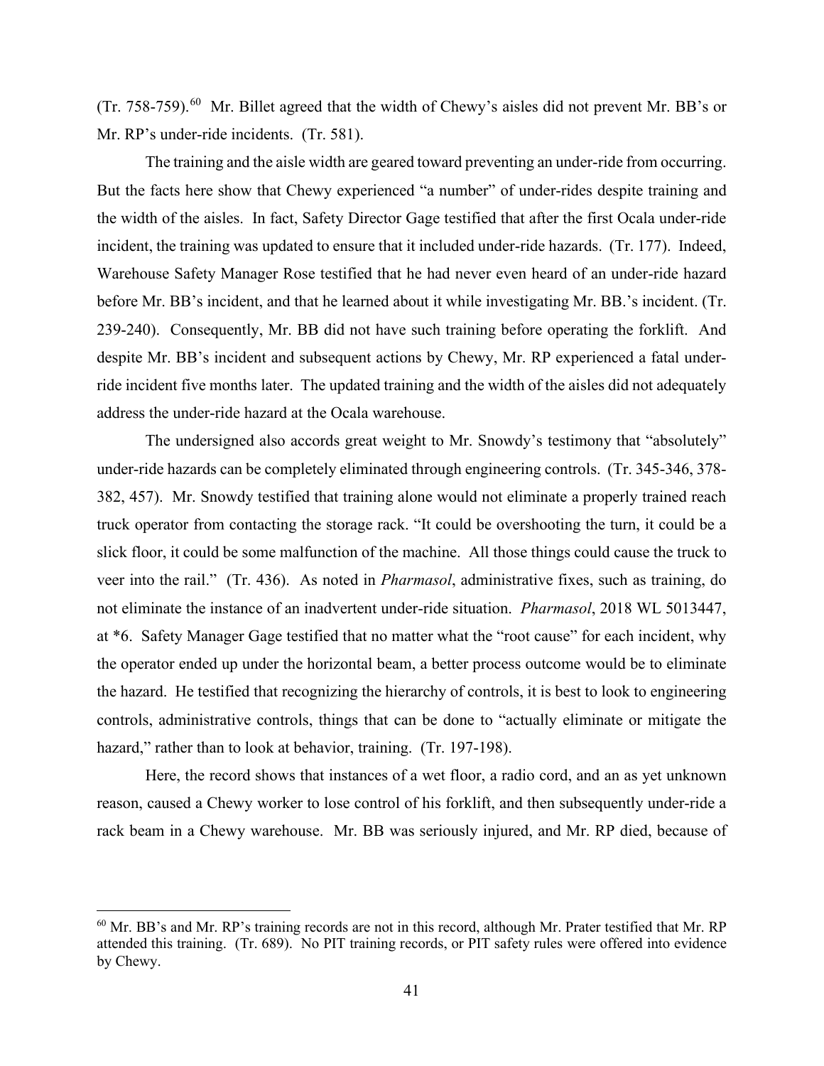(Tr. 758-759).[60] Mr. Billet agreed that the width of Chewy's aisles did not prevent Mr. BB's or Mr. RP's under-ride incidents. (Tr. 581).

The training and the aisle width are geared toward preventing an under-ride from occurring. But the facts here show that Chewy experienced "a number" of under-rides despite training and the width of the aisles. In fact, Safety Director Gage testified that after the first Ocala under-ride incident, the training was updated to ensure that it included under-ride hazards. (Tr. 177). Indeed, Warehouse Safety Manager Rose testified that he had never even heard of an under-ride hazard before Mr. BB's incident, and that he learned about it while investigating Mr. BB.'s incident. (Tr. 239-240). Consequently, Mr. BB did not have such training before operating the forklift. And despite Mr. BB's incident and subsequent actions by Chewy, Mr. RP experienced a fatal under-ride incident five months later. The updated training and the width of the aisles did not adequately address the under-ride hazard at the Ocala warehouse.

The undersigned also accords great weight to Mr. Snowdy's testimony that "absolutely" under-ride hazards can be completely eliminated through engineering controls. (Tr. 345-346, 378-382, 457). Mr. Snowdy testified that training alone would not eliminate a properly trained reach truck operator from contacting the storage rack. "It could be overshooting the turn, it could be a slick floor, it could be some malfunction of the machine. All those things could cause the truck to veer into the rail." (Tr. 436). As noted in *Pharmasol*, administrative fixes, such as training, do not eliminate the instance of an inadvertent under-ride situation. *Pharmasol*, 2018 WL 5013447, at *6. Safety Manager Gage testified that no matter what the "root cause" for each incident, why the operator ended up under the horizontal beam, a better process outcome would be to eliminate the hazard. He testified that recognizing the hierarchy of controls, it is best to look to engineering controls, administrative controls, things that can be done to "actually eliminate or mitigate the hazard," rather than to look at behavior, training. (Tr. 197-198).

Here, the record shows that instances of a wet floor, a radio cord, and an as yet unknown reason, caused a Chewy worker to lose control of his forklift, and then subsequently under-ride a rack beam in a Chewy warehouse. Mr. BB was seriously injured, and Mr. RP died, because of

---

[60] Mr. BB's and Mr. RP's training records are not in this record, although Mr. Prater testified that Mr. RP attended this training. (Tr. 689). No PIT training records, or PIT safety rules were offered into evidence by Chewy.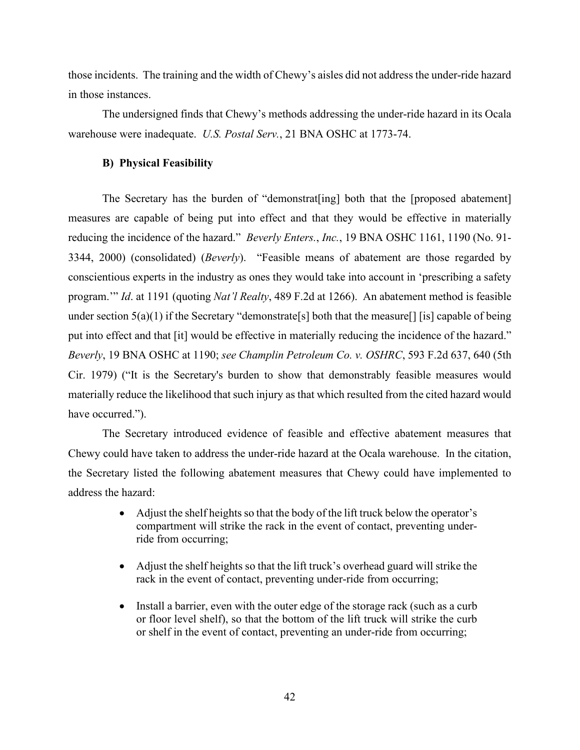those incidents. The training and the width of Chewy's aisles did not address the under-ride hazard in those instances.

The undersigned finds that Chewy's methods addressing the under-ride hazard in its Ocala warehouse were inadequate. *U.S. Postal Serv.*, 21 BNA OSHC at 1773-74.

**B) Physical Feasibility**

The Secretary has the burden of "demonstrat[ing] both that the [proposed abatement] measures are capable of being put into effect and that they would be effective in materially reducing the incidence of the hazard." *Beverly Enters., Inc.*, 19 BNA OSHC 1161, 1190 (No. 91-3344, 2000) (consolidated) (*Beverly*). "Feasible means of abatement are those regarded by conscientious experts in the industry as ones they would take into account in 'prescribing a safety program.'" *Id*. at 1191 (quoting *Nat'l Realty*, 489 F.2d at 1266). An abatement method is feasible under section 5(a)(1) if the Secretary "demonstrate[s] both that the measure[] [is] capable of being put into effect and that [it] would be effective in materially reducing the incidence of the hazard." *Beverly*, 19 BNA OSHC at 1190; *see Champlin Petroleum Co. v. OSHRC*, 593 F.2d 637, 640 (5th Cir. 1979) ("It is the Secretary's burden to show that demonstrably feasible measures would materially reduce the likelihood that such injury as that which resulted from the cited hazard would have occurred.").

The Secretary introduced evidence of feasible and effective abatement measures that Chewy could have taken to address the under-ride hazard at the Ocala warehouse. In the citation, the Secretary listed the following abatement measures that Chewy could have implemented to address the hazard:

- Adjust the shelf heights so that the body of the lift truck below the operator's compartment will strike the rack in the event of contact, preventing under-ride from occurring;
- Adjust the shelf heights so that the lift truck's overhead guard will strike the rack in the event of contact, preventing under-ride from occurring;
- Install a barrier, even with the outer edge of the storage rack (such as a curb or floor level shelf), so that the bottom of the lift truck will strike the curb or shelf in the event of contact, preventing an under-ride from occurring;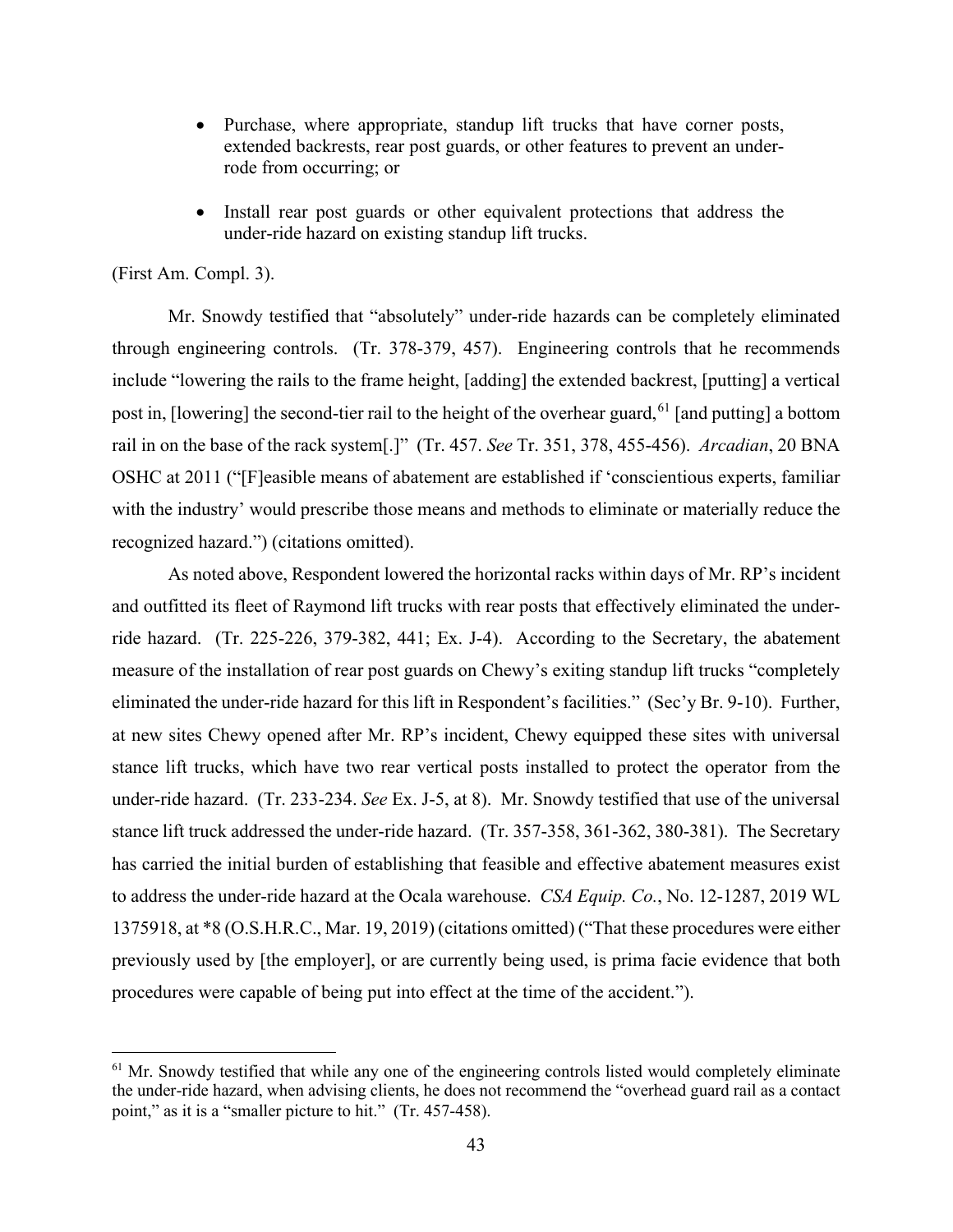- Purchase, where appropriate, standup lift trucks that have corner posts, extended backrests, rear post guards, or other features to prevent an under-rode from occurring; or

- Install rear post guards or other equivalent protections that address the under-ride hazard on existing standup lift trucks.

(First Am. Compl. 3).

Mr. Snowdy testified that "absolutely" under-ride hazards can be completely eliminated through engineering controls. (Tr. 378-379, 457). Engineering controls that he recommends include "lowering the rails to the frame height, [adding] the extended backrest, [putting] a vertical post in, [lowering] the second-tier rail to the height of the overhear guard,[61] [and putting] a bottom rail in on the base of the rack system[.]" (Tr. 457. *See* Tr. 351, 378, 455-456). *Arcadian*, 20 BNA OSHC at 2011 ("[F]easible means of abatement are established if 'conscientious experts, familiar with the industry' would prescribe those means and methods to eliminate or materially reduce the recognized hazard.") (citations omitted).

As noted above, Respondent lowered the horizontal racks within days of Mr. RP's incident and outfitted its fleet of Raymond lift trucks with rear posts that effectively eliminated the under-ride hazard. (Tr. 225-226, 379-382, 441; Ex. J-4). According to the Secretary, the abatement measure of the installation of rear post guards on Chewy's exiting standup lift trucks "completely eliminated the under-ride hazard for this lift in Respondent's facilities." (Sec'y Br. 9-10). Further, at new sites Chewy opened after Mr. RP's incident, Chewy equipped these sites with universal stance lift trucks, which have two rear vertical posts installed to protect the operator from the under-ride hazard. (Tr. 233-234. *See* Ex. J-5, at 8). Mr. Snowdy testified that use of the universal stance lift truck addressed the under-ride hazard. (Tr. 357-358, 361-362, 380-381). The Secretary has carried the initial burden of establishing that feasible and effective abatement measures exist to address the under-ride hazard at the Ocala warehouse. *CSA Equip. Co.*, No. 12-1287, 2019 WL 1375918, at *8 (O.S.H.R.C., Mar. 19, 2019) (citations omitted) ("That these procedures were either previously used by [the employer], or are currently being used, is prima facie evidence that both procedures were capable of being put into effect at the time of the accident.").

---

[61] Mr. Snowdy testified that while any one of the engineering controls listed would completely eliminate the under-ride hazard, when advising clients, he does not recommend the "overhead guard rail as a contact point," as it is a "smaller picture to hit." (Tr. 457-458).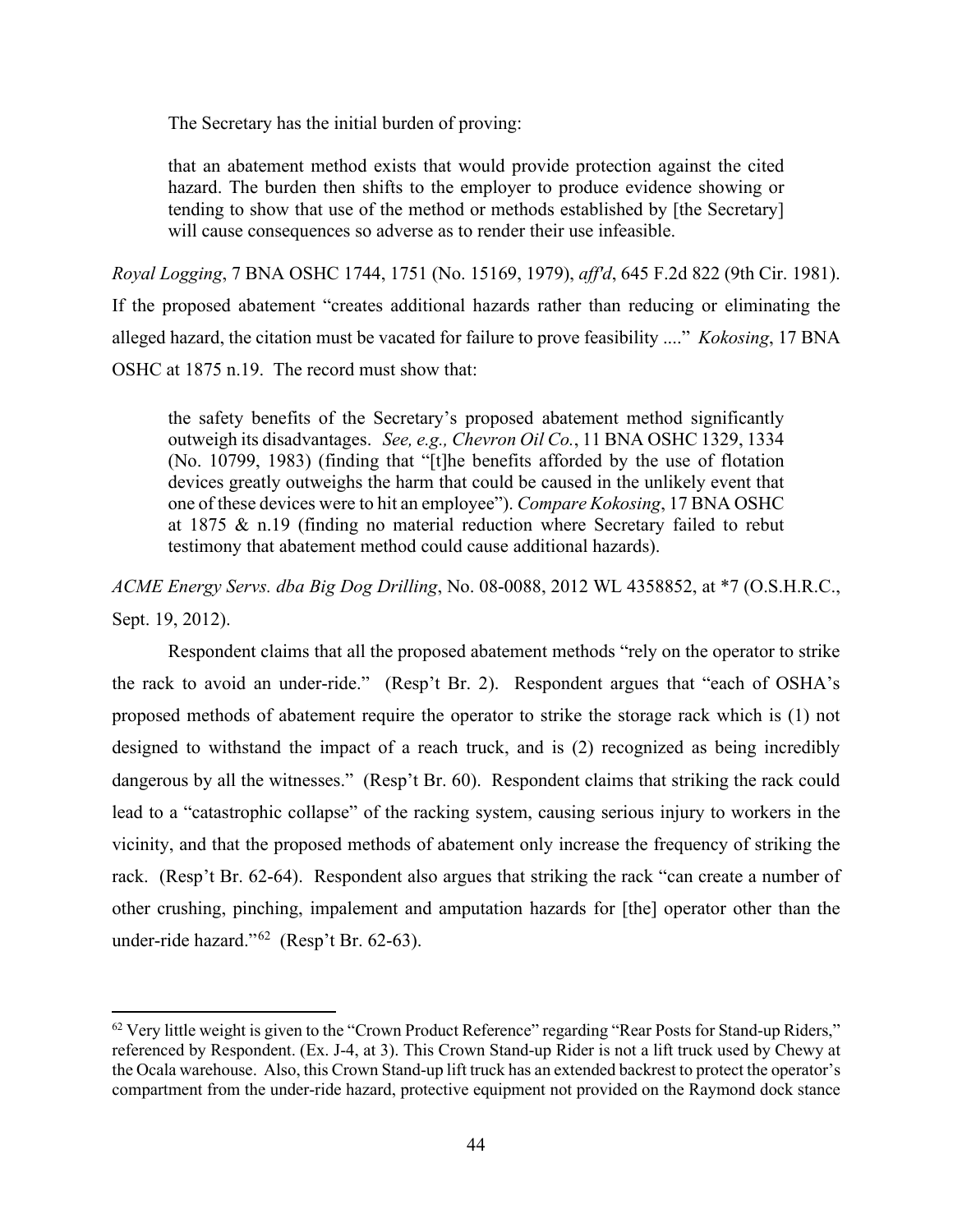The Secretary has the initial burden of proving:

> that an abatement method exists that would provide protection against the cited hazard. The burden then shifts to the employer to produce evidence showing or tending to show that use of the method or methods established by [the Secretary] will cause consequences so adverse as to render their use infeasible.

*Royal Logging*, 7 BNA OSHC 1744, 1751 (No. 15169, 1979), *aff'd*, 645 F.2d 822 (9th Cir. 1981). If the proposed abatement "creates additional hazards rather than reducing or eliminating the alleged hazard, the citation must be vacated for failure to prove feasibility ...." *Kokosing*, 17 BNA OSHC at 1875 n.19. The record must show that:

> the safety benefits of the Secretary's proposed abatement method significantly outweigh its disadvantages. *See, e.g., Chevron Oil Co.*, 11 BNA OSHC 1329, 1334 (No. 10799, 1983) (finding that "[t]he benefits afforded by the use of flotation devices greatly outweighs the harm that could be caused in the unlikely event that one of these devices were to hit an employee"). *Compare Kokosing*, 17 BNA OSHC at 1875 & n.19 (finding no material reduction where Secretary failed to rebut testimony that abatement method could cause additional hazards).

*ACME Energy Servs. dba Big Dog Drilling*, No. 08-0088, 2012 WL 4358852, at *7 (O.S.H.R.C., Sept. 19, 2012).

Respondent claims that all the proposed abatement methods "rely on the operator to strike the rack to avoid an under-ride." (Resp't Br. 2). Respondent argues that "each of OSHA's proposed methods of abatement require the operator to strike the storage rack which is (1) not designed to withstand the impact of a reach truck, and is (2) recognized as being incredibly dangerous by all the witnesses." (Resp't Br. 60). Respondent claims that striking the rack could lead to a "catastrophic collapse" of the racking system, causing serious injury to workers in the vicinity, and that the proposed methods of abatement only increase the frequency of striking the rack. (Resp't Br. 62-64). Respondent also argues that striking the rack "can create a number of other crushing, pinching, impalement and amputation hazards for [the] operator other than the under-ride hazard."[62] (Resp't Br. 62-63).

---

[62] Very little weight is given to the "Crown Product Reference" regarding "Rear Posts for Stand-up Riders," referenced by Respondent. (Ex. J-4, at 3). This Crown Stand-up Rider is not a lift truck used by Chewy at the Ocala warehouse. Also, this Crown Stand-up lift truck has an extended backrest to protect the operator's compartment from the under-ride hazard, protective equipment not provided on the Raymond dock stance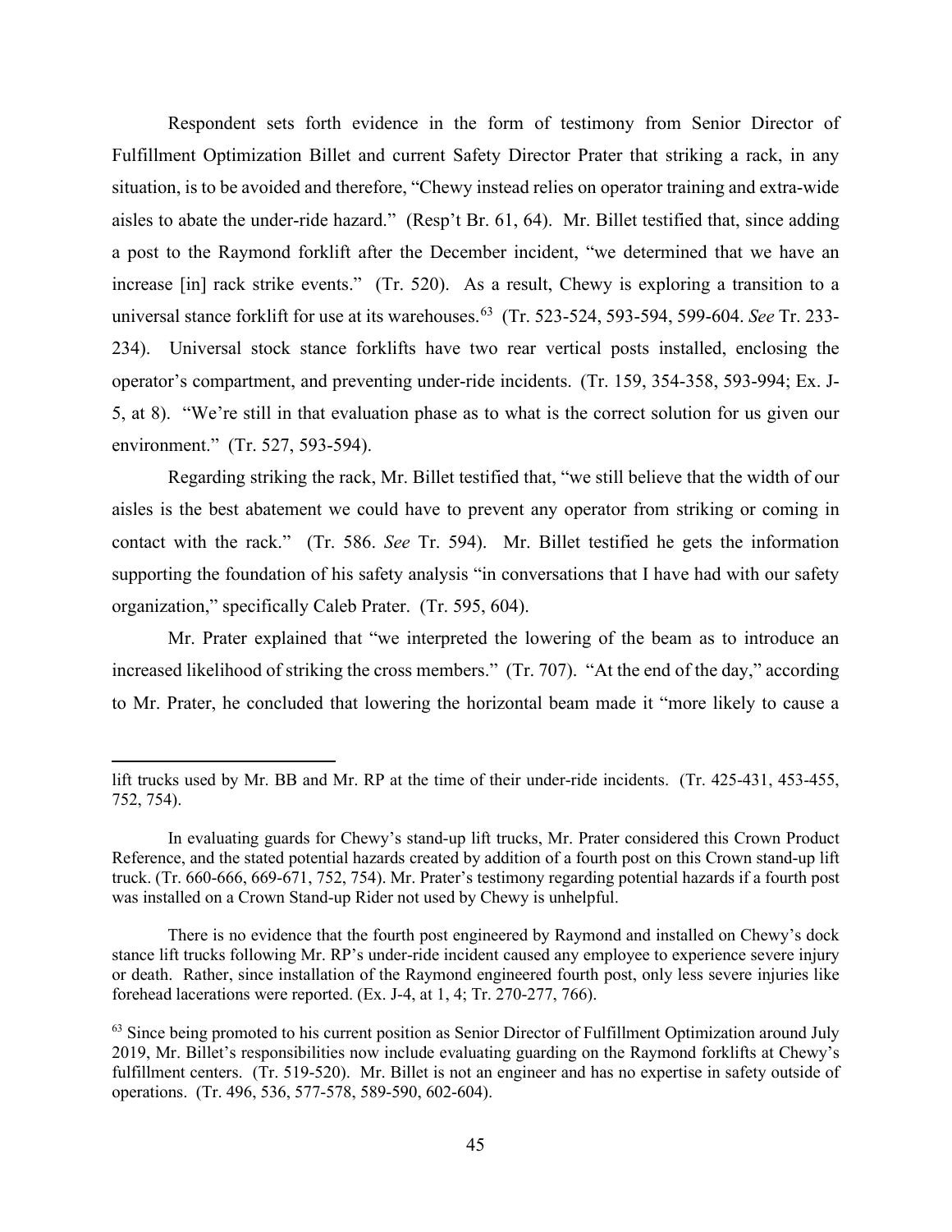Respondent sets forth evidence in the form of testimony from Senior Director of Fulfillment Optimization Billet and current Safety Director Prater that striking a rack, in any situation, is to be avoided and therefore, "Chewy instead relies on operator training and extra-wide aisles to abate the under-ride hazard." (Resp't Br. 61, 64). Mr. Billet testified that, since adding a post to the Raymond forklift after the December incident, "we determined that we have an increase [in] rack strike events." (Tr. 520). As a result, Chewy is exploring a transition to a universal stance forklift for use at its warehouses.[63] (Tr. 523-524, 593-594, 599-604. *See* Tr. 233-234). Universal stock stance forklifts have two rear vertical posts installed, enclosing the operator's compartment, and preventing under-ride incidents. (Tr. 159, 354-358, 593-994; Ex. J-5, at 8). "We're still in that evaluation phase as to what is the correct solution for us given our environment." (Tr. 527, 593-594).

Regarding striking the rack, Mr. Billet testified that, "we still believe that the width of our aisles is the best abatement we could have to prevent any operator from striking or coming in contact with the rack." (Tr. 586. *See* Tr. 594). Mr. Billet testified he gets the information supporting the foundation of his safety analysis "in conversations that I have had with our safety organization," specifically Caleb Prater. (Tr. 595, 604).

Mr. Prater explained that "we interpreted the lowering of the beam as to introduce an increased likelihood of striking the cross members." (Tr. 707). "At the end of the day," according to Mr. Prater, he concluded that lowering the horizontal beam made it "more likely to cause a

---

lift trucks used by Mr. BB and Mr. RP at the time of their under-ride incidents. (Tr. 425-431, 453-455, 752, 754).

In evaluating guards for Chewy's stand-up lift trucks, Mr. Prater considered this Crown Product Reference, and the stated potential hazards created by addition of a fourth post on this Crown stand-up lift truck. (Tr. 660-666, 669-671, 752, 754). Mr. Prater's testimony regarding potential hazards if a fourth post was installed on a Crown Stand-up Rider not used by Chewy is unhelpful.

There is no evidence that the fourth post engineered by Raymond and installed on Chewy's dock stance lift trucks following Mr. RP's under-ride incident caused any employee to experience severe injury or death. Rather, since installation of the Raymond engineered fourth post, only less severe injuries like forehead lacerations were reported. (Ex. J-4, at 1, 4; Tr. 270-277, 766).

[63] Since being promoted to his current position as Senior Director of Fulfillment Optimization around July 2019, Mr. Billet's responsibilities now include evaluating guarding on the Raymond forklifts at Chewy's fulfillment centers. (Tr. 519-520). Mr. Billet is not an engineer and has no expertise in safety outside of operations. (Tr. 496, 536, 577-578, 589-590, 602-604).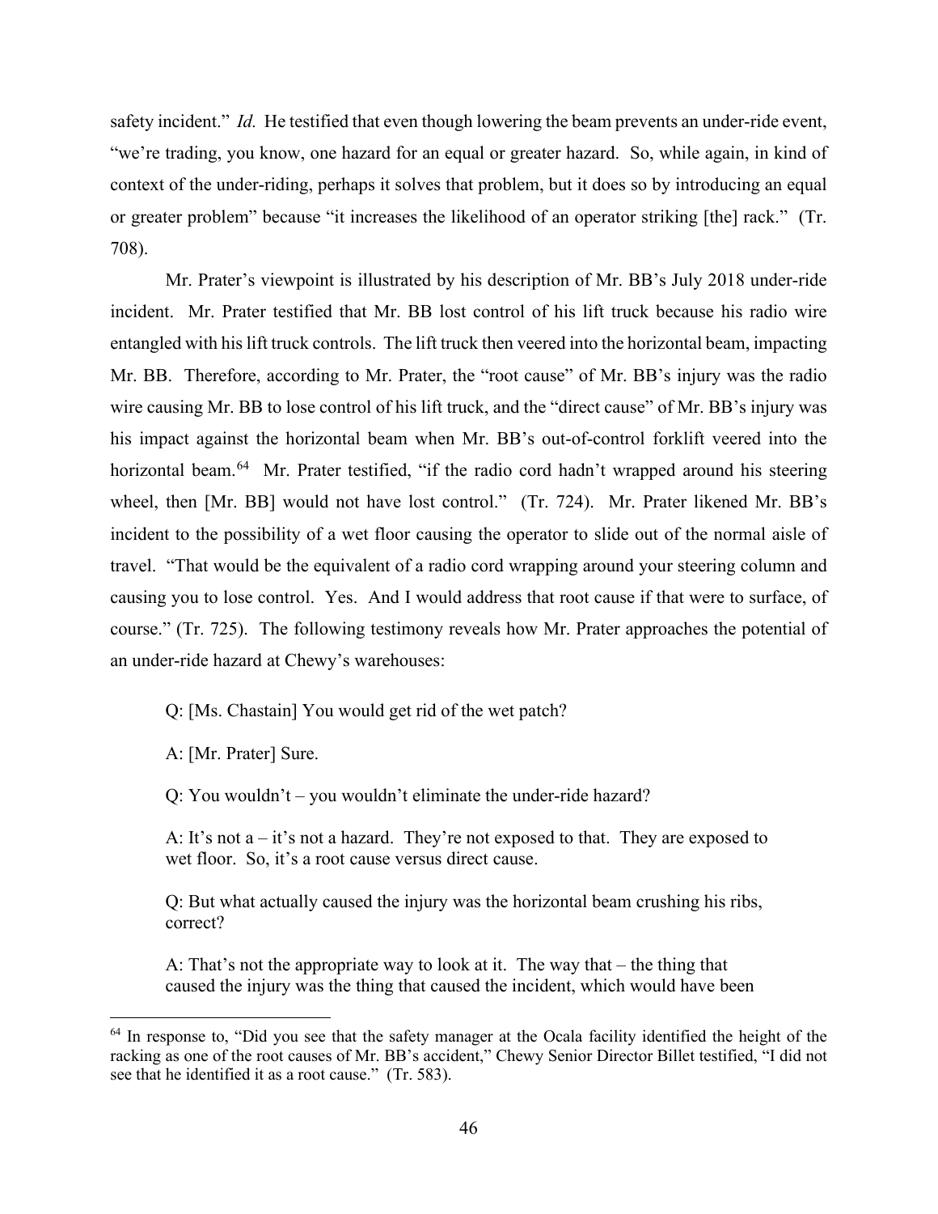safety incident." *Id.* He testified that even though lowering the beam prevents an under-ride event, "we're trading, you know, one hazard for an equal or greater hazard. So, while again, in kind of context of the under-riding, perhaps it solves that problem, but it does so by introducing an equal or greater problem" because "it increases the likelihood of an operator striking [the] rack." (Tr. 708).

Mr. Prater's viewpoint is illustrated by his description of Mr. BB's July 2018 under-ride incident. Mr. Prater testified that Mr. BB lost control of his lift truck because his radio wire entangled with his lift truck controls. The lift truck then veered into the horizontal beam, impacting Mr. BB. Therefore, according to Mr. Prater, the "root cause" of Mr. BB's injury was the radio wire causing Mr. BB to lose control of his lift truck, and the "direct cause" of Mr. BB's injury was his impact against the horizontal beam when Mr. BB's out-of-control forklift veered into the horizontal beam.[64] Mr. Prater testified, "if the radio cord hadn't wrapped around his steering wheel, then [Mr. BB] would not have lost control." (Tr. 724). Mr. Prater likened Mr. BB's incident to the possibility of a wet floor causing the operator to slide out of the normal aisle of travel. "That would be the equivalent of a radio cord wrapping around your steering column and causing you to lose control. Yes. And I would address that root cause if that were to surface, of course." (Tr. 725). The following testimony reveals how Mr. Prater approaches the potential of an under-ride hazard at Chewy's warehouses:

> Q: [Ms. Chastain] You would get rid of the wet patch?
>
> A: [Mr. Prater] Sure.
>
> Q: You wouldn't – you wouldn't eliminate the under-ride hazard?
>
> A: It's not a – it's not a hazard. They're not exposed to that. They are exposed to wet floor. So, it's a root cause versus direct cause.
>
> Q: But what actually caused the injury was the horizontal beam crushing his ribs, correct?
>
> A: That's not the appropriate way to look at it. The way that – the thing that caused the injury was the thing that caused the incident, which would have been

[64] In response to, "Did you see that the safety manager at the Ocala facility identified the height of the racking as one of the root causes of Mr. BB's accident," Chewy Senior Director Billet testified, "I did not see that he identified it as a root cause." (Tr. 583).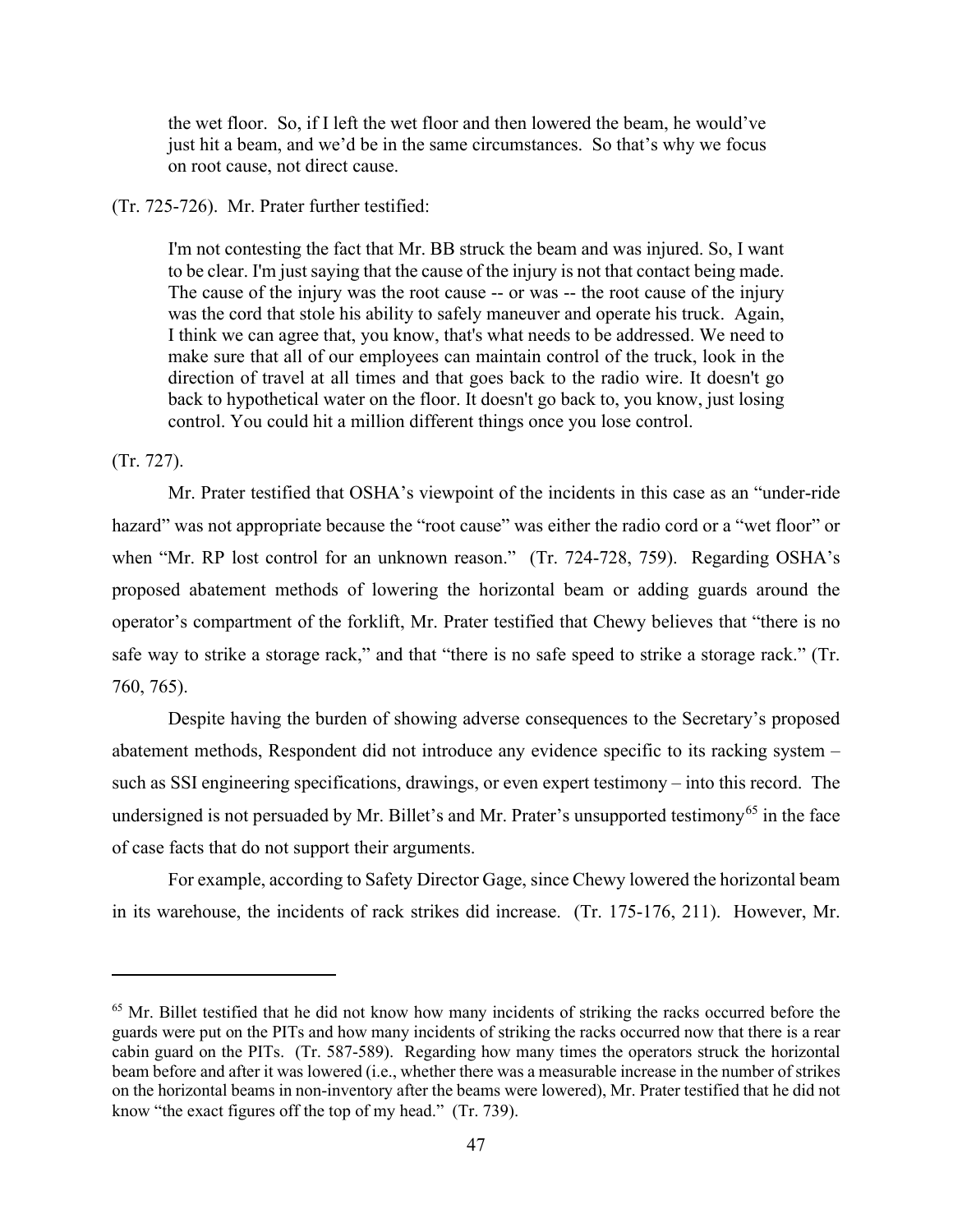> the wet floor. So, if I left the wet floor and then lowered the beam, he would've just hit a beam, and we'd be in the same circumstances. So that's why we focus on root cause, not direct cause.

(Tr. 725-726). Mr. Prater further testified:

> I'm not contesting the fact that Mr. BB struck the beam and was injured. So, I want to be clear. I'm just saying that the cause of the injury is not that contact being made. The cause of the injury was the root cause -- or was -- the root cause of the injury was the cord that stole his ability to safely maneuver and operate his truck. Again, I think we can agree that, you know, that's what needs to be addressed. We need to make sure that all of our employees can maintain control of the truck, look in the direction of travel at all times and that goes back to the radio wire. It doesn't go back to hypothetical water on the floor. It doesn't go back to, you know, just losing control. You could hit a million different things once you lose control.

(Tr. 727).

Mr. Prater testified that OSHA's viewpoint of the incidents in this case as an "under-ride hazard" was not appropriate because the "root cause" was either the radio cord or a "wet floor" or when "Mr. RP lost control for an unknown reason." (Tr. 724-728, 759). Regarding OSHA's proposed abatement methods of lowering the horizontal beam or adding guards around the operator's compartment of the forklift, Mr. Prater testified that Chewy believes that "there is no safe way to strike a storage rack," and that "there is no safe speed to strike a storage rack." (Tr. 760, 765).

Despite having the burden of showing adverse consequences to the Secretary's proposed abatement methods, Respondent did not introduce any evidence specific to its racking system – such as SSI engineering specifications, drawings, or even expert testimony – into this record. The undersigned is not persuaded by Mr. Billet's and Mr. Prater's unsupported testimony[65] in the face of case facts that do not support their arguments.

For example, according to Safety Director Gage, since Chewy lowered the horizontal beam in its warehouse, the incidents of rack strikes did increase. (Tr. 175-176, 211). However, Mr.

---

[65] Mr. Billet testified that he did not know how many incidents of striking the racks occurred before the guards were put on the PITs and how many incidents of striking the racks occurred now that there is a rear cabin guard on the PITs. (Tr. 587-589). Regarding how many times the operators struck the horizontal beam before and after it was lowered (i.e., whether there was a measurable increase in the number of strikes on the horizontal beams in non-inventory after the beams were lowered), Mr. Prater testified that he did not know "the exact figures off the top of my head." (Tr. 739).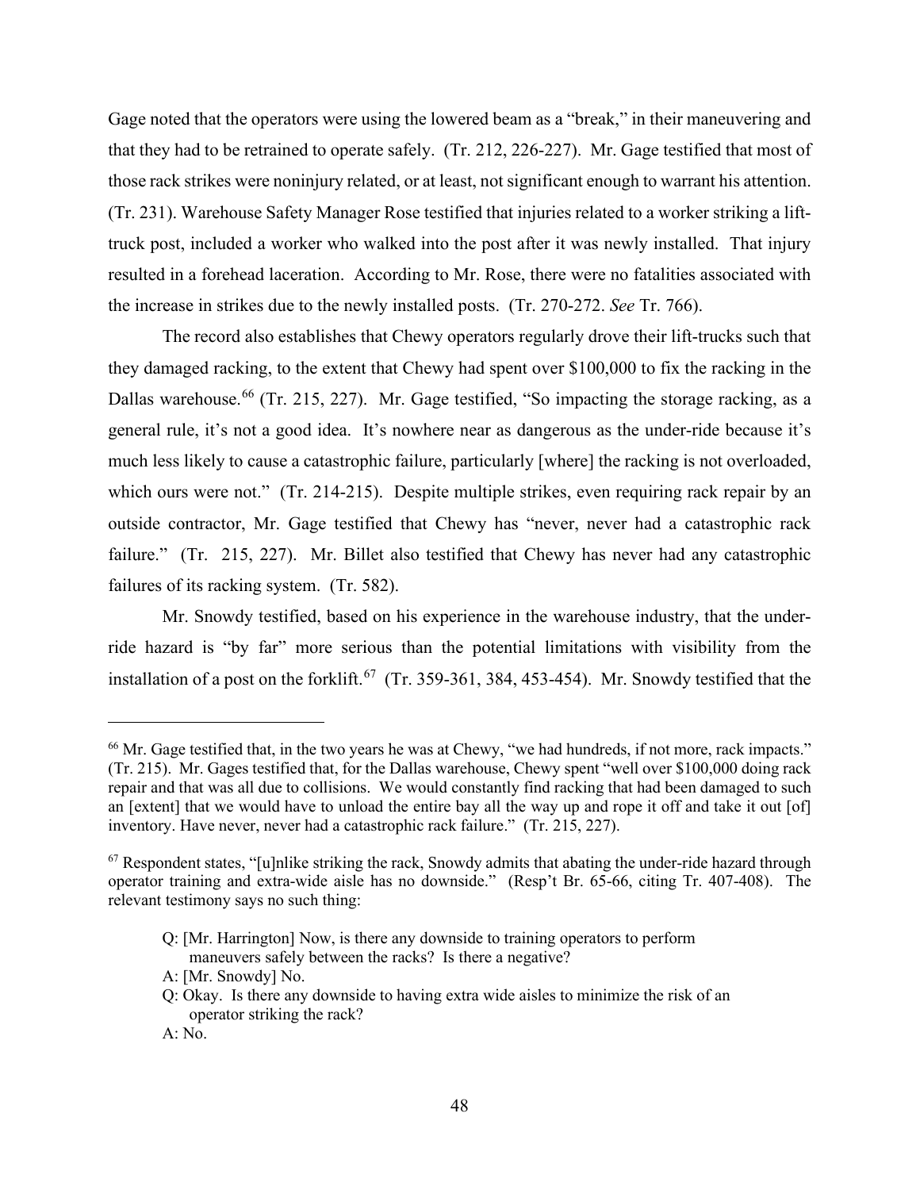Gage noted that the operators were using the lowered beam as a "break," in their maneuvering and that they had to be retrained to operate safely. (Tr. 212, 226-227). Mr. Gage testified that most of those rack strikes were noninjury related, or at least, not significant enough to warrant his attention. (Tr. 231). Warehouse Safety Manager Rose testified that injuries related to a worker striking a lift-truck post, included a worker who walked into the post after it was newly installed. That injury resulted in a forehead laceration. According to Mr. Rose, there were no fatalities associated with the increase in strikes due to the newly installed posts. (Tr. 270-272. *See* Tr. 766).

The record also establishes that Chewy operators regularly drove their lift-trucks such that they damaged racking, to the extent that Chewy had spent over $100,000 to fix the racking in the Dallas warehouse.[66] (Tr. 215, 227). Mr. Gage testified, "So impacting the storage racking, as a general rule, it's not a good idea. It's nowhere near as dangerous as the under-ride because it's much less likely to cause a catastrophic failure, particularly [where] the racking is not overloaded, which ours were not." (Tr. 214-215). Despite multiple strikes, even requiring rack repair by an outside contractor, Mr. Gage testified that Chewy has "never, never had a catastrophic rack failure." (Tr. 215, 227). Mr. Billet also testified that Chewy has never had any catastrophic failures of its racking system. (Tr. 582).

Mr. Snowdy testified, based on his experience in the warehouse industry, that the under-ride hazard is "by far" more serious than the potential limitations with visibility from the installation of a post on the forklift.[67] (Tr. 359-361, 384, 453-454). Mr. Snowdy testified that the

---

[66] Mr. Gage testified that, in the two years he was at Chewy, "we had hundreds, if not more, rack impacts." (Tr. 215). Mr. Gages testified that, for the Dallas warehouse, Chewy spent "well over $100,000 doing rack repair and that was all due to collisions. We would constantly find racking that had been damaged to such an [extent] that we would have to unload the entire bay all the way up and rope it off and take it out [of] inventory. Have never, never had a catastrophic rack failure." (Tr. 215, 227).

[67] Respondent states, "[u]nlike striking the rack, Snowdy admits that abating the under-ride hazard through operator training and extra-wide aisle has no downside." (Resp't Br. 65-66, citing Tr. 407-408). The relevant testimony says no such thing:

> Q: [Mr. Harrington] Now, is there any downside to training operators to perform maneuvers safely between the racks? Is there a negative?
>
> A: [Mr. Snowdy] No.
>
> Q: Okay. Is there any downside to having extra wide aisles to minimize the risk of an operator striking the rack?
>
> A: No.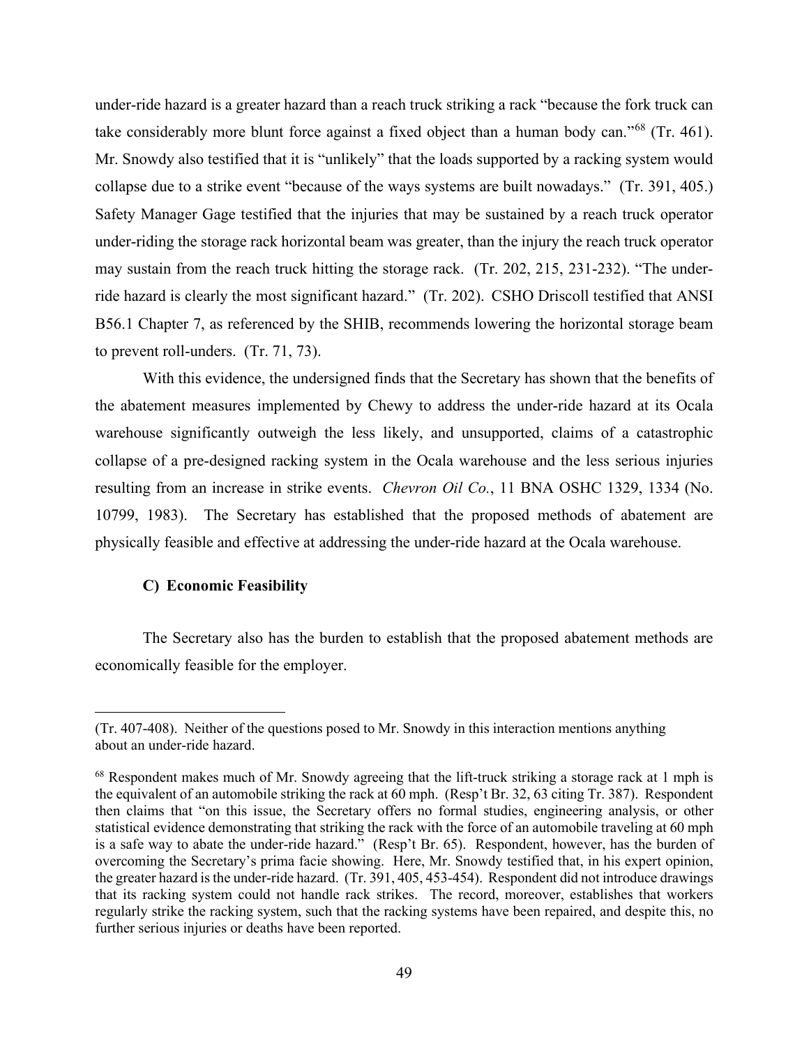under-ride hazard is a greater hazard than a reach truck striking a rack "because the fork truck can take considerably more blunt force against a fixed object than a human body can."[68] (Tr. 461). Mr. Snowdy also testified that it is "unlikely" that the loads supported by a racking system would collapse due to a strike event "because of the ways systems are built nowadays." (Tr. 391, 405.) Safety Manager Gage testified that the injuries that may be sustained by a reach truck operator under-riding the storage rack horizontal beam was greater, than the injury the reach truck operator may sustain from the reach truck hitting the storage rack. (Tr. 202, 215, 231-232). "The under-ride hazard is clearly the most significant hazard." (Tr. 202). CSHO Driscoll testified that ANSI B56.1 Chapter 7, as referenced by the SHIB, recommends lowering the horizontal storage beam to prevent roll-unders. (Tr. 71, 73).

With this evidence, the undersigned finds that the Secretary has shown that the benefits of the abatement measures implemented by Chewy to address the under-ride hazard at its Ocala warehouse significantly outweigh the less likely, and unsupported, claims of a catastrophic collapse of a pre-designed racking system in the Ocala warehouse and the less serious injuries resulting from an increase in strike events. *Chevron Oil Co.*, 11 BNA OSHC 1329, 1334 (No. 10799, 1983). The Secretary has established that the proposed methods of abatement are physically feasible and effective at addressing the under-ride hazard at the Ocala warehouse.

### C) Economic Feasibility

The Secretary also has the burden to establish that the proposed abatement methods are economically feasible for the employer.

---

(Tr. 407-408). Neither of the questions posed to Mr. Snowdy in this interaction mentions anything about an under-ride hazard.

[68] Respondent makes much of Mr. Snowdy agreeing that the lift-truck striking a storage rack at 1 mph is the equivalent of an automobile striking the rack at 60 mph. (Resp't Br. 32, 63 citing Tr. 387). Respondent then claims that "on this issue, the Secretary offers no formal studies, engineering analysis, or other statistical evidence demonstrating that striking the rack with the force of an automobile traveling at 60 mph is a safe way to abate the under-ride hazard." (Resp't Br. 65). Respondent, however, has the burden of overcoming the Secretary's prima facie showing. Here, Mr. Snowdy testified that, in his expert opinion, the greater hazard is the under-ride hazard. (Tr. 391, 405, 453-454). Respondent did not introduce drawings that its racking system could not handle rack strikes. The record, moreover, establishes that workers regularly strike the racking system, such that the racking systems have been repaired, and despite this, no further serious injuries or deaths have been reported.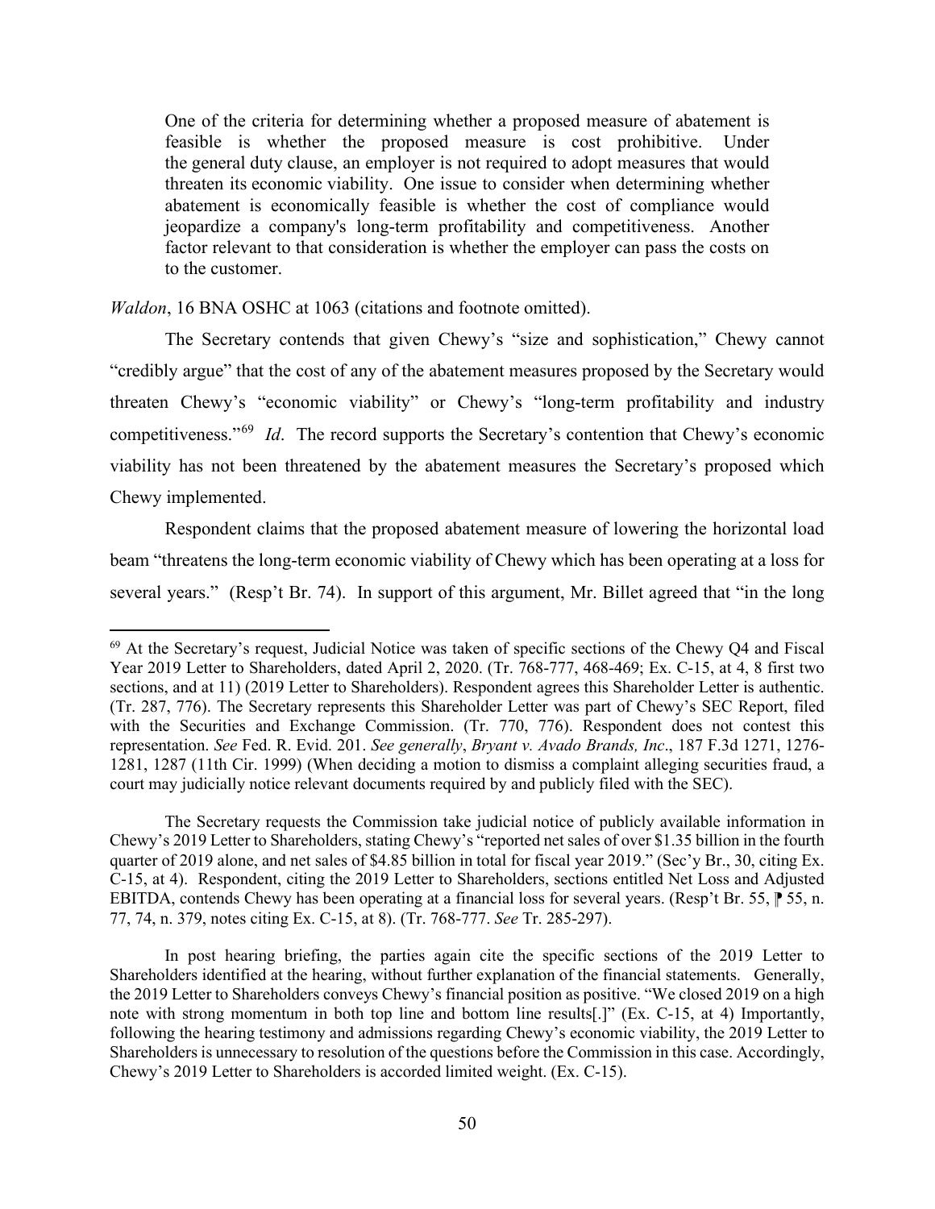> One of the criteria for determining whether a proposed measure of abatement is feasible is whether the proposed measure is cost prohibitive. Under the general duty clause, an employer is not required to adopt measures that would threaten its economic viability. One issue to consider when determining whether abatement is economically feasible is whether the cost of compliance would jeopardize a company's long-term profitability and competitiveness. Another factor relevant to that consideration is whether the employer can pass the costs on to the customer.

*Waldon*, 16 BNA OSHC at 1063 (citations and footnote omitted).

The Secretary contends that given Chewy's "size and sophistication," Chewy cannot "credibly argue" that the cost of any of the abatement measures proposed by the Secretary would threaten Chewy's "economic viability" or Chewy's "long-term profitability and industry competitiveness."[69] *Id*. The record supports the Secretary's contention that Chewy's economic viability has not been threatened by the abatement measures the Secretary's proposed which Chewy implemented.

Respondent claims that the proposed abatement measure of lowering the horizontal load beam "threatens the long-term economic viability of Chewy which has been operating at a loss for several years." (Resp't Br. 74). In support of this argument, Mr. Billet agreed that "in the long

---

[69] At the Secretary's request, Judicial Notice was taken of specific sections of the Chewy Q4 and Fiscal Year 2019 Letter to Shareholders, dated April 2, 2020. (Tr. 768-777, 468-469; Ex. C-15, at 4, 8 first two sections, and at 11) (2019 Letter to Shareholders). Respondent agrees this Shareholder Letter is authentic. (Tr. 287, 776). The Secretary represents this Shareholder Letter was part of Chewy's SEC Report, filed with the Securities and Exchange Commission. (Tr. 770, 776). Respondent does not contest this representation. *See* Fed. R. Evid. 201. *See generally*, *Bryant v. Avado Brands, Inc*., 187 F.3d 1271, 1276-1281, 1287 (11th Cir. 1999) (When deciding a motion to dismiss a complaint alleging securities fraud, a court may judicially notice relevant documents required by and publicly filed with the SEC).

The Secretary requests the Commission take judicial notice of publicly available information in Chewy's 2019 Letter to Shareholders, stating Chewy's "reported net sales of over $1.35 billion in the fourth quarter of 2019 alone, and net sales of $4.85 billion in total for fiscal year 2019." (Sec'y Br., 30, citing Ex. C-15, at 4). Respondent, citing the 2019 Letter to Shareholders, sections entitled Net Loss and Adjusted EBITDA, contends Chewy has been operating at a financial loss for several years. (Resp't Br. 55, ⁋ 55, n. 77, 74, n. 379, notes citing Ex. C-15, at 8). (Tr. 768-777. *See* Tr. 285-297).

In post hearing briefing, the parties again cite the specific sections of the 2019 Letter to Shareholders identified at the hearing, without further explanation of the financial statements. Generally, the 2019 Letter to Shareholders conveys Chewy's financial position as positive. "We closed 2019 on a high note with strong momentum in both top line and bottom line results[.]" (Ex. C-15, at 4) Importantly, following the hearing testimony and admissions regarding Chewy's economic viability, the 2019 Letter to Shareholders is unnecessary to resolution of the questions before the Commission in this case. Accordingly, Chewy's 2019 Letter to Shareholders is accorded limited weight. (Ex. C-15).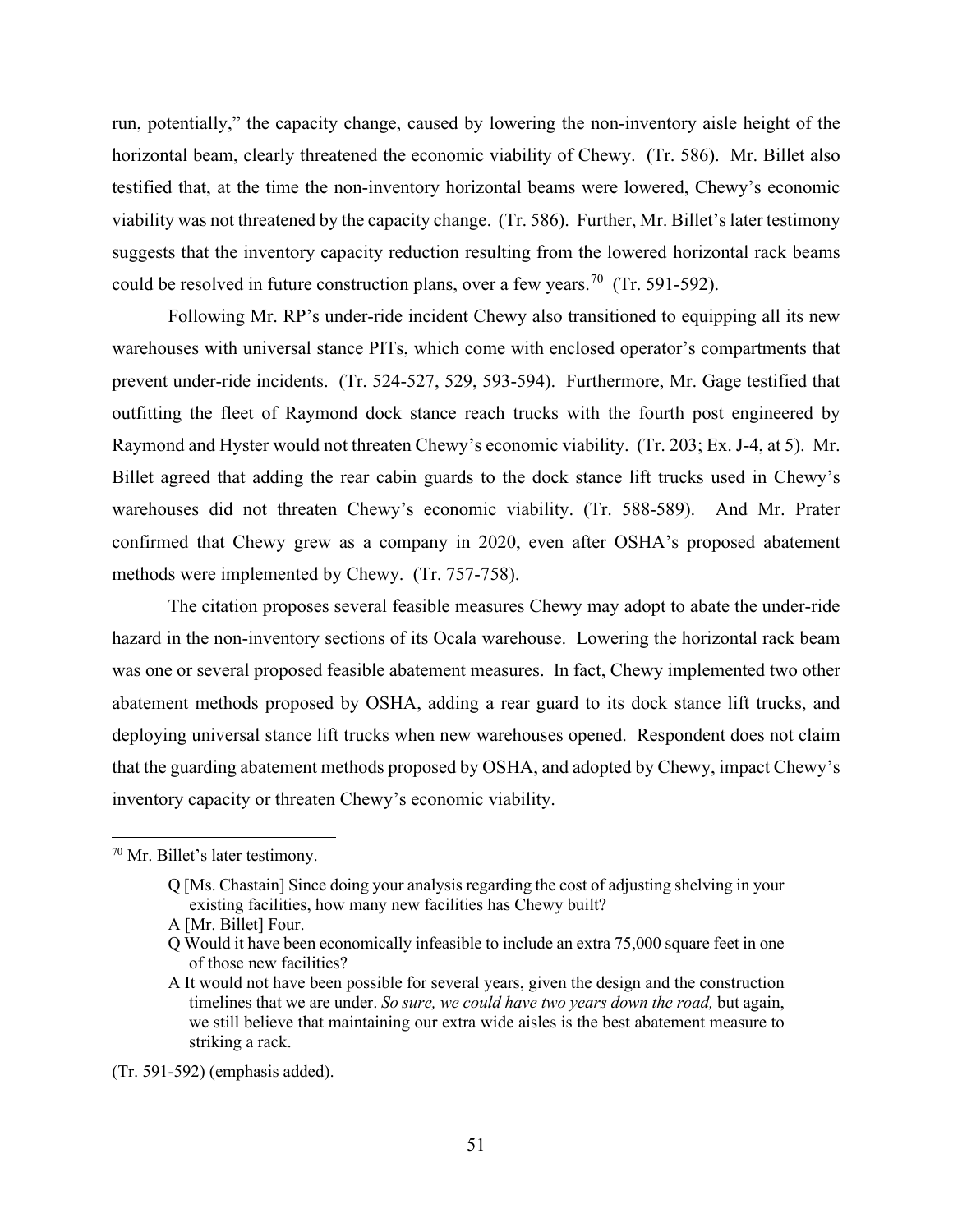run, potentially," the capacity change, caused by lowering the non-inventory aisle height of the horizontal beam, clearly threatened the economic viability of Chewy. (Tr. 586). Mr. Billet also testified that, at the time the non-inventory horizontal beams were lowered, Chewy's economic viability was not threatened by the capacity change. (Tr. 586). Further, Mr. Billet's later testimony suggests that the inventory capacity reduction resulting from the lowered horizontal rack beams could be resolved in future construction plans, over a few years.[70] (Tr. 591-592).

Following Mr. RP's under-ride incident Chewy also transitioned to equipping all its new warehouses with universal stance PITs, which come with enclosed operator's compartments that prevent under-ride incidents. (Tr. 524-527, 529, 593-594). Furthermore, Mr. Gage testified that outfitting the fleet of Raymond dock stance reach trucks with the fourth post engineered by Raymond and Hyster would not threaten Chewy's economic viability. (Tr. 203; Ex. J-4, at 5). Mr. Billet agreed that adding the rear cabin guards to the dock stance lift trucks used in Chewy's warehouses did not threaten Chewy's economic viability. (Tr. 588-589). And Mr. Prater confirmed that Chewy grew as a company in 2020, even after OSHA's proposed abatement methods were implemented by Chewy. (Tr. 757-758).

The citation proposes several feasible measures Chewy may adopt to abate the under-ride hazard in the non-inventory sections of its Ocala warehouse. Lowering the horizontal rack beam was one or several proposed feasible abatement measures. In fact, Chewy implemented two other abatement methods proposed by OSHA, adding a rear guard to its dock stance lift trucks, and deploying universal stance lift trucks when new warehouses opened. Respondent does not claim that the guarding abatement methods proposed by OSHA, and adopted by Chewy, impact Chewy's inventory capacity or threaten Chewy's economic viability.

---

[70] Mr. Billet's later testimony.

> Q [Ms. Chastain] Since doing your analysis regarding the cost of adjusting shelving in your existing facilities, how many new facilities has Chewy built?
>
> A [Mr. Billet] Four.
>
> Q Would it have been economically infeasible to include an extra 75,000 square feet in one of those new facilities?
>
> A It would not have been possible for several years, given the design and the construction timelines that we are under. *So sure, we could have two years down the road,* but again, we still believe that maintaining our extra wide aisles is the best abatement measure to striking a rack.

(Tr. 591-592) (emphasis added).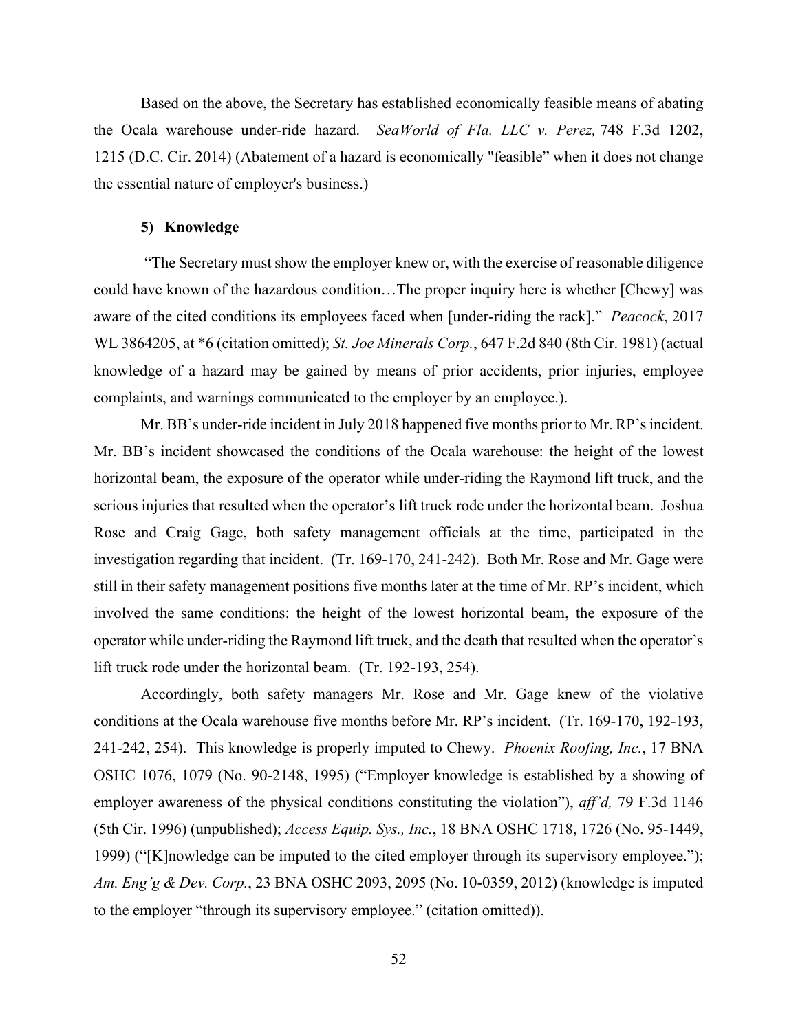Based on the above, the Secretary has established economically feasible means of abating the Ocala warehouse under-ride hazard. *SeaWorld of Fla. LLC v. Perez,* 748 F.3d 1202, 1215 (D.C. Cir. 2014) (Abatement of a hazard is economically "feasible" when it does not change the essential nature of employer's business.)

### 5) Knowledge

"The Secretary must show the employer knew or, with the exercise of reasonable diligence could have known of the hazardous condition…The proper inquiry here is whether [Chewy] was aware of the cited conditions its employees faced when [under-riding the rack]." *Peacock*, 2017 WL 3864205, at *6 (citation omitted); *St. Joe Minerals Corp.*, 647 F.2d 840 (8th Cir. 1981) (actual knowledge of a hazard may be gained by means of prior accidents, prior injuries, employee complaints, and warnings communicated to the employer by an employee.).

Mr. BB's under-ride incident in July 2018 happened five months prior to Mr. RP's incident. Mr. BB's incident showcased the conditions of the Ocala warehouse: the height of the lowest horizontal beam, the exposure of the operator while under-riding the Raymond lift truck, and the serious injuries that resulted when the operator's lift truck rode under the horizontal beam. Joshua Rose and Craig Gage, both safety management officials at the time, participated in the investigation regarding that incident. (Tr. 169-170, 241-242). Both Mr. Rose and Mr. Gage were still in their safety management positions five months later at the time of Mr. RP's incident, which involved the same conditions: the height of the lowest horizontal beam, the exposure of the operator while under-riding the Raymond lift truck, and the death that resulted when the operator's lift truck rode under the horizontal beam. (Tr. 192-193, 254).

Accordingly, both safety managers Mr. Rose and Mr. Gage knew of the violative conditions at the Ocala warehouse five months before Mr. RP's incident. (Tr. 169-170, 192-193, 241-242, 254). This knowledge is properly imputed to Chewy. *Phoenix Roofing, Inc.*, 17 BNA OSHC 1076, 1079 (No. 90-2148, 1995) ("Employer knowledge is established by a showing of employer awareness of the physical conditions constituting the violation"), *aff'd,* 79 F.3d 1146 (5th Cir. 1996) (unpublished); *Access Equip. Sys., Inc.*, 18 BNA OSHC 1718, 1726 (No. 95-1449, 1999) ("[K]nowledge can be imputed to the cited employer through its supervisory employee."); *Am. Eng'g & Dev. Corp.*, 23 BNA OSHC 2093, 2095 (No. 10-0359, 2012) (knowledge is imputed to the employer "through its supervisory employee." (citation omitted)).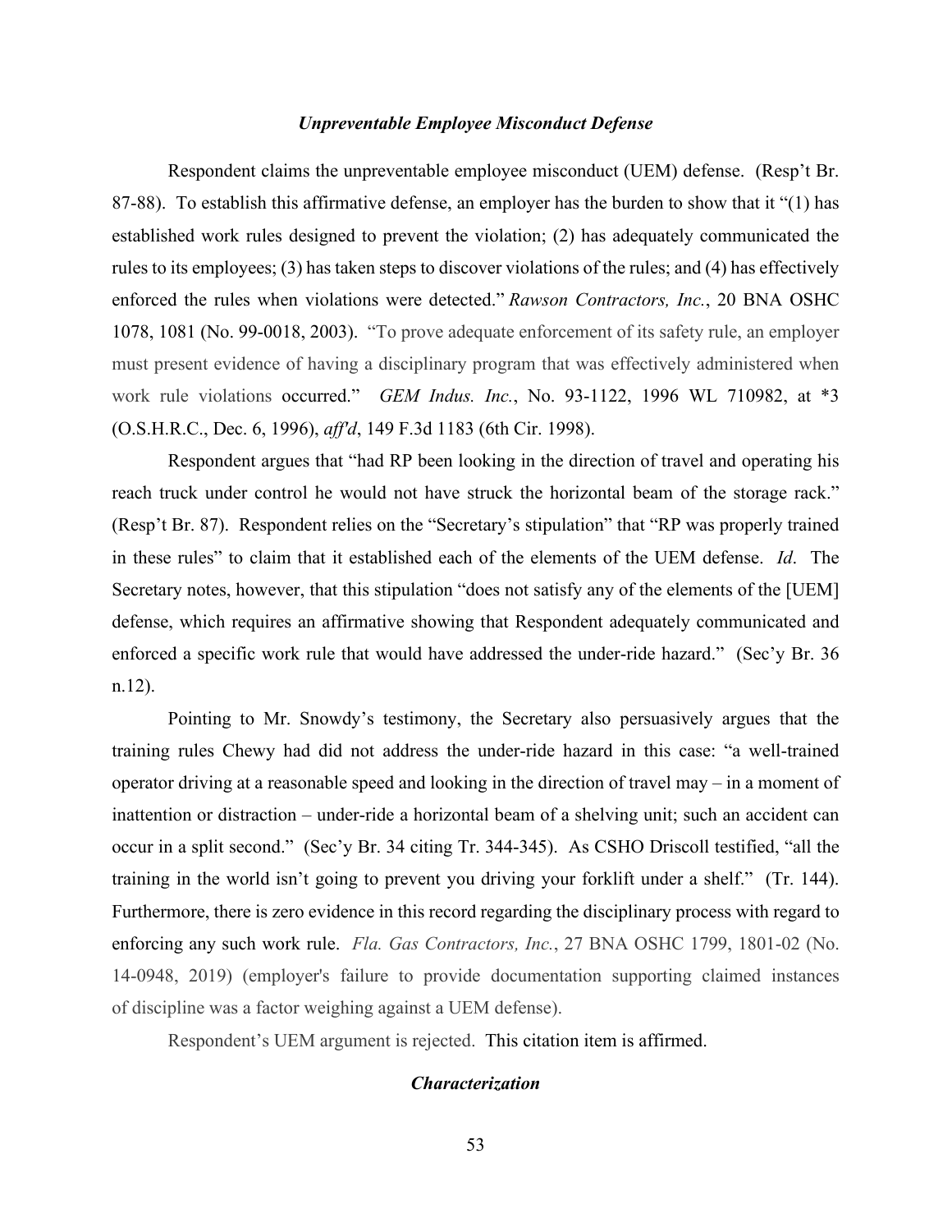### *Unpreventable Employee Misconduct Defense*

Respondent claims the unpreventable employee misconduct (UEM) defense. (Resp't Br. 87-88). To establish this affirmative defense, an employer has the burden to show that it "(1) has established work rules designed to prevent the violation; (2) has adequately communicated the rules to its employees; (3) has taken steps to discover violations of the rules; and (4) has effectively enforced the rules when violations were detected." *Rawson Contractors, Inc.*, 20 BNA OSHC 1078, 1081 (No. 99-0018, 2003). "To prove adequate enforcement of its safety rule, an employer must present evidence of having a disciplinary program that was effectively administered when work rule violations occurred." *GEM Indus. Inc.*, No. 93-1122, 1996 WL 710982, at *3 (O.S.H.R.C., Dec. 6, 1996), *aff'd*, 149 F.3d 1183 (6th Cir. 1998).

Respondent argues that "had RP been looking in the direction of travel and operating his reach truck under control he would not have struck the horizontal beam of the storage rack." (Resp't Br. 87). Respondent relies on the "Secretary's stipulation" that "RP was properly trained in these rules" to claim that it established each of the elements of the UEM defense. *Id*. The Secretary notes, however, that this stipulation "does not satisfy any of the elements of the [UEM] defense, which requires an affirmative showing that Respondent adequately communicated and enforced a specific work rule that would have addressed the under-ride hazard." (Sec'y Br. 36 n.12).

Pointing to Mr. Snowdy's testimony, the Secretary also persuasively argues that the training rules Chewy had did not address the under-ride hazard in this case: "a well-trained operator driving at a reasonable speed and looking in the direction of travel may – in a moment of inattention or distraction – under-ride a horizontal beam of a shelving unit; such an accident can occur in a split second." (Sec'y Br. 34 citing Tr. 344-345). As CSHO Driscoll testified, "all the training in the world isn't going to prevent you driving your forklift under a shelf." (Tr. 144). Furthermore, there is zero evidence in this record regarding the disciplinary process with regard to enforcing any such work rule. *Fla. Gas Contractors, Inc.*, 27 BNA OSHC 1799, 1801-02 (No. 14-0948, 2019) (employer's failure to provide documentation supporting claimed instances of discipline was a factor weighing against a UEM defense).

Respondent's UEM argument is rejected. This citation item is affirmed.

### *Characterization*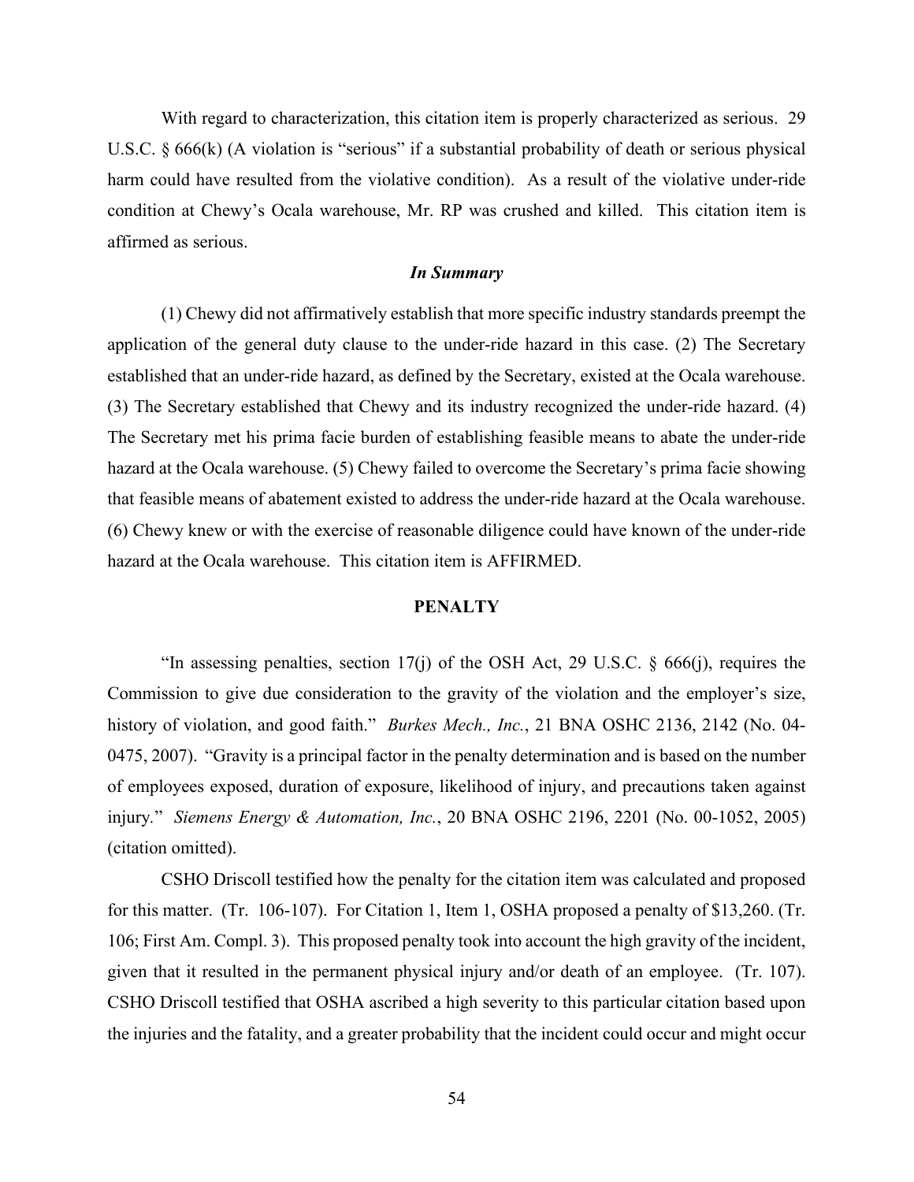With regard to characterization, this citation item is properly characterized as serious. 29 U.S.C. § 666(k) (A violation is "serious" if a substantial probability of death or serious physical harm could have resulted from the violative condition). As a result of the violative under-ride condition at Chewy's Ocala warehouse, Mr. RP was crushed and killed. This citation item is affirmed as serious.

### *In Summary*

(1) Chewy did not affirmatively establish that more specific industry standards preempt the application of the general duty clause to the under-ride hazard in this case. (2) The Secretary established that an under-ride hazard, as defined by the Secretary, existed at the Ocala warehouse. (3) The Secretary established that Chewy and its industry recognized the under-ride hazard. (4) The Secretary met his prima facie burden of establishing feasible means to abate the under-ride hazard at the Ocala warehouse. (5) Chewy failed to overcome the Secretary's prima facie showing that feasible means of abatement existed to address the under-ride hazard at the Ocala warehouse. (6) Chewy knew or with the exercise of reasonable diligence could have known of the under-ride hazard at the Ocala warehouse. This citation item is AFFIRMED.

## PENALTY

"In assessing penalties, section 17(j) of the OSH Act, 29 U.S.C. § 666(j), requires the Commission to give due consideration to the gravity of the violation and the employer's size, history of violation, and good faith." *Burkes Mech., Inc.*, 21 BNA OSHC 2136, 2142 (No. 04-0475, 2007). "Gravity is a principal factor in the penalty determination and is based on the number of employees exposed, duration of exposure, likelihood of injury, and precautions taken against injury." *Siemens Energy & Automation, Inc.*, 20 BNA OSHC 2196, 2201 (No. 00-1052, 2005) (citation omitted).

CSHO Driscoll testified how the penalty for the citation item was calculated and proposed for this matter. (Tr. 106-107). For Citation 1, Item 1, OSHA proposed a penalty of $13,260. (Tr. 106; First Am. Compl. 3). This proposed penalty took into account the high gravity of the incident, given that it resulted in the permanent physical injury and/or death of an employee. (Tr. 107). CSHO Driscoll testified that OSHA ascribed a high severity to this particular citation based upon the injuries and the fatality, and a greater probability that the incident could occur and might occur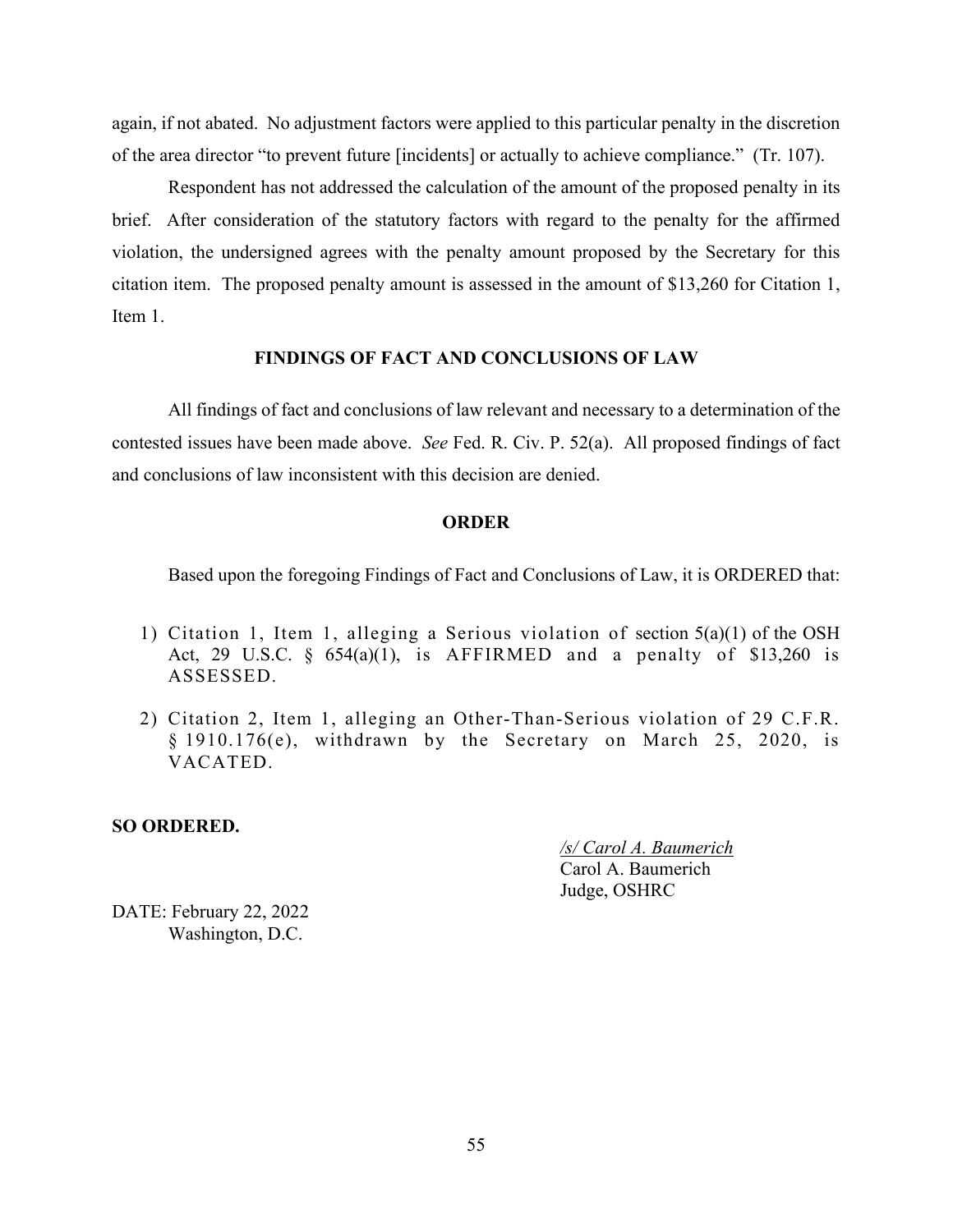again, if not abated. No adjustment factors were applied to this particular penalty in the discretion of the area director "to prevent future [incidents] or actually to achieve compliance." (Tr. 107).

Respondent has not addressed the calculation of the amount of the proposed penalty in its brief. After consideration of the statutory factors with regard to the penalty for the affirmed violation, the undersigned agrees with the penalty amount proposed by the Secretary for this citation item. The proposed penalty amount is assessed in the amount of $13,260 for Citation 1, Item 1.

## FINDINGS OF FACT AND CONCLUSIONS OF LAW

All findings of fact and conclusions of law relevant and necessary to a determination of the contested issues have been made above. *See* Fed. R. Civ. P. 52(a). All proposed findings of fact and conclusions of law inconsistent with this decision are denied.

## ORDER

Based upon the foregoing Findings of Fact and Conclusions of Law, it is ORDERED that:

1) Citation 1, Item 1, alleging a Serious violation of section 5(a)(1) of the OSH Act, 29 U.S.C. § 654(a)(1), is AFFIRMED and a penalty of $13,260 is ASSESSED.

2) Citation 2, Item 1, alleging an Other-Than-Serious violation of 29 C.F.R. § 1910.176(e), withdrawn by the Secretary on March 25, 2020, is VACATED.

**SO ORDERED.**

*/s/ Carol A. Baumerich*
Carol A. Baumerich
Judge, OSHRC

DATE: February 22, 2022
Washington, D.C.